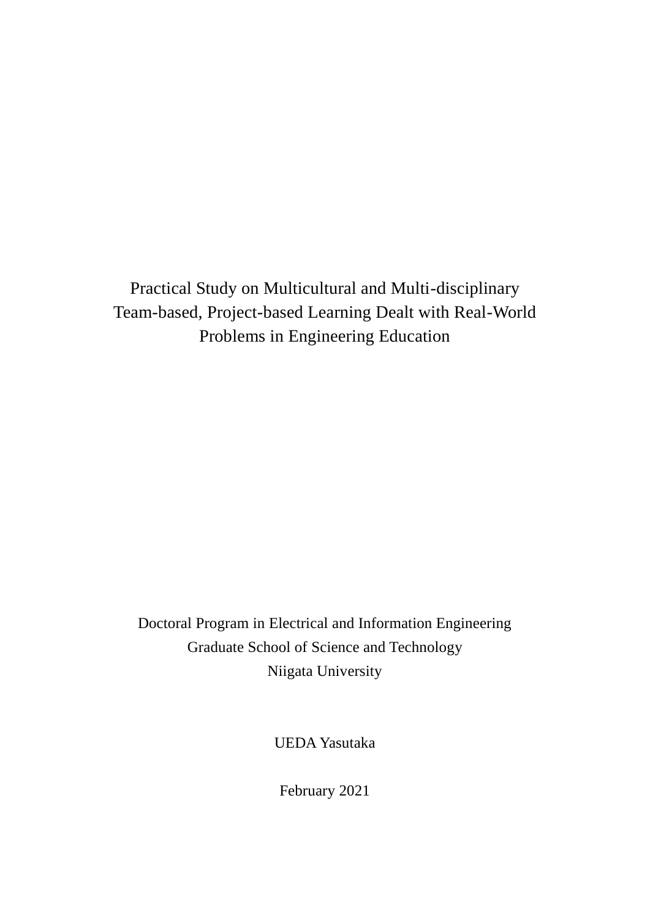# Practical Study on Multicultural and Multi-disciplinary Team-based, Project-based Learning Dealt with Real-World Problems in Engineering Education

Doctoral Program in Electrical and Information Engineering
Graduate School of Science and Technology
Niigata University

UEDA Yasutaka

February 2021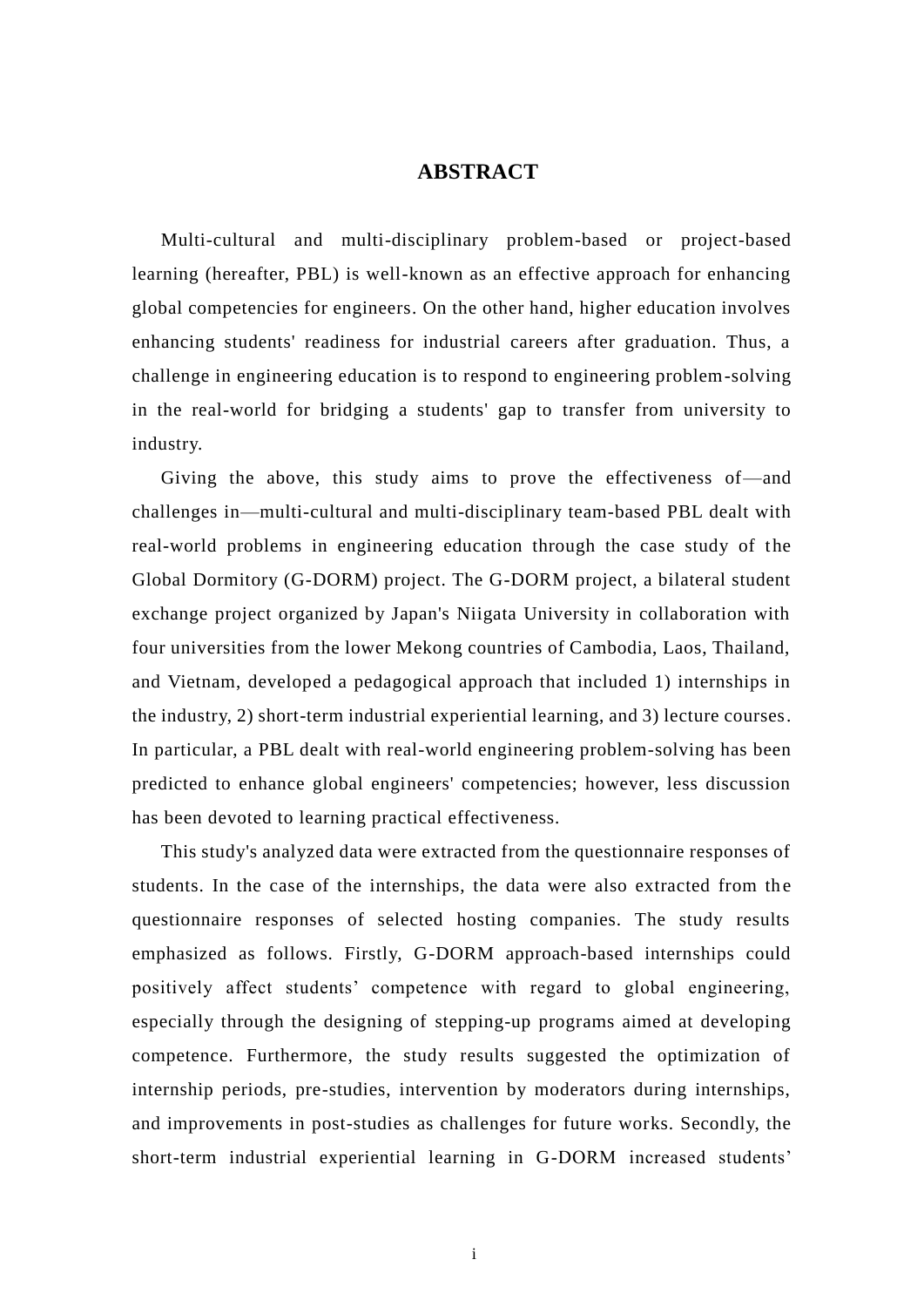# ABSTRACT

Multi-cultural and multi-disciplinary problem-based or project-based learning (hereafter, PBL) is well-known as an effective approach for enhancing global competencies for engineers. On the other hand, higher education involves enhancing students' readiness for industrial careers after graduation. Thus, a challenge in engineering education is to respond to engineering problem-solving in the real-world for bridging a students' gap to transfer from university to industry.

Giving the above, this study aims to prove the effectiveness of—and challenges in—multi-cultural and multi-disciplinary team-based PBL dealt with real-world problems in engineering education through the case study of the Global Dormitory (G-DORM) project. The G-DORM project, a bilateral student exchange project organized by Japan's Niigata University in collaboration with four universities from the lower Mekong countries of Cambodia, Laos, Thailand, and Vietnam, developed a pedagogical approach that included 1) internships in the industry, 2) short-term industrial experiential learning, and 3) lecture courses. In particular, a PBL dealt with real-world engineering problem-solving has been predicted to enhance global engineers' competencies; however, less discussion has been devoted to learning practical effectiveness.

This study's analyzed data were extracted from the questionnaire responses of students. In the case of the internships, the data were also extracted from the questionnaire responses of selected hosting companies. The study results emphasized as follows. Firstly, G-DORM approach-based internships could positively affect students' competence with regard to global engineering, especially through the designing of stepping-up programs aimed at developing competence. Furthermore, the study results suggested the optimization of internship periods, pre-studies, intervention by moderators during internships, and improvements in post-studies as challenges for future works. Secondly, the short-term industrial experiential learning in G-DORM increased students'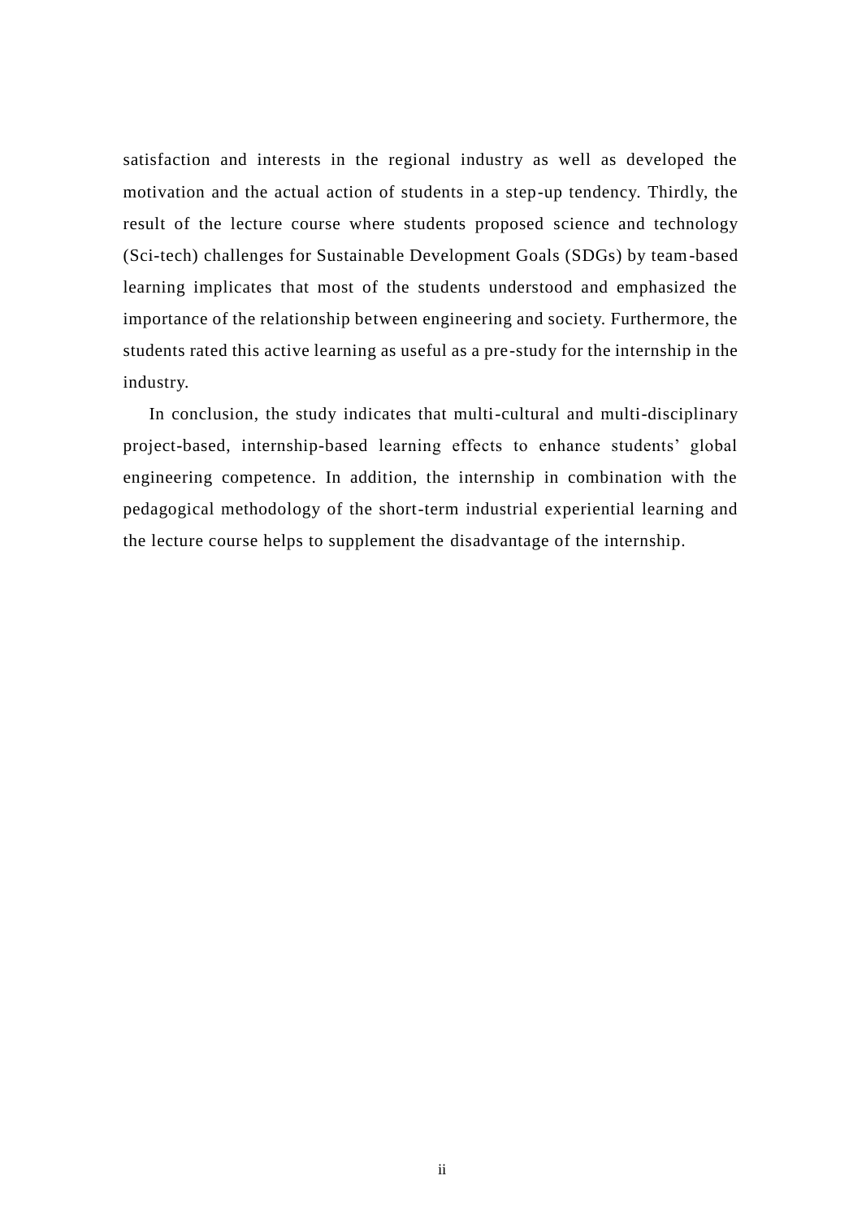satisfaction and interests in the regional industry as well as developed the motivation and the actual action of students in a step-up tendency. Thirdly, the result of the lecture course where students proposed science and technology (Sci-tech) challenges for Sustainable Development Goals (SDGs) by team-based learning implicates that most of the students understood and emphasized the importance of the relationship between engineering and society. Furthermore, the students rated this active learning as useful as a pre-study for the internship in the industry.

In conclusion, the study indicates that multi-cultural and multi-disciplinary project-based, internship-based learning effects to enhance students' global engineering competence. In addition, the internship in combination with the pedagogical methodology of the short-term industrial experiential learning and the lecture course helps to supplement the disadvantage of the internship.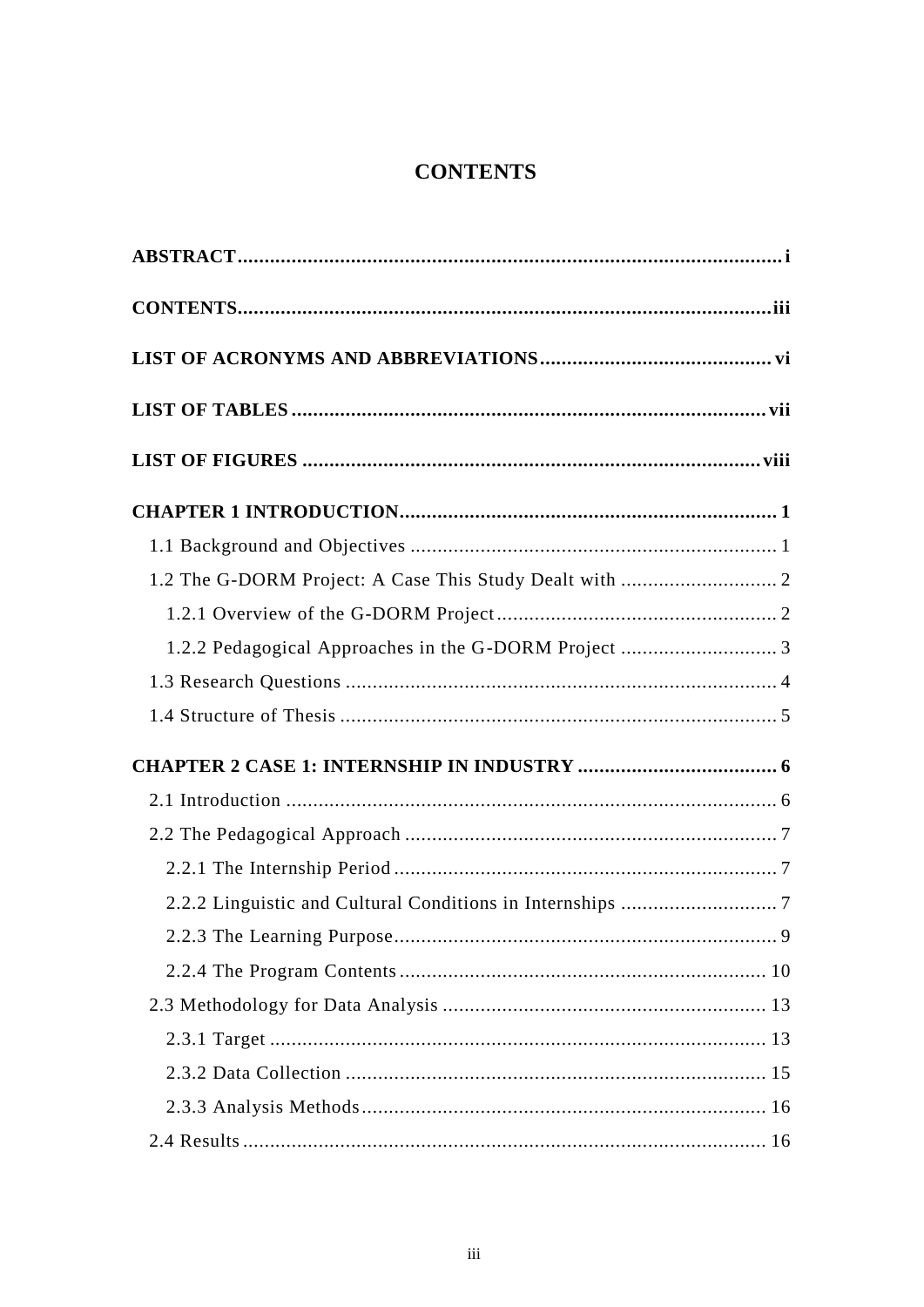# CONTENTS

**ABSTRACT** .................................................................................................... **i**

**CONTENTS** .................................................................................................. **iii**

**LIST OF ACRONYMS AND ABBREVIATIONS** ........................................... **vi**

**LIST OF TABLES** ........................................................................................ **vii**

**LIST OF FIGURES** ..................................................................................... **viii**

**CHAPTER 1 INTRODUCTION** ...................................................................... **1**

1.1 Background and Objectives .................................................................... 1

1.2 The G-DORM Project: A Case This Study Dealt with ............................. 2

1.2.1 Overview of the G-DORM Project .................................................... 2

1.2.2 Pedagogical Approaches in the G-DORM Project ............................. 3

1.3 Research Questions ................................................................................ 4

1.4 Structure of Thesis ................................................................................. 5

**CHAPTER 2 CASE 1: INTERNSHIP IN INDUSTRY** ..................................... **6**

2.1 Introduction ........................................................................................... 6

2.2 The Pedagogical Approach ..................................................................... 7

2.2.1 The Internship Period ...................................................................... 7

2.2.2 Linguistic and Cultural Conditions in Internships ............................. 7

2.2.3 The Learning Purpose ....................................................................... 9

2.2.4 The Program Contents .................................................................... 10

2.3 Methodology for Data Analysis ............................................................ 13

2.3.1 Target ............................................................................................ 13

2.3.2 Data Collection .............................................................................. 15

2.3.3 Analysis Methods ........................................................................... 16

2.4 Results ................................................................................................. 16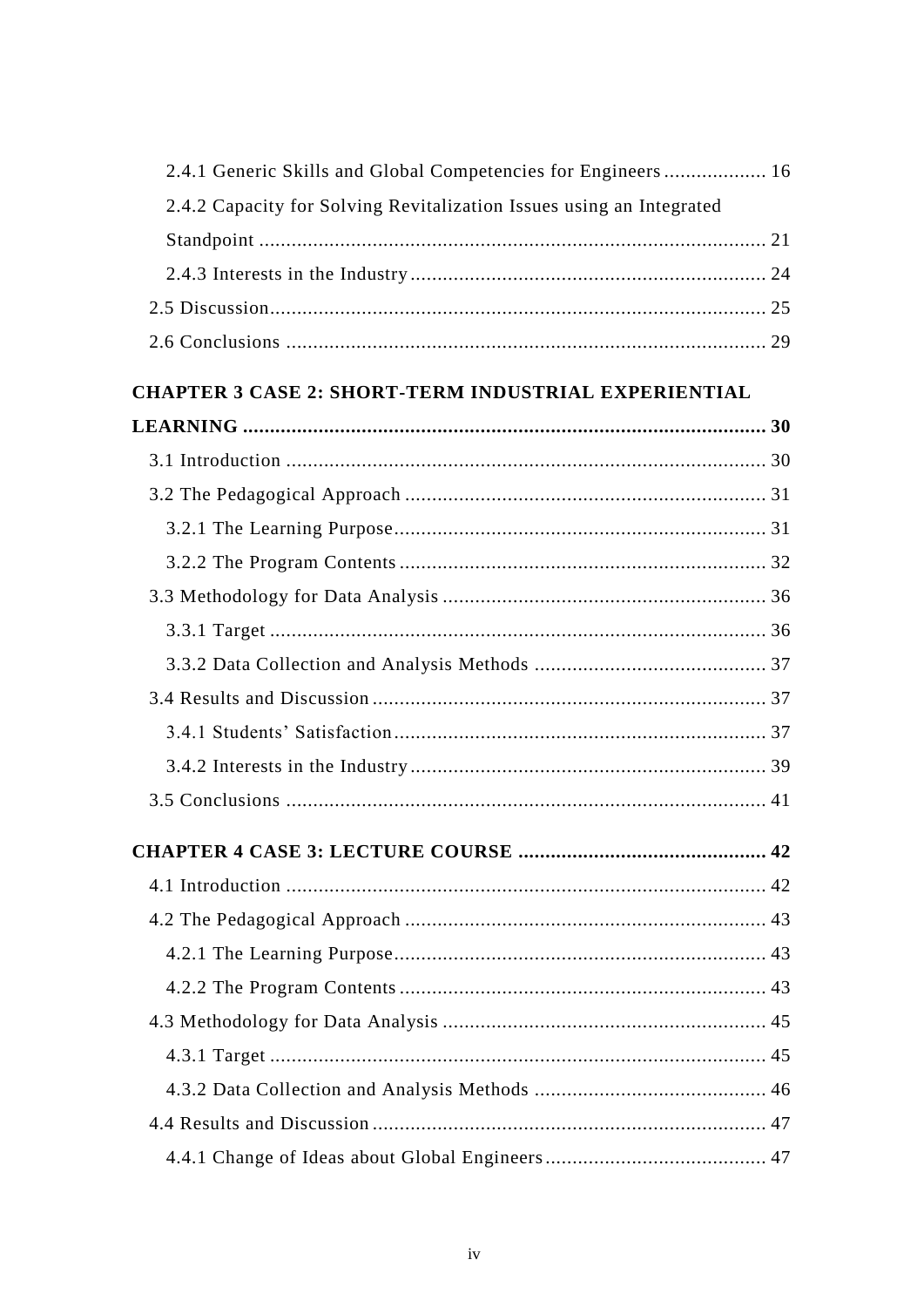2.4.1 Generic Skills and Global Competencies for Engineers ................... 16

2.4.2 Capacity for Solving Revitalization Issues using an Integrated Standpoint .......................................................................................... 21

2.4.3 Interests in the Industry ................................................................. 24

2.5 Discussion ............................................................................................ 25

2.6 Conclusions ......................................................................................... 29

**CHAPTER 3 CASE 2: SHORT-TERM INDUSTRIAL EXPERIENTIAL LEARNING ................................................................................................ 30**

3.1 Introduction ......................................................................................... 30

3.2 The Pedagogical Approach ................................................................... 31

3.2.1 The Learning Purpose ..................................................................... 31

3.2.2 The Program Contents .................................................................... 32

3.3 Methodology for Data Analysis ............................................................ 36

3.3.1 Target ............................................................................................. 36

3.3.2 Data Collection and Analysis Methods ........................................... 37

3.4 Results and Discussion ......................................................................... 37

3.4.1 Students' Satisfaction ..................................................................... 37

3.4.2 Interests in the Industry ................................................................. 39

3.5 Conclusions ......................................................................................... 41

**CHAPTER 4 CASE 3: LECTURE COURSE .............................................. 42**

4.1 Introduction ......................................................................................... 42

4.2 The Pedagogical Approach ................................................................... 43

4.2.1 The Learning Purpose ..................................................................... 43

4.2.2 The Program Contents .................................................................... 43

4.3 Methodology for Data Analysis ............................................................ 45

4.3.1 Target ............................................................................................. 45

4.3.2 Data Collection and Analysis Methods ........................................... 46

4.4 Results and Discussion ......................................................................... 47

4.4.1 Change of Ideas about Global Engineers ......................................... 47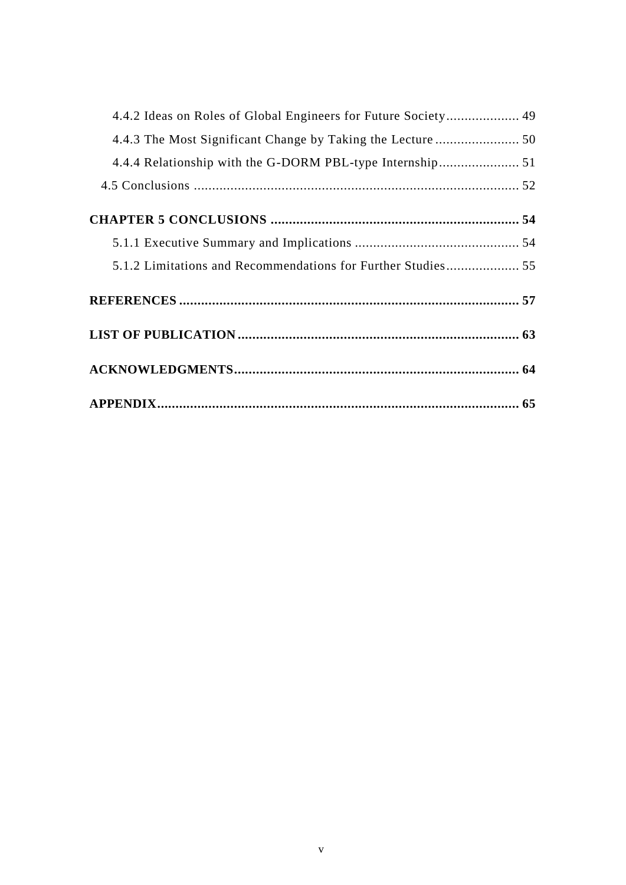4.4.2 Ideas on Roles of Global Engineers for Future Society .................... 49

4.4.3 The Most Significant Change by Taking the Lecture ....................... 50

4.4.4 Relationship with the G-DORM PBL-type Internship...................... 51

4.5 Conclusions ........................................................................................ 52

**CHAPTER 5 CONCLUSIONS .................................................................... 54**

5.1.1 Executive Summary and Implications ............................................. 54

5.1.2 Limitations and Recommendations for Further Studies.................... 55

**REFERENCES ............................................................................................. 57**

**LIST OF PUBLICATION ............................................................................. 63**

**ACKNOWLEDGMENTS.............................................................................. 64**

**APPENDIX................................................................................................... 65**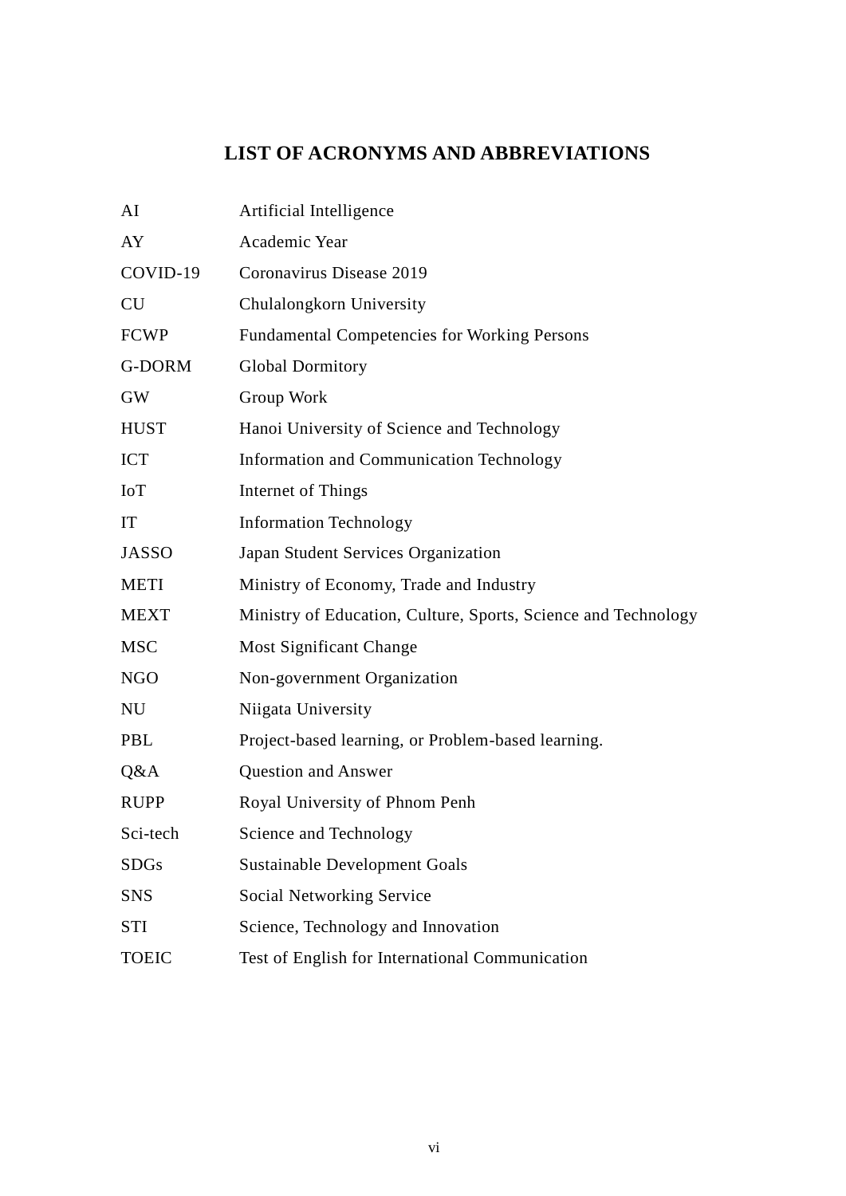## LIST OF ACRONYMS AND ABBREVIATIONS

| | |
|---|---|
| AI | Artificial Intelligence |
| AY | Academic Year |
| COVID-19 | Coronavirus Disease 2019 |
| CU | Chulalongkorn University |
| FCWP | Fundamental Competencies for Working Persons |
| G-DORM | Global Dormitory |
| GW | Group Work |
| HUST | Hanoi University of Science and Technology |
| ICT | Information and Communication Technology |
| IoT | Internet of Things |
| IT | Information Technology |
| JASSO | Japan Student Services Organization |
| METI | Ministry of Economy, Trade and Industry |
| MEXT | Ministry of Education, Culture, Sports, Science and Technology |
| MSC | Most Significant Change |
| NGO | Non-government Organization |
| NU | Niigata University |
| PBL | Project-based learning, or Problem-based learning. |
| Q&A | Question and Answer |
| RUPP | Royal University of Phnom Penh |
| Sci-tech | Science and Technology |
| SDGs | Sustainable Development Goals |
| SNS | Social Networking Service |
| STI | Science, Technology and Innovation |
| TOEIC | Test of English for International Communication |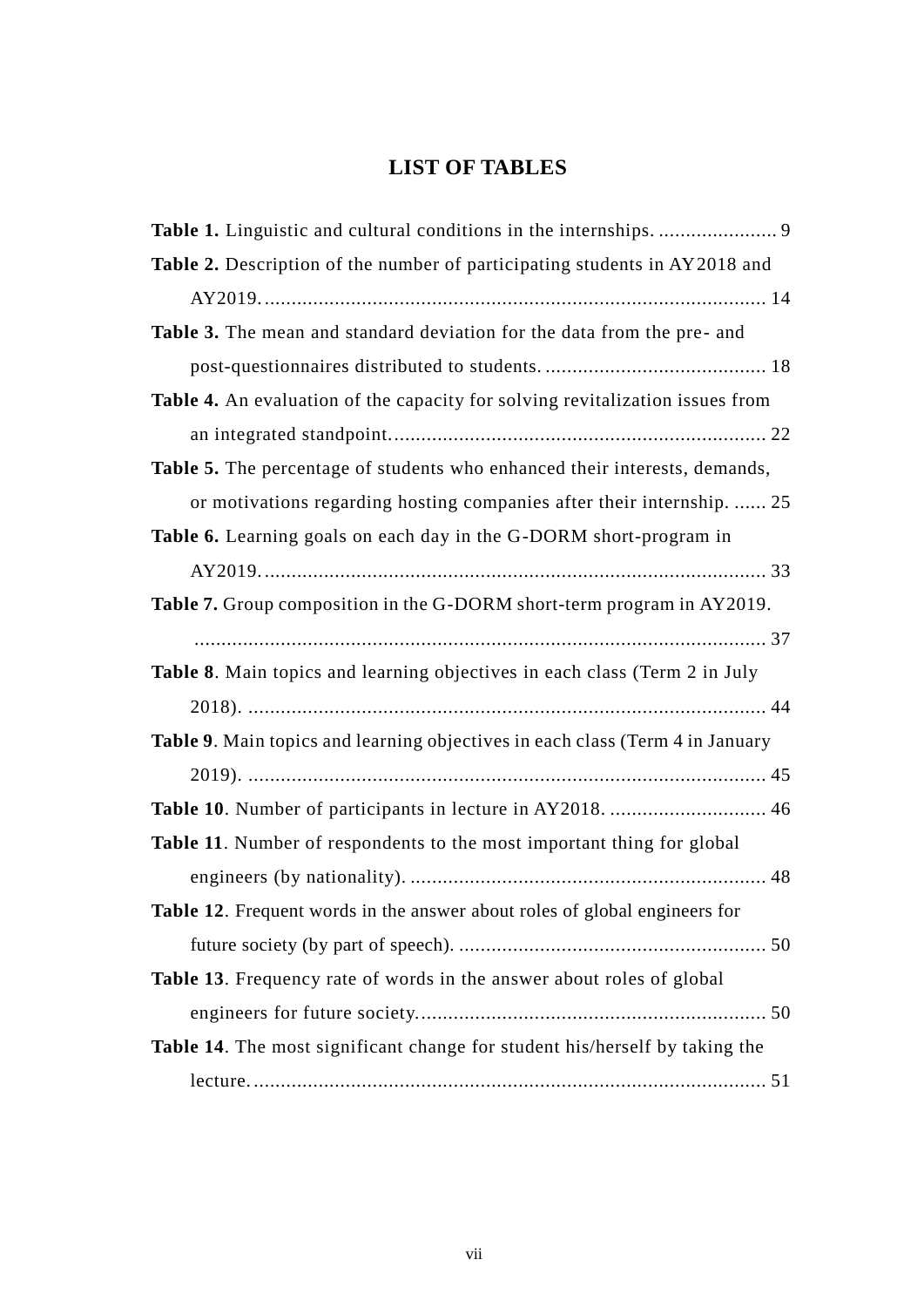# LIST OF TABLES

**Table 1.** Linguistic and cultural conditions in the internships. ...................... 9

**Table 2.** Description of the number of participating students in AY2018 and AY2019. ............................................................................................ 14

**Table 3.** The mean and standard deviation for the data from the pre- and post-questionnaires distributed to students. ......................................... 18

**Table 4.** An evaluation of the capacity for solving revitalization issues from an integrated standpoint...................................................................... 22

**Table 5.** The percentage of students who enhanced their interests, demands, or motivations regarding hosting companies after their internship. ...... 25

**Table 6.** Learning goals on each day in the G-DORM short-program in AY2019. ............................................................................................ 33

**Table 7.** Group composition in the G-DORM short-term program in AY2019. .......................................................................................................... 37

**Table 8**. Main topics and learning objectives in each class (Term 2 in July 2018). ................................................................................................ 44

**Table 9**. Main topics and learning objectives in each class (Term 4 in January 2019). ................................................................................................ 45

**Table 10**. Number of participants in lecture in AY2018. ............................. 46

**Table 11**. Number of respondents to the most important thing for global engineers (by nationality). .................................................................. 48

**Table 12**. Frequent words in the answer about roles of global engineers for future society (by part of speech). ......................................................... 50

**Table 13**. Frequency rate of words in the answer about roles of global engineers for future society................................................................. 50

**Table 14**. The most significant change for student his/herself by taking the lecture................................................................................................ 51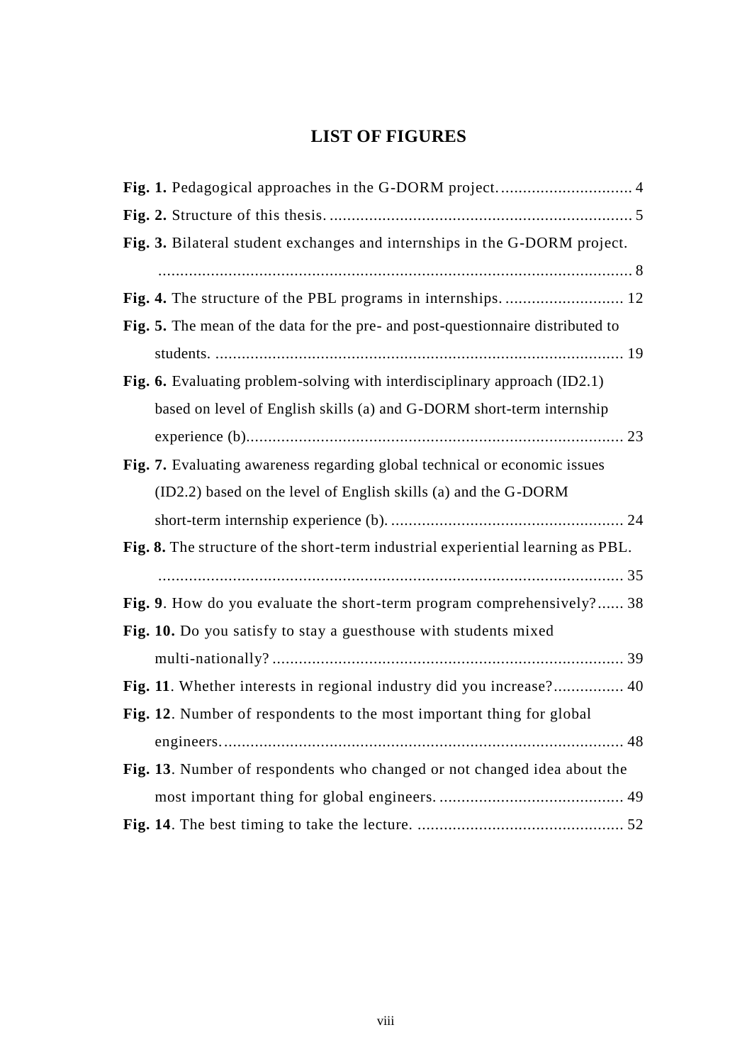# LIST OF FIGURES

**Fig. 1.** Pedagogical approaches in the G-DORM project. .............................. 4

**Fig. 2.** Structure of this thesis. ...................................................................... 5

**Fig. 3.** Bilateral student exchanges and internships in the G-DORM project. ............................................................................................................. 8

**Fig. 4.** The structure of the PBL programs in internships. ........................... 12

**Fig. 5.** The mean of the data for the pre- and post-questionnaire distributed to students. ............................................................................................. 19

**Fig. 6.** Evaluating problem-solving with interdisciplinary approach (ID2.1) based on level of English skills (a) and G-DORM short-term internship experience (b)...................................................................................... 23

**Fig. 7.** Evaluating awareness regarding global technical or economic issues (ID2.2) based on the level of English skills (a) and the G-DORM short-term internship experience (b). ..................................................... 24

**Fig. 8.** The structure of the short-term industrial experiential learning as PBL. .......................................................................................................... 35

**Fig. 9**. How do you evaluate the short-term program comprehensively?...... 38

**Fig. 10.** Do you satisfy to stay a guesthouse with students mixed multi-nationally? ................................................................................. 39

**Fig. 11**. Whether interests in regional industry did you increase?................ 40

**Fig. 12**. Number of respondents to the most important thing for global engineers. ............................................................................................ 48

**Fig. 13**. Number of respondents who changed or not changed idea about the most important thing for global engineers. .......................................... 49

**Fig. 14**. The best timing to take the lecture. ............................................... 52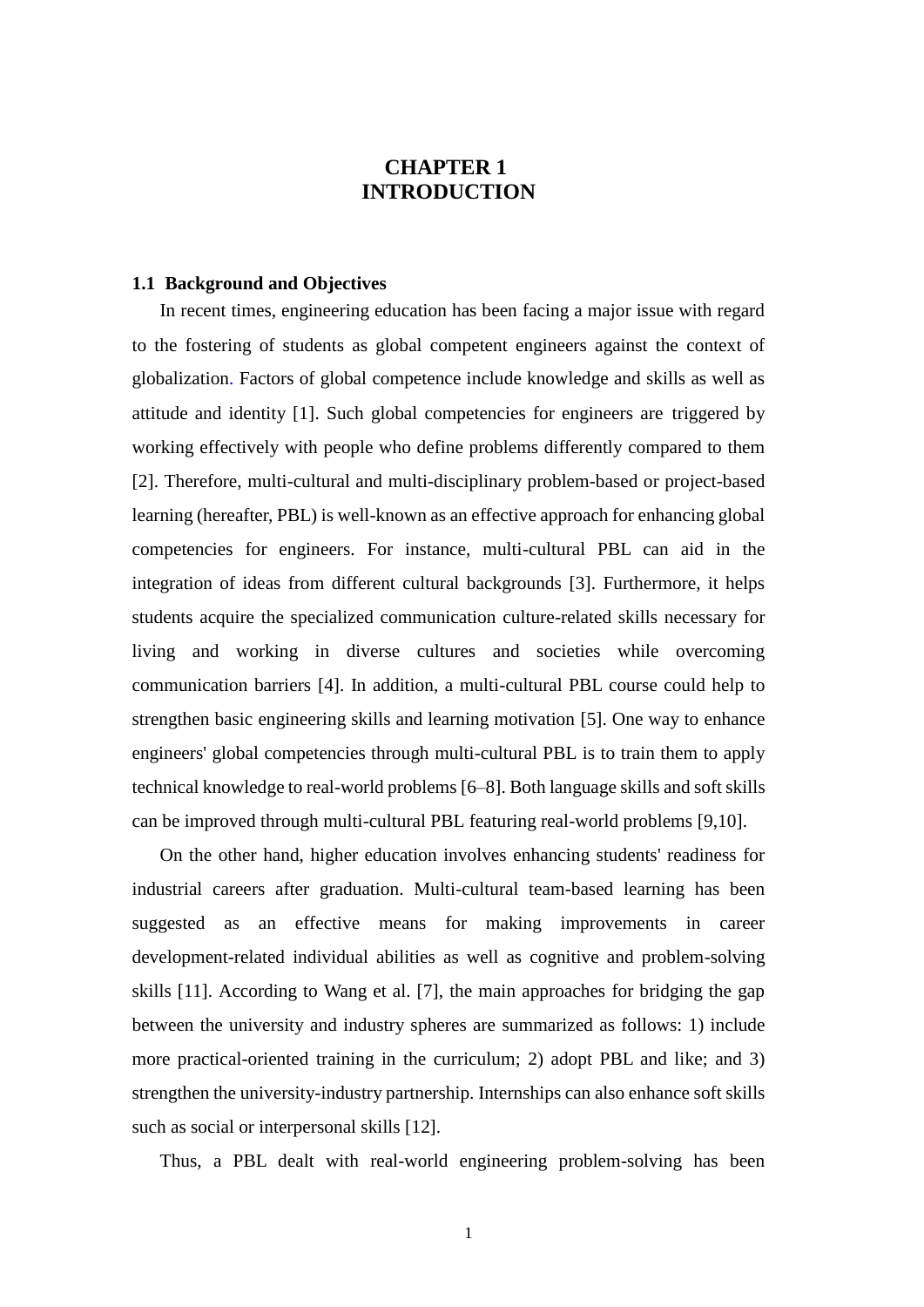# CHAPTER 1
# INTRODUCTION

## 1.1 Background and Objectives

In recent times, engineering education has been facing a major issue with regard to the fostering of students as global competent engineers against the context of globalization. Factors of global competence include knowledge and skills as well as attitude and identity [1]. Such global competencies for engineers are triggered by working effectively with people who define problems differently compared to them [2]. Therefore, multi-cultural and multi-disciplinary problem-based or project-based learning (hereafter, PBL) is well-known as an effective approach for enhancing global competencies for engineers. For instance, multi-cultural PBL can aid in the integration of ideas from different cultural backgrounds [3]. Furthermore, it helps students acquire the specialized communication culture-related skills necessary for living and working in diverse cultures and societies while overcoming communication barriers [4]. In addition, a multi-cultural PBL course could help to strengthen basic engineering skills and learning motivation [5]. One way to enhance engineers' global competencies through multi-cultural PBL is to train them to apply technical knowledge to real-world problems [6–8]. Both language skills and soft skills can be improved through multi-cultural PBL featuring real-world problems [9,10].

On the other hand, higher education involves enhancing students' readiness for industrial careers after graduation. Multi-cultural team-based learning has been suggested as an effective means for making improvements in career development-related individual abilities as well as cognitive and problem-solving skills [11]. According to Wang et al. [7], the main approaches for bridging the gap between the university and industry spheres are summarized as follows: 1) include more practical-oriented training in the curriculum; 2) adopt PBL and like; and 3) strengthen the university-industry partnership. Internships can also enhance soft skills such as social or interpersonal skills [12].

Thus, a PBL dealt with real-world engineering problem-solving has been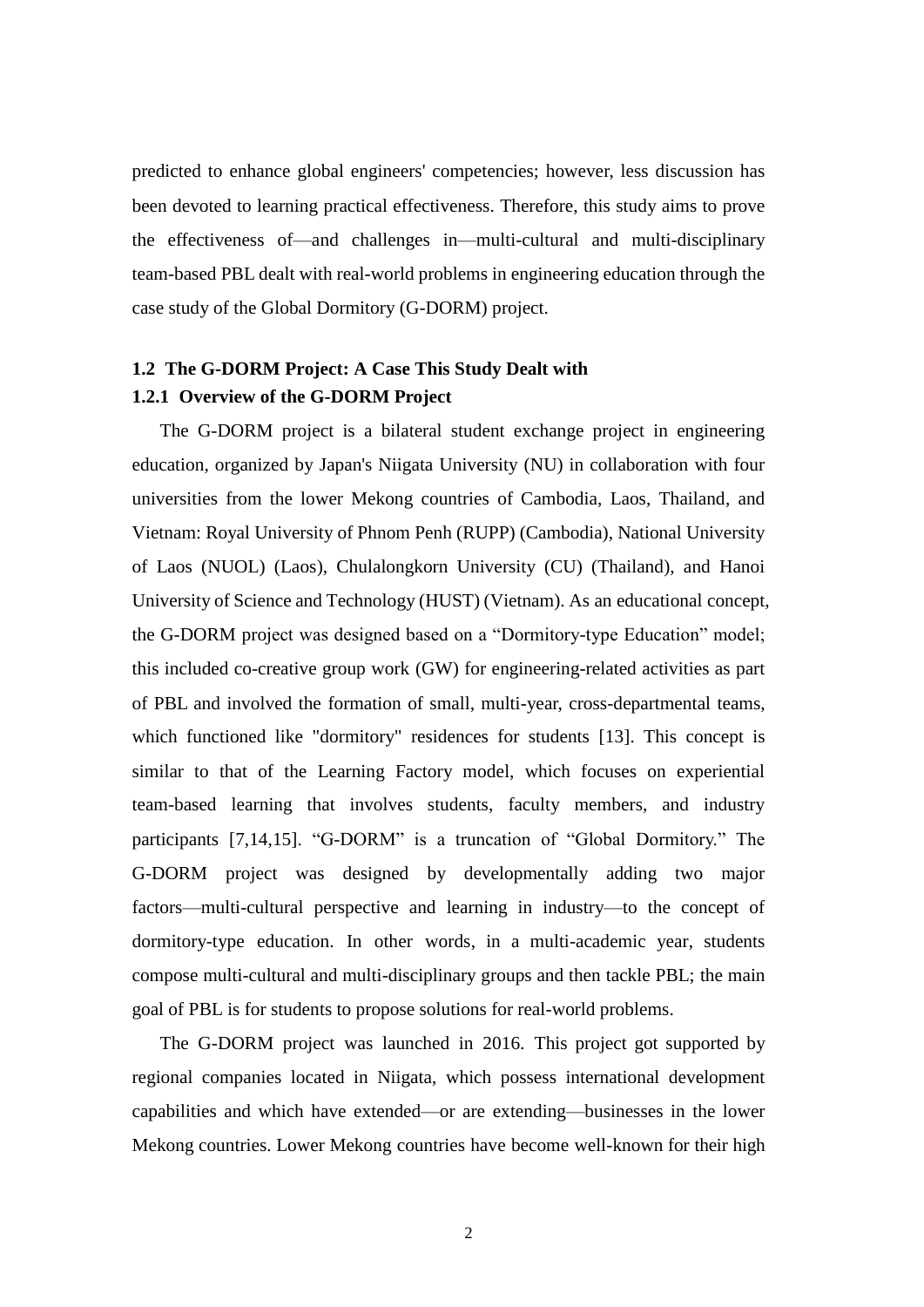predicted to enhance global engineers' competencies; however, less discussion has been devoted to learning practical effectiveness. Therefore, this study aims to prove the effectiveness of—and challenges in—multi-cultural and multi-disciplinary team-based PBL dealt with real-world problems in engineering education through the case study of the Global Dormitory (G-DORM) project.

### 1.2 The G-DORM Project: A Case This Study Dealt with

#### 1.2.1 Overview of the G-DORM Project

The G-DORM project is a bilateral student exchange project in engineering education, organized by Japan's Niigata University (NU) in collaboration with four universities from the lower Mekong countries of Cambodia, Laos, Thailand, and Vietnam: Royal University of Phnom Penh (RUPP) (Cambodia), National University of Laos (NUOL) (Laos), Chulalongkorn University (CU) (Thailand), and Hanoi University of Science and Technology (HUST) (Vietnam). As an educational concept, the G-DORM project was designed based on a "Dormitory-type Education" model; this included co-creative group work (GW) for engineering-related activities as part of PBL and involved the formation of small, multi-year, cross-departmental teams, which functioned like "dormitory" residences for students [13]. This concept is similar to that of the Learning Factory model, which focuses on experiential team-based learning that involves students, faculty members, and industry participants [7,14,15]. "G-DORM" is a truncation of "Global Dormitory." The G-DORM project was designed by developmentally adding two major factors—multi-cultural perspective and learning in industry—to the concept of dormitory-type education. In other words, in a multi-academic year, students compose multi-cultural and multi-disciplinary groups and then tackle PBL; the main goal of PBL is for students to propose solutions for real-world problems.

The G-DORM project was launched in 2016. This project got supported by regional companies located in Niigata, which possess international development capabilities and which have extended—or are extending—businesses in the lower Mekong countries. Lower Mekong countries have become well-known for their high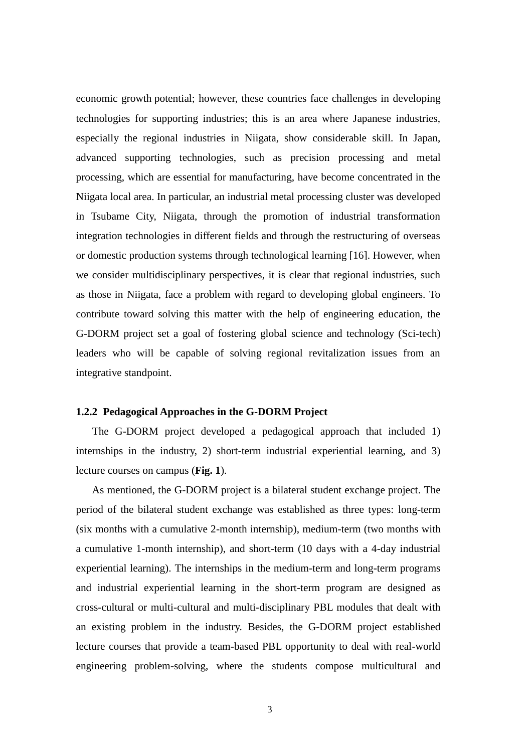economic growth potential; however, these countries face challenges in developing technologies for supporting industries; this is an area where Japanese industries, especially the regional industries in Niigata, show considerable skill. In Japan, advanced supporting technologies, such as precision processing and metal processing, which are essential for manufacturing, have become concentrated in the Niigata local area. In particular, an industrial metal processing cluster was developed in Tsubame City, Niigata, through the promotion of industrial transformation integration technologies in different fields and through the restructuring of overseas or domestic production systems through technological learning [16]. However, when we consider multidisciplinary perspectives, it is clear that regional industries, such as those in Niigata, face a problem with regard to developing global engineers. To contribute toward solving this matter with the help of engineering education, the G-DORM project set a goal of fostering global science and technology (Sci-tech) leaders who will be capable of solving regional revitalization issues from an integrative standpoint.

### 1.2.2 Pedagogical Approaches in the G-DORM Project

The G-DORM project developed a pedagogical approach that included 1) internships in the industry, 2) short-term industrial experiential learning, and 3) lecture courses on campus (**Fig. 1**).

As mentioned, the G-DORM project is a bilateral student exchange project. The period of the bilateral student exchange was established as three types: long-term (six months with a cumulative 2-month internship), medium-term (two months with a cumulative 1-month internship), and short-term (10 days with a 4-day industrial experiential learning). The internships in the medium-term and long-term programs and industrial experiential learning in the short-term program are designed as cross-cultural or multi-cultural and multi-disciplinary PBL modules that dealt with an existing problem in the industry. Besides, the G-DORM project established lecture courses that provide a team-based PBL opportunity to deal with real-world engineering problem-solving, where the students compose multicultural and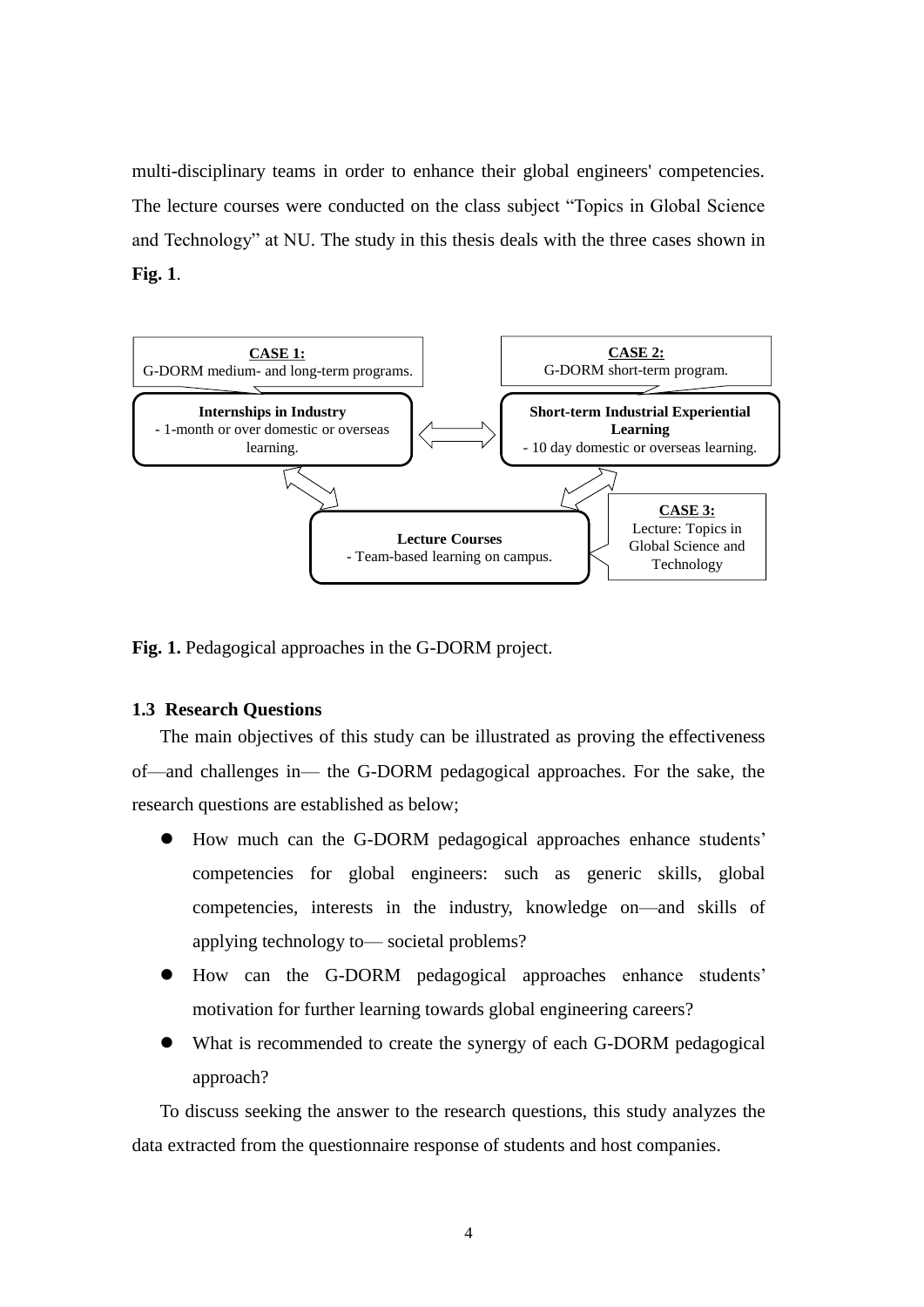multi-disciplinary teams in order to enhance their global engineers' competencies. The lecture courses were conducted on the class subject "Topics in Global Science and Technology" at NU. The study in this thesis deals with the three cases shown in **Fig. 1**.

**CASE 1:**
G-DORM medium- and long-term programs.

**Internships in Industry**
- 1-month or over domestic or overseas learning.

**CASE 2:**
G-DORM short-term program.

**Short-term Industrial Experiential Learning**
- 10 day domestic or overseas learning.

**Lecture Courses**
- Team-based learning on campus.

**CASE 3:**
Lecture: Topics in Global Science and Technology

**Fig. 1.** Pedagogical approaches in the G-DORM project.

### 1.3 Research Questions

The main objectives of this study can be illustrated as proving the effectiveness of—and challenges in— the G-DORM pedagogical approaches. For the sake, the research questions are established as below;

- How much can the G-DORM pedagogical approaches enhance students' competencies for global engineers: such as generic skills, global competencies, interests in the industry, knowledge on—and skills of applying technology to— societal problems?
- How can the G-DORM pedagogical approaches enhance students' motivation for further learning towards global engineering careers?
- What is recommended to create the synergy of each G-DORM pedagogical approach?

To discuss seeking the answer to the research questions, this study analyzes the data extracted from the questionnaire response of students and host companies.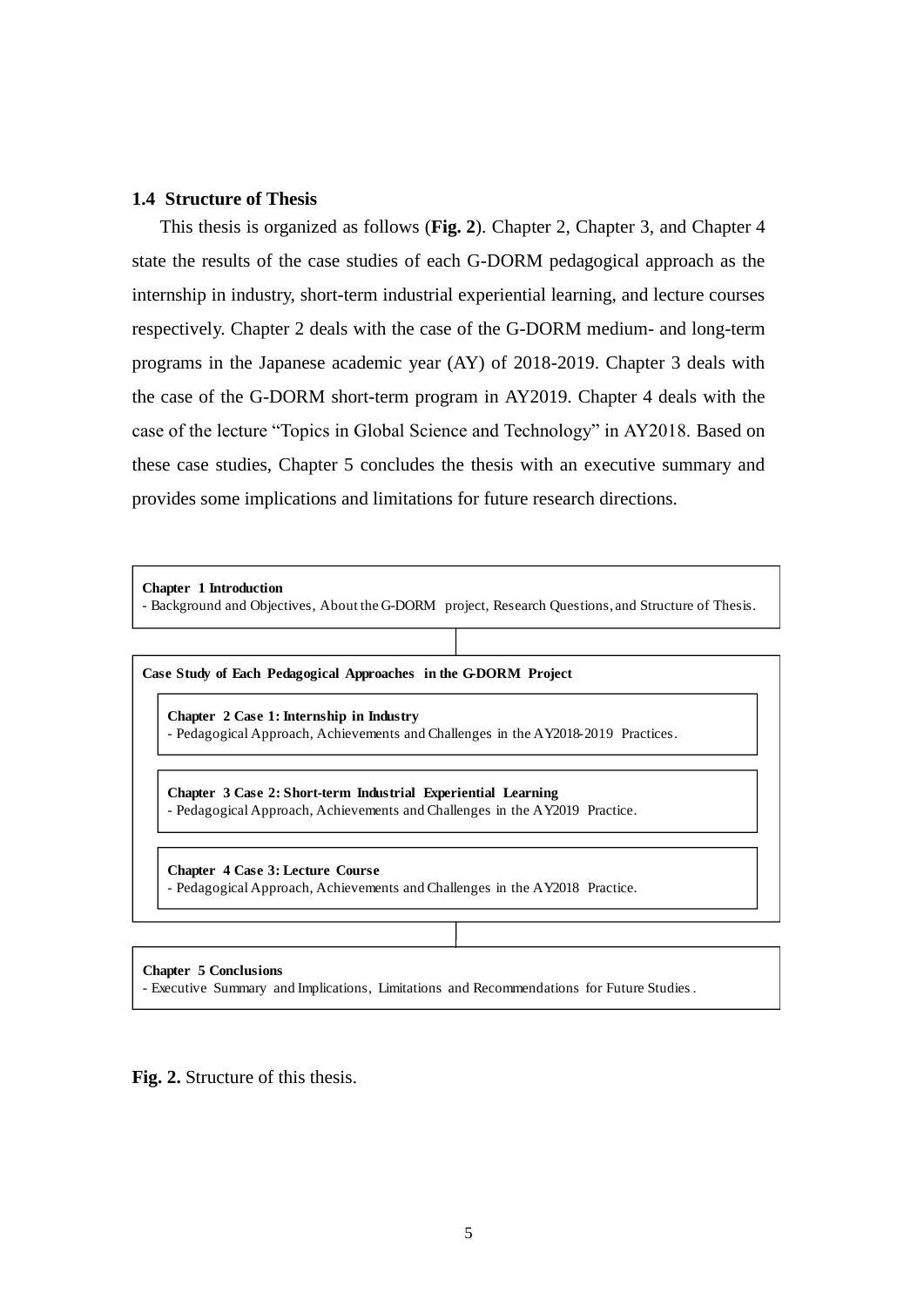### 1.4 Structure of Thesis

This thesis is organized as follows (**Fig. 2**). Chapter 2, Chapter 3, and Chapter 4 state the results of the case studies of each G-DORM pedagogical approach as the internship in industry, short-term industrial experiential learning, and lecture courses respectively. Chapter 2 deals with the case of the G-DORM medium- and long-term programs in the Japanese academic year (AY) of 2018-2019. Chapter 3 deals with the case of the G-DORM short-term program in AY2019. Chapter 4 deals with the case of the lecture "Topics in Global Science and Technology" in AY2018. Based on these case studies, Chapter 5 concludes the thesis with an executive summary and provides some implications and limitations for future research directions.

**Chapter 1 Introduction**
- Background and Objectives, About the G-DORM project, Research Questions, and Structure of Thesis.

**Case Study of Each Pedagogical Approaches in the G-DORM Project**

**Chapter 2 Case 1: Internship in Industry**
- Pedagogical Approach, Achievements and Challenges in the AY2018-2019 Practices.

**Chapter 3 Case 2: Short-term Industrial Experiential Learning**
- Pedagogical Approach, Achievements and Challenges in the AY2019 Practice.

**Chapter 4 Case 3: Lecture Course**
- Pedagogical Approach, Achievements and Challenges in the AY2018 Practice.

**Chapter 5 Conclusions**
- Executive Summary and Implications, Limitations and Recommendations for Future Studies.

**Fig. 2.** Structure of this thesis.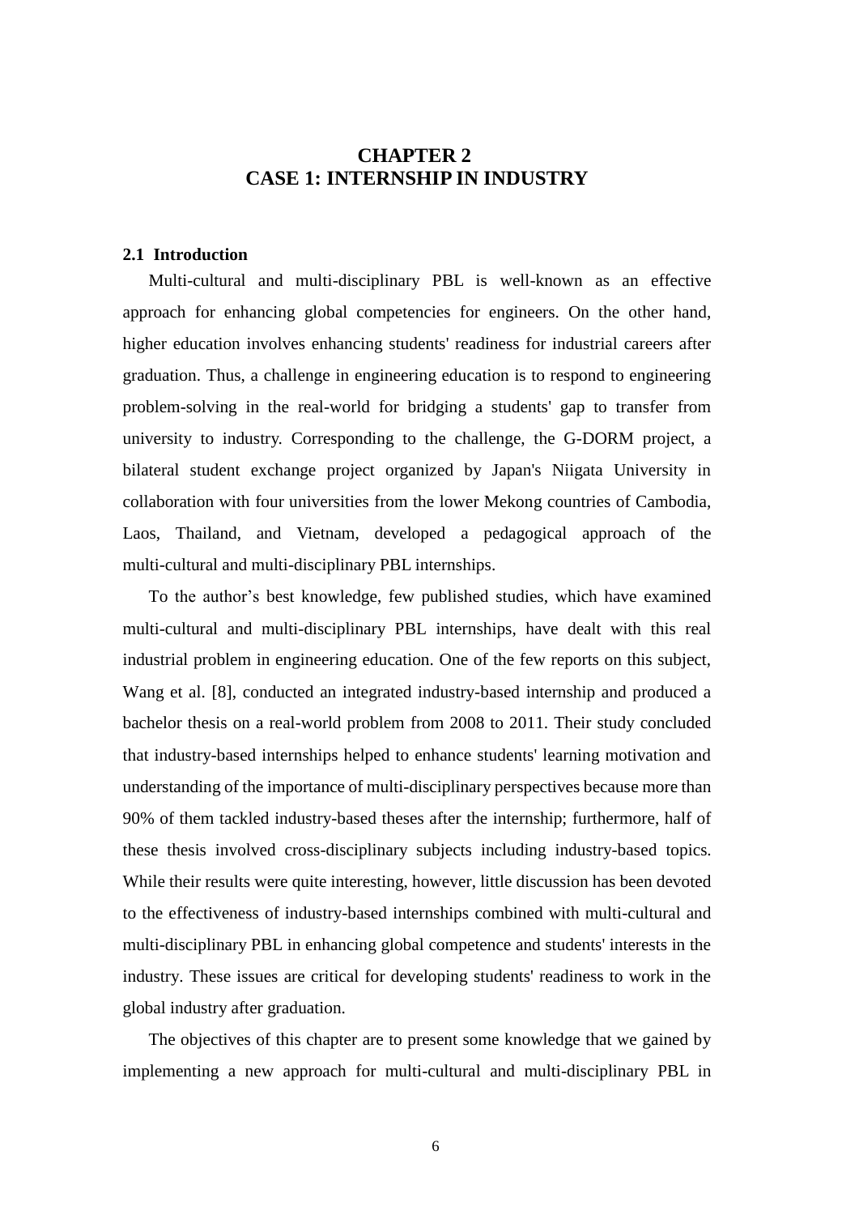# CHAPTER 2
# CASE 1: INTERNSHIP IN INDUSTRY

## 2.1 Introduction

Multi-cultural and multi-disciplinary PBL is well-known as an effective approach for enhancing global competencies for engineers. On the other hand, higher education involves enhancing students' readiness for industrial careers after graduation. Thus, a challenge in engineering education is to respond to engineering problem-solving in the real-world for bridging a students' gap to transfer from university to industry. Corresponding to the challenge, the G-DORM project, a bilateral student exchange project organized by Japan's Niigata University in collaboration with four universities from the lower Mekong countries of Cambodia, Laos, Thailand, and Vietnam, developed a pedagogical approach of the multi-cultural and multi-disciplinary PBL internships.

To the author's best knowledge, few published studies, which have examined multi-cultural and multi-disciplinary PBL internships, have dealt with this real industrial problem in engineering education. One of the few reports on this subject, Wang et al. [8], conducted an integrated industry-based internship and produced a bachelor thesis on a real-world problem from 2008 to 2011. Their study concluded that industry-based internships helped to enhance students' learning motivation and understanding of the importance of multi-disciplinary perspectives because more than 90% of them tackled industry-based theses after the internship; furthermore, half of these thesis involved cross-disciplinary subjects including industry-based topics. While their results were quite interesting, however, little discussion has been devoted to the effectiveness of industry-based internships combined with multi-cultural and multi-disciplinary PBL in enhancing global competence and students' interests in the industry. These issues are critical for developing students' readiness to work in the global industry after graduation.

The objectives of this chapter are to present some knowledge that we gained by implementing a new approach for multi-cultural and multi-disciplinary PBL in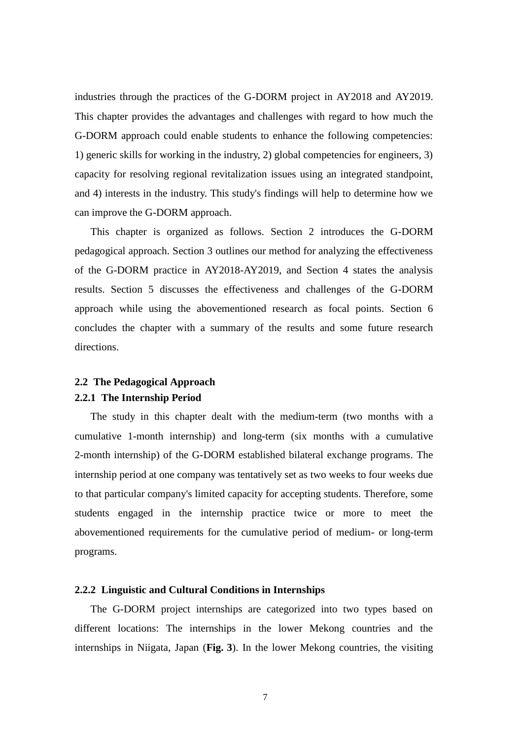industries through the practices of the G-DORM project in AY2018 and AY2019. This chapter provides the advantages and challenges with regard to how much the G-DORM approach could enable students to enhance the following competencies: 1) generic skills for working in the industry, 2) global competencies for engineers, 3) capacity for resolving regional revitalization issues using an integrated standpoint, and 4) interests in the industry. This study's findings will help to determine how we can improve the G-DORM approach.

This chapter is organized as follows. Section 2 introduces the G-DORM pedagogical approach. Section 3 outlines our method for analyzing the effectiveness of the G-DORM practice in AY2018-AY2019, and Section 4 states the analysis results. Section 5 discusses the effectiveness and challenges of the G-DORM approach while using the abovementioned research as focal points. Section 6 concludes the chapter with a summary of the results and some future research directions.

## 2.2 The Pedagogical Approach

### 2.2.1 The Internship Period

The study in this chapter dealt with the medium-term (two months with a cumulative 1-month internship) and long-term (six months with a cumulative 2-month internship) of the G-DORM established bilateral exchange programs. The internship period at one company was tentatively set as two weeks to four weeks due to that particular company's limited capacity for accepting students. Therefore, some students engaged in the internship practice twice or more to meet the abovementioned requirements for the cumulative period of medium- or long-term programs.

### 2.2.2 Linguistic and Cultural Conditions in Internships

The G-DORM project internships are categorized into two types based on different locations: The internships in the lower Mekong countries and the internships in Niigata, Japan (**Fig. 3**). In the lower Mekong countries, the visiting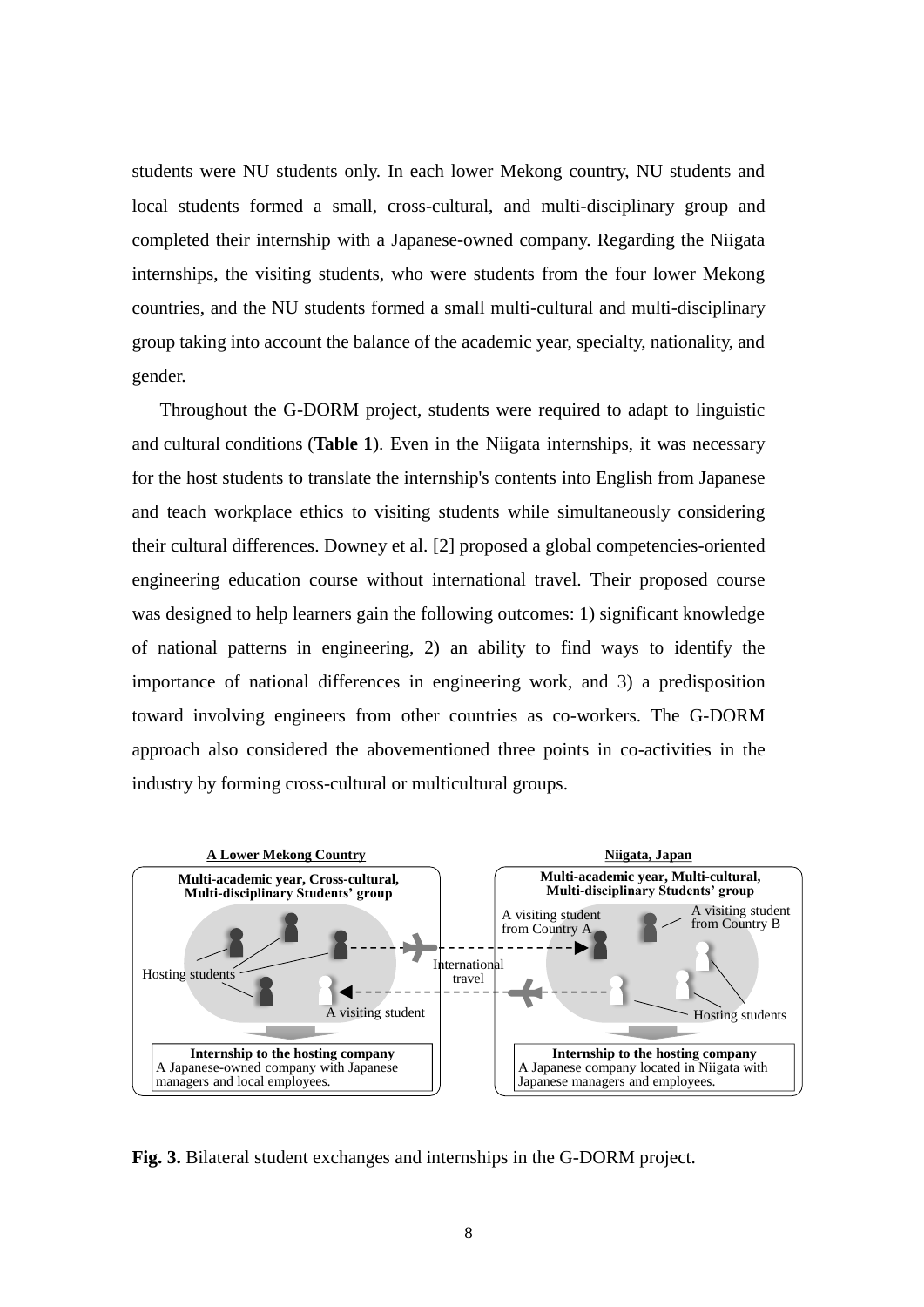students were NU students only. In each lower Mekong country, NU students and local students formed a small, cross-cultural, and multi-disciplinary group and completed their internship with a Japanese-owned company. Regarding the Niigata internships, the visiting students, who were students from the four lower Mekong countries, and the NU students formed a small multi-cultural and multi-disciplinary group taking into account the balance of the academic year, specialty, nationality, and gender.

Throughout the G-DORM project, students were required to adapt to linguistic and cultural conditions (**Table 1**). Even in the Niigata internships, it was necessary for the host students to translate the internship's contents into English from Japanese and teach workplace ethics to visiting students while simultaneously considering their cultural differences. Downey et al. [2] proposed a global competencies-oriented engineering education course without international travel. Their proposed course was designed to help learners gain the following outcomes: 1) significant knowledge of national patterns in engineering, 2) an ability to find ways to identify the importance of national differences in engineering work, and 3) a predisposition toward involving engineers from other countries as co-workers. The G-DORM approach also considered the abovementioned three points in co-activities in the industry by forming cross-cultural or multicultural groups.

A Lower Mekong Country

Multi-academic year, Cross-cultural, Multi-disciplinary Students' group

Hosting students

A visiting student

Internship to the hosting company

A Japanese-owned company with Japanese managers and local employees.

International travel

Niigata, Japan

Multi-academic year, Multi-cultural, Multi-disciplinary Students' group

A visiting student from Country A

A visiting student from Country B

Hosting students

Internship to the hosting company

A Japanese company located in Niigata with Japanese managers and employees.

**Fig. 3.** Bilateral student exchanges and internships in the G-DORM project.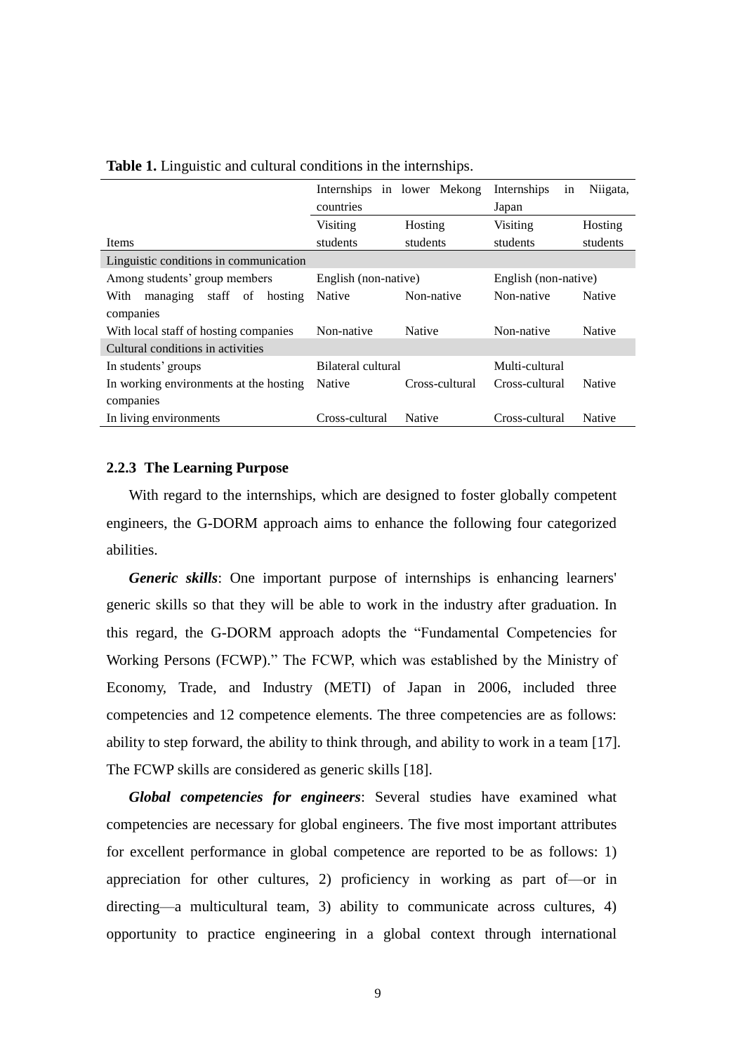**Table 1.** Linguistic and cultural conditions in the internships.

| Items | Internships in lower Mekong countries | | Internships in Niigata, Japan | |
|---|---|---|---|---|
| | Visiting students | Hosting students | Visiting students | Hosting students |
| Linguistic conditions in communication | | | | |
| Among students' group members | English (non-native) | | English (non-native) | |
| With managing staff of hosting companies | Native | Non-native | Non-native | Native |
| With local staff of hosting companies | Non-native | Native | Non-native | Native |
| Cultural conditions in activities | | | | |
| In students' groups | Bilateral cultural | | Multi-cultural | |
| In working environments at the hosting companies | Native | Cross-cultural | Cross-cultural | Native |
| In living environments | Cross-cultural | Native | Cross-cultural | Native |

#### 2.2.3 The Learning Purpose

With regard to the internships, which are designed to foster globally competent engineers, the G-DORM approach aims to enhance the following four categorized abilities.

***Generic skills***: One important purpose of internships is enhancing learners' generic skills so that they will be able to work in the industry after graduation. In this regard, the G-DORM approach adopts the "Fundamental Competencies for Working Persons (FCWP)." The FCWP, which was established by the Ministry of Economy, Trade, and Industry (METI) of Japan in 2006, included three competencies and 12 competence elements. The three competencies are as follows: ability to step forward, the ability to think through, and ability to work in a team [17]. The FCWP skills are considered as generic skills [18].

***Global competencies for engineers***: Several studies have examined what competencies are necessary for global engineers. The five most important attributes for excellent performance in global competence are reported to be as follows: 1) appreciation for other cultures, 2) proficiency in working as part of—or in directing—a multicultural team, 3) ability to communicate across cultures, 4) opportunity to practice engineering in a global context through international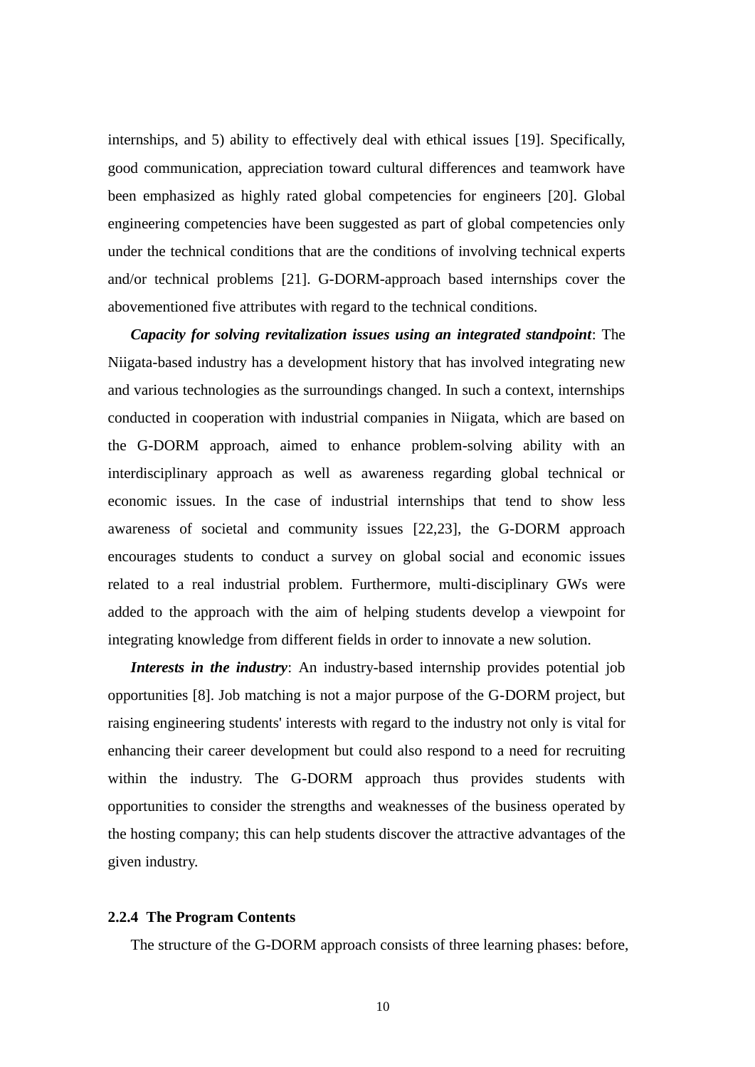internships, and 5) ability to effectively deal with ethical issues [19]. Specifically, good communication, appreciation toward cultural differences and teamwork have been emphasized as highly rated global competencies for engineers [20]. Global engineering competencies have been suggested as part of global competencies only under the technical conditions that are the conditions of involving technical experts and/or technical problems [21]. G-DORM-approach based internships cover the abovementioned five attributes with regard to the technical conditions.

***Capacity for solving revitalization issues using an integrated standpoint***: The Niigata-based industry has a development history that has involved integrating new and various technologies as the surroundings changed. In such a context, internships conducted in cooperation with industrial companies in Niigata, which are based on the G-DORM approach, aimed to enhance problem-solving ability with an interdisciplinary approach as well as awareness regarding global technical or economic issues. In the case of industrial internships that tend to show less awareness of societal and community issues [22,23], the G-DORM approach encourages students to conduct a survey on global social and economic issues related to a real industrial problem. Furthermore, multi-disciplinary GWs were added to the approach with the aim of helping students develop a viewpoint for integrating knowledge from different fields in order to innovate a new solution.

***Interests in the industry***: An industry-based internship provides potential job opportunities [8]. Job matching is not a major purpose of the G-DORM project, but raising engineering students' interests with regard to the industry not only is vital for enhancing their career development but could also respond to a need for recruiting within the industry. The G-DORM approach thus provides students with opportunities to consider the strengths and weaknesses of the business operated by the hosting company; this can help students discover the attractive advantages of the given industry.

#### 2.2.4 The Program Contents

The structure of the G-DORM approach consists of three learning phases: before,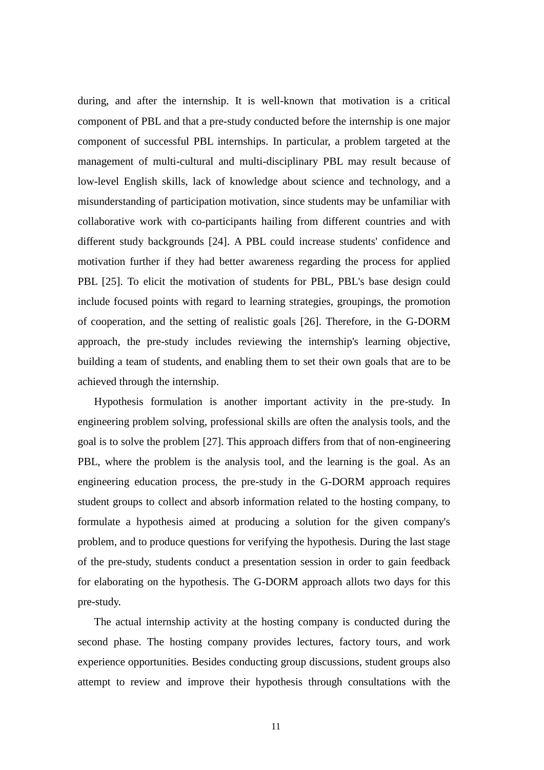during, and after the internship. It is well-known that motivation is a critical component of PBL and that a pre-study conducted before the internship is one major component of successful PBL internships. In particular, a problem targeted at the management of multi-cultural and multi-disciplinary PBL may result because of low-level English skills, lack of knowledge about science and technology, and a misunderstanding of participation motivation, since students may be unfamiliar with collaborative work with co-participants hailing from different countries and with different study backgrounds [24]. A PBL could increase students' confidence and motivation further if they had better awareness regarding the process for applied PBL [25]. To elicit the motivation of students for PBL, PBL's base design could include focused points with regard to learning strategies, groupings, the promotion of cooperation, and the setting of realistic goals [26]. Therefore, in the G-DORM approach, the pre-study includes reviewing the internship's learning objective, building a team of students, and enabling them to set their own goals that are to be achieved through the internship.

Hypothesis formulation is another important activity in the pre-study. In engineering problem solving, professional skills are often the analysis tools, and the goal is to solve the problem [27]. This approach differs from that of non-engineering PBL, where the problem is the analysis tool, and the learning is the goal. As an engineering education process, the pre-study in the G-DORM approach requires student groups to collect and absorb information related to the hosting company, to formulate a hypothesis aimed at producing a solution for the given company's problem, and to produce questions for verifying the hypothesis. During the last stage of the pre-study, students conduct a presentation session in order to gain feedback for elaborating on the hypothesis. The G-DORM approach allots two days for this pre-study.

The actual internship activity at the hosting company is conducted during the second phase. The hosting company provides lectures, factory tours, and work experience opportunities. Besides conducting group discussions, student groups also attempt to review and improve their hypothesis through consultations with the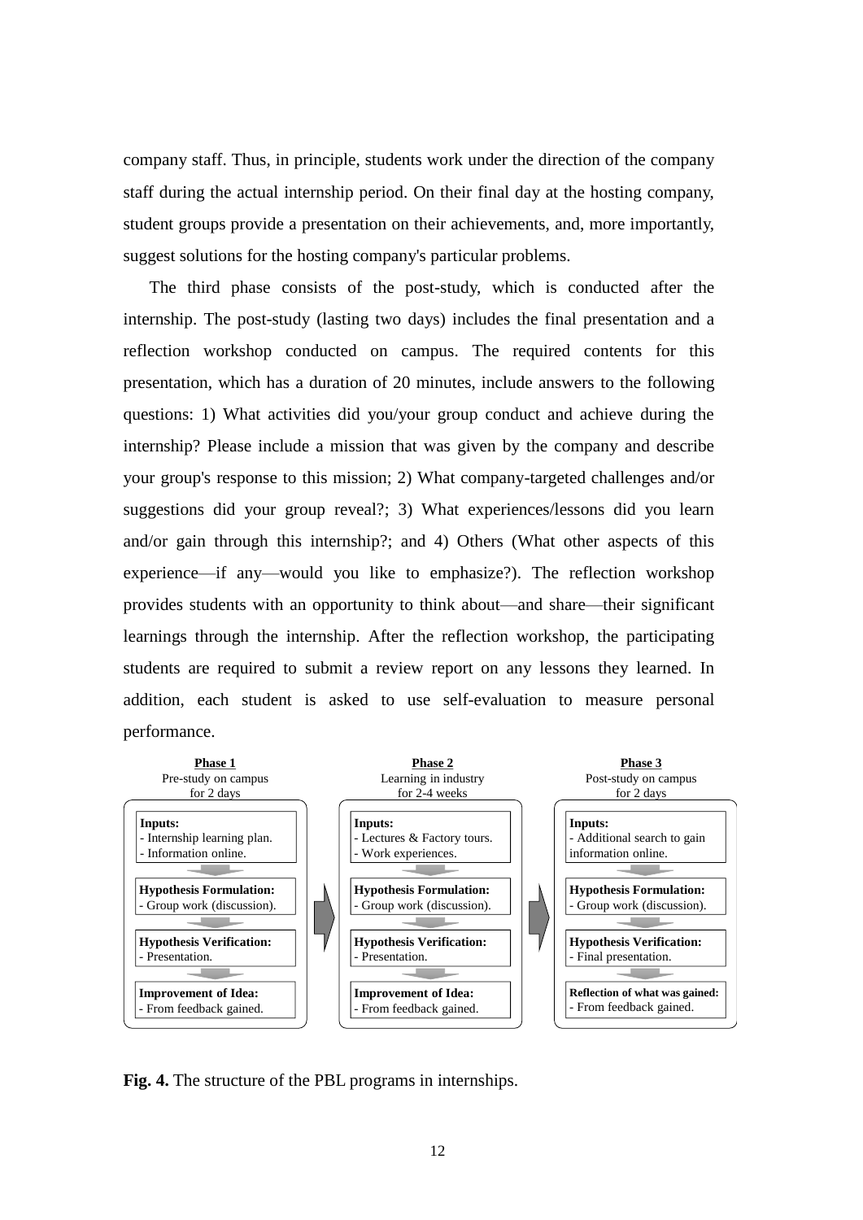company staff. Thus, in principle, students work under the direction of the company staff during the actual internship period. On their final day at the hosting company, student groups provide a presentation on their achievements, and, more importantly, suggest solutions for the hosting company's particular problems.

The third phase consists of the post-study, which is conducted after the internship. The post-study (lasting two days) includes the final presentation and a reflection workshop conducted on campus. The required contents for this presentation, which has a duration of 20 minutes, include answers to the following questions: 1) What activities did you/your group conduct and achieve during the internship? Please include a mission that was given by the company and describe your group's response to this mission; 2) What company-targeted challenges and/or suggestions did your group reveal?; 3) What experiences/lessons did you learn and/or gain through this internship?; and 4) Others (What other aspects of this experience—if any—would you like to emphasize?). The reflection workshop provides students with an opportunity to think about—and share—their significant learnings through the internship. After the reflection workshop, the participating students are required to submit a review report on any lessons they learned. In addition, each student is asked to use self-evaluation to measure personal performance.

**Phase 1**
Pre-study on campus
for 2 days

**Inputs:**
- Internship learning plan.
- Information online.

**Hypothesis Formulation:**
- Group work (discussion).

**Hypothesis Verification:**
- Presentation.

**Improvement of Idea:**
- From feedback gained.

**Phase 2**
Learning in industry
for 2-4 weeks

**Inputs:**
- Lectures & Factory tours.
- Work experiences.

**Hypothesis Formulation:**
- Group work (discussion).

**Hypothesis Verification:**
- Presentation.

**Improvement of Idea:**
- From feedback gained.

**Phase 3**
Post-study on campus
for 2 days

**Inputs:**
- Additional search to gain information online.

**Hypothesis Formulation:**
- Group work (discussion).

**Hypothesis Verification:**
- Final presentation.

**Reflection of what was gained:**
- From feedback gained.

**Fig. 4.** The structure of the PBL programs in internships.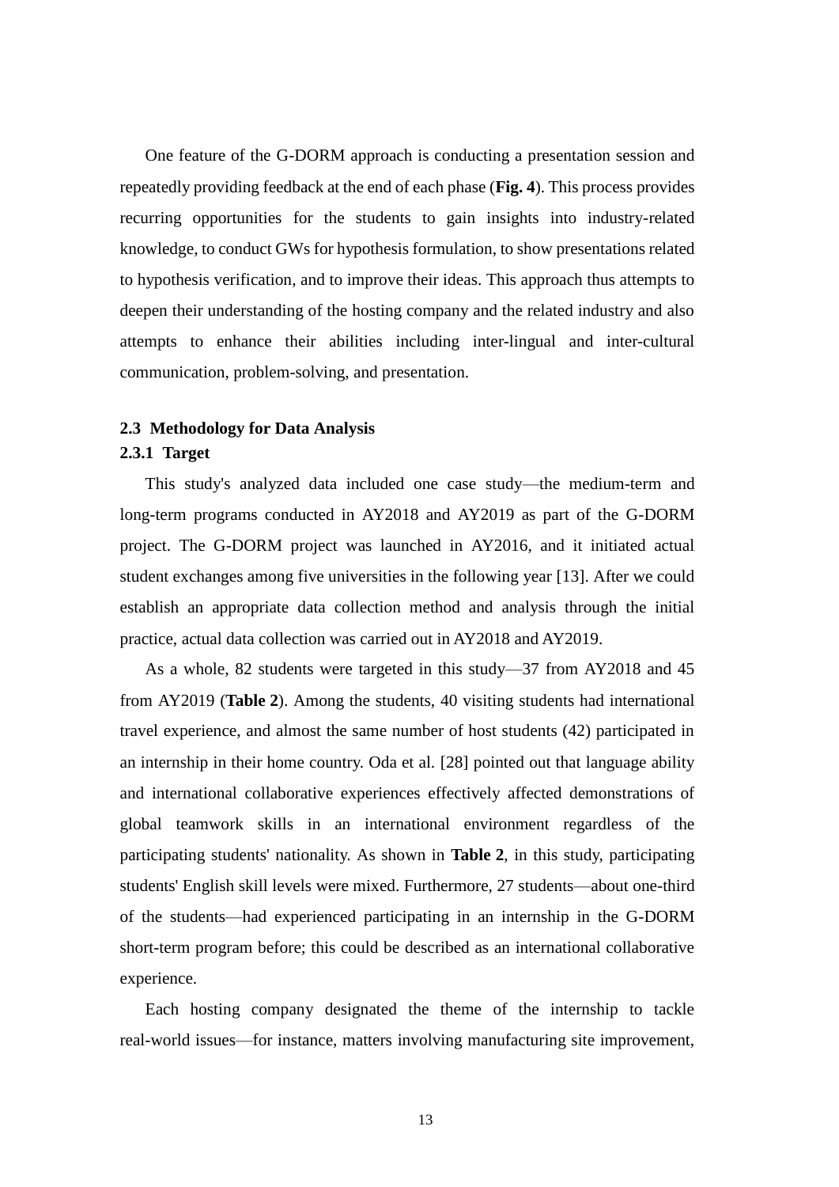One feature of the G-DORM approach is conducting a presentation session and repeatedly providing feedback at the end of each phase (**Fig. 4**). This process provides recurring opportunities for the students to gain insights into industry-related knowledge, to conduct GWs for hypothesis formulation, to show presentations related to hypothesis verification, and to improve their ideas. This approach thus attempts to deepen their understanding of the hosting company and the related industry and also attempts to enhance their abilities including inter-lingual and inter-cultural communication, problem-solving, and presentation.

### 2.3 Methodology for Data Analysis

#### 2.3.1 Target

This study's analyzed data included one case study—the medium-term and long-term programs conducted in AY2018 and AY2019 as part of the G-DORM project. The G-DORM project was launched in AY2016, and it initiated actual student exchanges among five universities in the following year [13]. After we could establish an appropriate data collection method and analysis through the initial practice, actual data collection was carried out in AY2018 and AY2019.

As a whole, 82 students were targeted in this study—37 from AY2018 and 45 from AY2019 (**Table 2**). Among the students, 40 visiting students had international travel experience, and almost the same number of host students (42) participated in an internship in their home country. Oda et al. [28] pointed out that language ability and international collaborative experiences effectively affected demonstrations of global teamwork skills in an international environment regardless of the participating students' nationality. As shown in **Table 2**, in this study, participating students' English skill levels were mixed. Furthermore, 27 students—about one-third of the students—had experienced participating in an internship in the G-DORM short-term program before; this could be described as an international collaborative experience.

Each hosting company designated the theme of the internship to tackle real-world issues—for instance, matters involving manufacturing site improvement,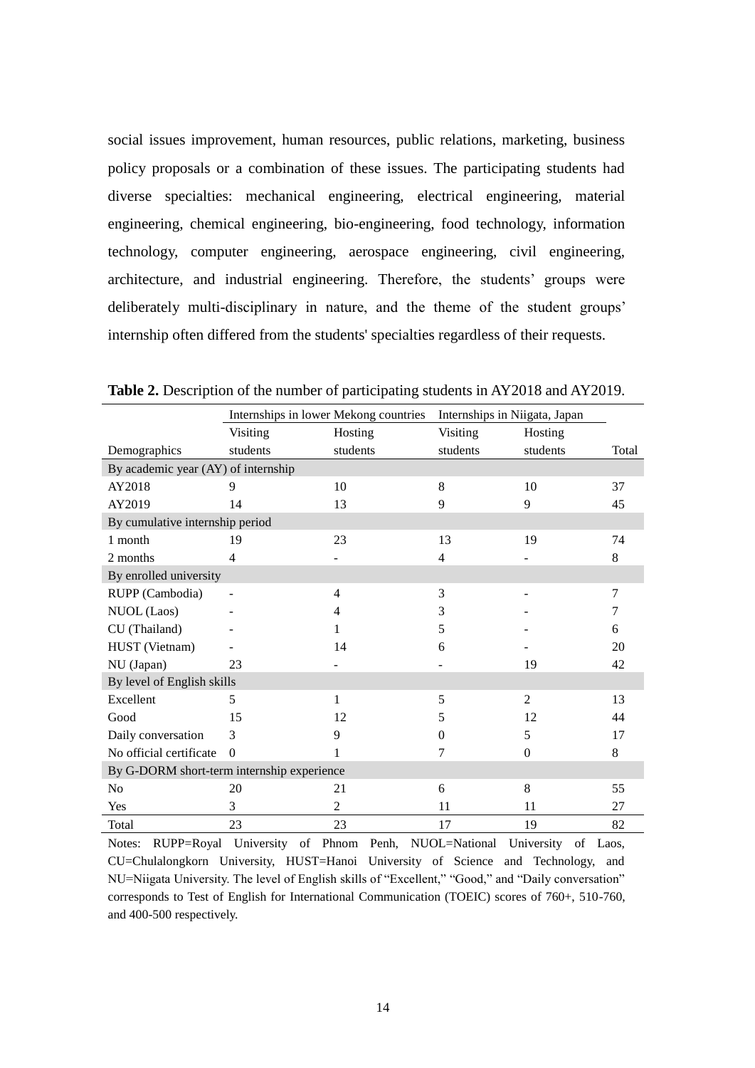social issues improvement, human resources, public relations, marketing, business policy proposals or a combination of these issues. The participating students had diverse specialties: mechanical engineering, electrical engineering, material engineering, chemical engineering, bio-engineering, food technology, information technology, computer engineering, aerospace engineering, civil engineering, architecture, and industrial engineering. Therefore, the students' groups were deliberately multi-disciplinary in nature, and the theme of the student groups' internship often differed from the students' specialties regardless of their requests.

**Table 2.** Description of the number of participating students in AY2018 and AY2019.

| | Internships in lower Mekong countries | | Internships in Niigata, Japan | | |
|---|---|---|---|---|---|
| Demographics | Visiting students | Hosting students | Visiting students | Hosting students | Total |
| By academic year (AY) of internship | | | | | |
| AY2018 | 9 | 10 | 8 | 10 | 37 |
| AY2019 | 14 | 13 | 9 | 9 | 45 |
| By cumulative internship period | | | | | |
| 1 month | 19 | 23 | 13 | 19 | 74 |
| 2 months | 4 | - | 4 | - | 8 |
| By enrolled university | | | | | |
| RUPP (Cambodia) | - | 4 | 3 | - | 7 |
| NUOL (Laos) | - | 4 | 3 | - | 7 |
| CU (Thailand) | - | 1 | 5 | - | 6 |
| HUST (Vietnam) | - | 14 | 6 | - | 20 |
| NU (Japan) | 23 | - | - | 19 | 42 |
| By level of English skills | | | | | |
| Excellent | 5 | 1 | 5 | 2 | 13 |
| Good | 15 | 12 | 5 | 12 | 44 |
| Daily conversation | 3 | 9 | 0 | 5 | 17 |
| No official certificate | 0 | 1 | 7 | 0 | 8 |
| By G-DORM short-term internship experience | | | | | |
| No | 20 | 21 | 6 | 8 | 55 |
| Yes | 3 | 2 | 11 | 11 | 27 |
| Total | 23 | 23 | 17 | 19 | 82 |

Notes: RUPP=Royal University of Phnom Penh, NUOL=National University of Laos, CU=Chulalongkorn University, HUST=Hanoi University of Science and Technology, and NU=Niigata University. The level of English skills of "Excellent," "Good," and "Daily conversation" corresponds to Test of English for International Communication (TOEIC) scores of 760+, 510-760, and 400-500 respectively.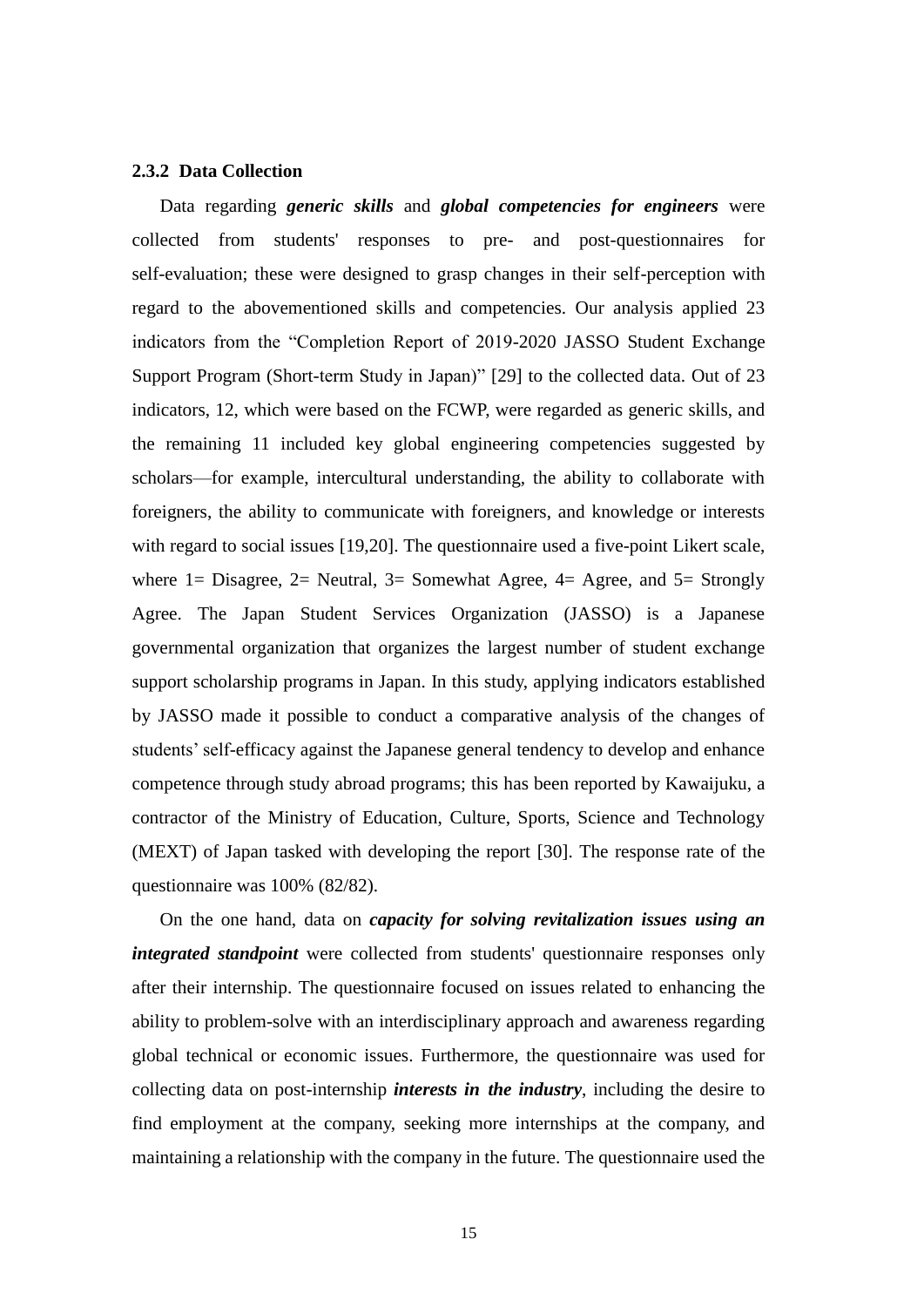### 2.3.2 Data Collection

Data regarding ***generic skills*** and ***global competencies for engineers*** were collected from students' responses to pre- and post-questionnaires for self-evaluation; these were designed to grasp changes in their self-perception with regard to the abovementioned skills and competencies. Our analysis applied 23 indicators from the "Completion Report of 2019-2020 JASSO Student Exchange Support Program (Short-term Study in Japan)" [29] to the collected data. Out of 23 indicators, 12, which were based on the FCWP, were regarded as generic skills, and the remaining 11 included key global engineering competencies suggested by scholars—for example, intercultural understanding, the ability to collaborate with foreigners, the ability to communicate with foreigners, and knowledge or interests with regard to social issues [19,20]. The questionnaire used a five-point Likert scale, where 1= Disagree, 2= Neutral, 3= Somewhat Agree, 4= Agree, and 5= Strongly Agree. The Japan Student Services Organization (JASSO) is a Japanese governmental organization that organizes the largest number of student exchange support scholarship programs in Japan. In this study, applying indicators established by JASSO made it possible to conduct a comparative analysis of the changes of students' self-efficacy against the Japanese general tendency to develop and enhance competence through study abroad programs; this has been reported by Kawaijuku, a contractor of the Ministry of Education, Culture, Sports, Science and Technology (MEXT) of Japan tasked with developing the report [30]. The response rate of the questionnaire was 100% (82/82).

On the one hand, data on ***capacity for solving revitalization issues using an integrated standpoint*** were collected from students' questionnaire responses only after their internship. The questionnaire focused on issues related to enhancing the ability to problem-solve with an interdisciplinary approach and awareness regarding global technical or economic issues. Furthermore, the questionnaire was used for collecting data on post-internship ***interests in the industry***, including the desire to find employment at the company, seeking more internships at the company, and maintaining a relationship with the company in the future. The questionnaire used the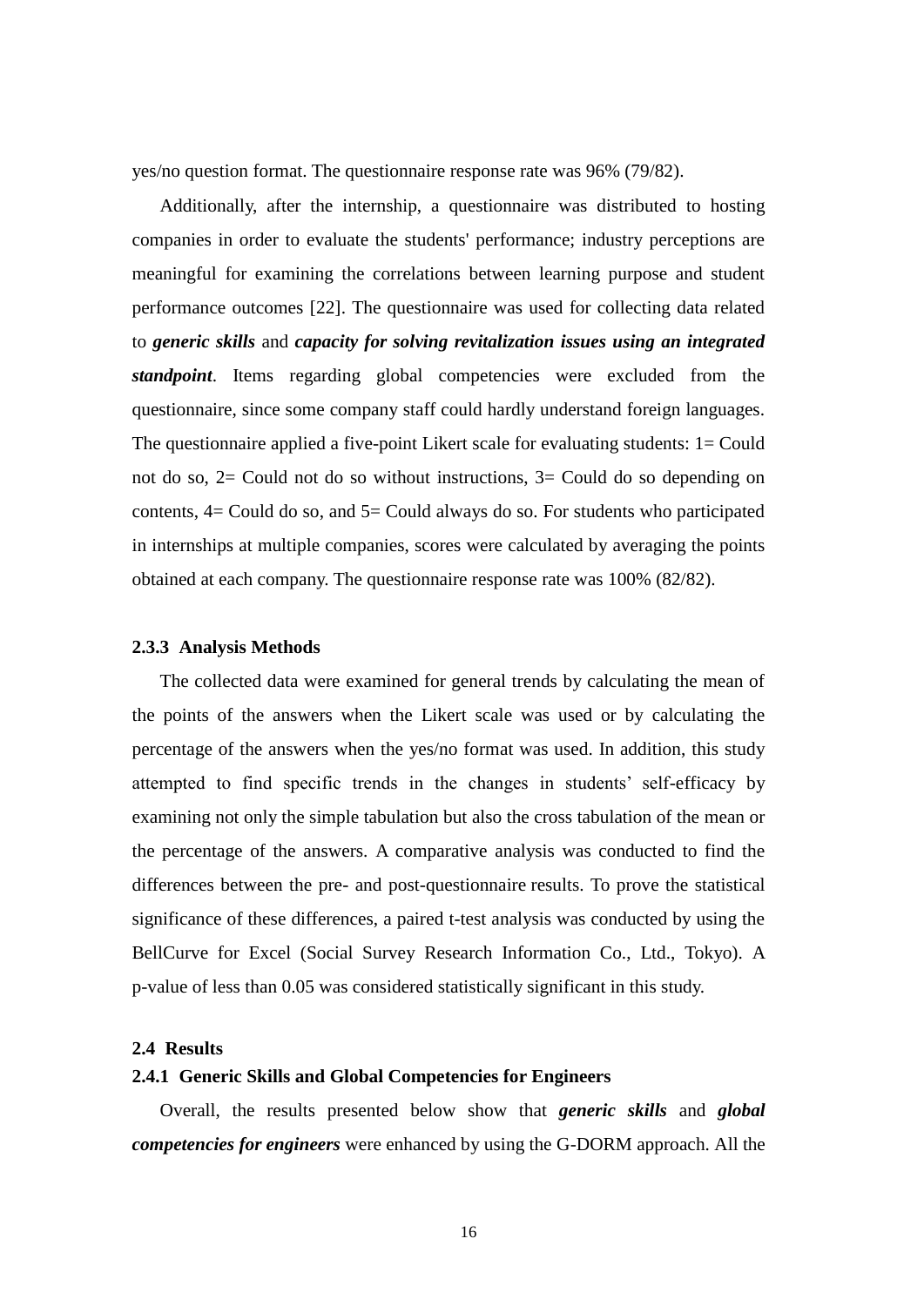yes/no question format. The questionnaire response rate was 96% (79/82).

Additionally, after the internship, a questionnaire was distributed to hosting companies in order to evaluate the students' performance; industry perceptions are meaningful for examining the correlations between learning purpose and student performance outcomes [22]. The questionnaire was used for collecting data related to ***generic skills*** and ***capacity for solving revitalization issues using an integrated standpoint***. Items regarding global competencies were excluded from the questionnaire, since some company staff could hardly understand foreign languages. The questionnaire applied a five-point Likert scale for evaluating students: 1= Could not do so, 2= Could not do so without instructions, 3= Could do so depending on contents, 4= Could do so, and 5= Could always do so. For students who participated in internships at multiple companies, scores were calculated by averaging the points obtained at each company. The questionnaire response rate was 100% (82/82).

#### 2.3.3 Analysis Methods

The collected data were examined for general trends by calculating the mean of the points of the answers when the Likert scale was used or by calculating the percentage of the answers when the yes/no format was used. In addition, this study attempted to find specific trends in the changes in students' self-efficacy by examining not only the simple tabulation but also the cross tabulation of the mean or the percentage of the answers. A comparative analysis was conducted to find the differences between the pre- and post-questionnaire results. To prove the statistical significance of these differences, a paired t-test analysis was conducted by using the BellCurve for Excel (Social Survey Research Information Co., Ltd., Tokyo). A p-value of less than 0.05 was considered statistically significant in this study.

### 2.4 Results

#### 2.4.1 Generic Skills and Global Competencies for Engineers

Overall, the results presented below show that ***generic skills*** and ***global competencies for engineers*** were enhanced by using the G-DORM approach. All the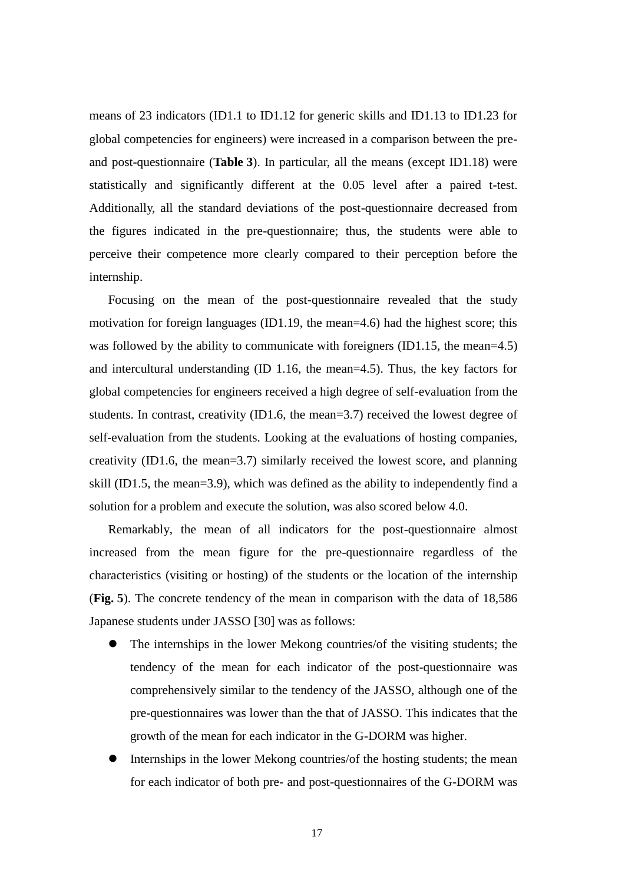means of 23 indicators (ID1.1 to ID1.12 for generic skills and ID1.13 to ID1.23 for global competencies for engineers) were increased in a comparison between the pre- and post-questionnaire (**Table 3**). In particular, all the means (except ID1.18) were statistically and significantly different at the 0.05 level after a paired t-test. Additionally, all the standard deviations of the post-questionnaire decreased from the figures indicated in the pre-questionnaire; thus, the students were able to perceive their competence more clearly compared to their perception before the internship.

Focusing on the mean of the post-questionnaire revealed that the study motivation for foreign languages (ID1.19, the mean=4.6) had the highest score; this was followed by the ability to communicate with foreigners (ID1.15, the mean=4.5) and intercultural understanding (ID 1.16, the mean=4.5). Thus, the key factors for global competencies for engineers received a high degree of self-evaluation from the students. In contrast, creativity (ID1.6, the mean=3.7) received the lowest degree of self-evaluation from the students. Looking at the evaluations of hosting companies, creativity (ID1.6, the mean=3.7) similarly received the lowest score, and planning skill (ID1.5, the mean=3.9), which was defined as the ability to independently find a solution for a problem and execute the solution, was also scored below 4.0.

Remarkably, the mean of all indicators for the post-questionnaire almost increased from the mean figure for the pre-questionnaire regardless of the characteristics (visiting or hosting) of the students or the location of the internship (**Fig. 5**). The concrete tendency of the mean in comparison with the data of 18,586 Japanese students under JASSO [30] was as follows:

- The internships in the lower Mekong countries/of the visiting students; the tendency of the mean for each indicator of the post-questionnaire was comprehensively similar to the tendency of the JASSO, although one of the pre-questionnaires was lower than the that of JASSO. This indicates that the growth of the mean for each indicator in the G-DORM was higher.
- Internships in the lower Mekong countries/of the hosting students; the mean for each indicator of both pre- and post-questionnaires of the G-DORM was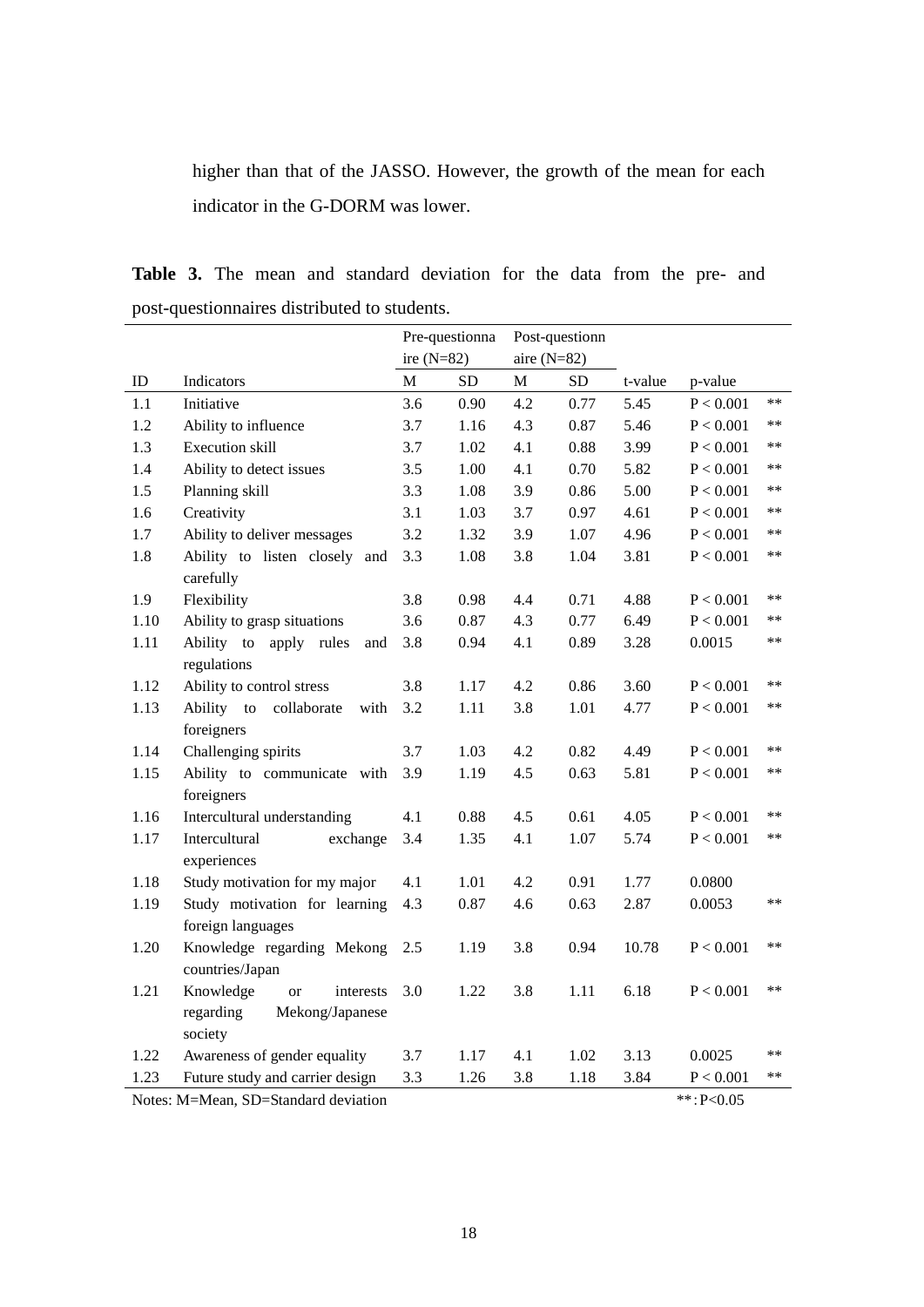higher than that of the JASSO. However, the growth of the mean for each indicator in the G-DORM was lower.

**Table 3.** The mean and standard deviation for the data from the pre- and post-questionnaires distributed to students.

| | | Pre-questionnaire (N=82) | | Post-questionnaire (N=82) | | | | |
|---|---|---|---|---|---|---|---|---|
| ID | Indicators | M | SD | M | SD | t-value | p-value | |
| 1.1 | Initiative | 3.6 | 0.90 | 4.2 | 0.77 | 5.45 | P < 0.001 | ** |
| 1.2 | Ability to influence | 3.7 | 1.16 | 4.3 | 0.87 | 5.46 | P < 0.001 | ** |
| 1.3 | Execution skill | 3.7 | 1.02 | 4.1 | 0.88 | 3.99 | P < 0.001 | ** |
| 1.4 | Ability to detect issues | 3.5 | 1.00 | 4.1 | 0.70 | 5.82 | P < 0.001 | ** |
| 1.5 | Planning skill | 3.3 | 1.08 | 3.9 | 0.86 | 5.00 | P < 0.001 | ** |
| 1.6 | Creativity | 3.1 | 1.03 | 3.7 | 0.97 | 4.61 | P < 0.001 | ** |
| 1.7 | Ability to deliver messages | 3.2 | 1.32 | 3.9 | 1.07 | 4.96 | P < 0.001 | ** |
| 1.8 | Ability to listen closely and carefully | 3.3 | 1.08 | 3.8 | 1.04 | 3.81 | P < 0.001 | ** |
| 1.9 | Flexibility | 3.8 | 0.98 | 4.4 | 0.71 | 4.88 | P < 0.001 | ** |
| 1.10 | Ability to grasp situations | 3.6 | 0.87 | 4.3 | 0.77 | 6.49 | P < 0.001 | ** |
| 1.11 | Ability to apply rules and regulations | 3.8 | 0.94 | 4.1 | 0.89 | 3.28 | 0.0015 | ** |
| 1.12 | Ability to control stress | 3.8 | 1.17 | 4.2 | 0.86 | 3.60 | P < 0.001 | ** |
| 1.13 | Ability to collaborate with foreigners | 3.2 | 1.11 | 3.8 | 1.01 | 4.77 | P < 0.001 | ** |
| 1.14 | Challenging spirits | 3.7 | 1.03 | 4.2 | 0.82 | 4.49 | P < 0.001 | ** |
| 1.15 | Ability to communicate with foreigners | 3.9 | 1.19 | 4.5 | 0.63 | 5.81 | P < 0.001 | ** |
| 1.16 | Intercultural understanding | 4.1 | 0.88 | 4.5 | 0.61 | 4.05 | P < 0.001 | ** |
| 1.17 | Intercultural exchange experiences | 3.4 | 1.35 | 4.1 | 1.07 | 5.74 | P < 0.001 | ** |
| 1.18 | Study motivation for my major | 4.1 | 1.01 | 4.2 | 0.91 | 1.77 | 0.0800 | |
| 1.19 | Study motivation for learning foreign languages | 4.3 | 0.87 | 4.6 | 0.63 | 2.87 | 0.0053 | ** |
| 1.20 | Knowledge regarding Mekong countries/Japan | 2.5 | 1.19 | 3.8 | 0.94 | 10.78 | P < 0.001 | ** |
| 1.21 | Knowledge or interests regarding Mekong/Japanese society | 3.0 | 1.22 | 3.8 | 1.11 | 6.18 | P < 0.001 | ** |
| 1.22 | Awareness of gender equality | 3.7 | 1.17 | 4.1 | 1.02 | 3.13 | 0.0025 | ** |
| 1.23 | Future study and carrier design | 3.3 | 1.26 | 3.8 | 1.18 | 3.84 | P < 0.001 | ** |

Notes: M=Mean, SD=Standard deviation **: P<0.05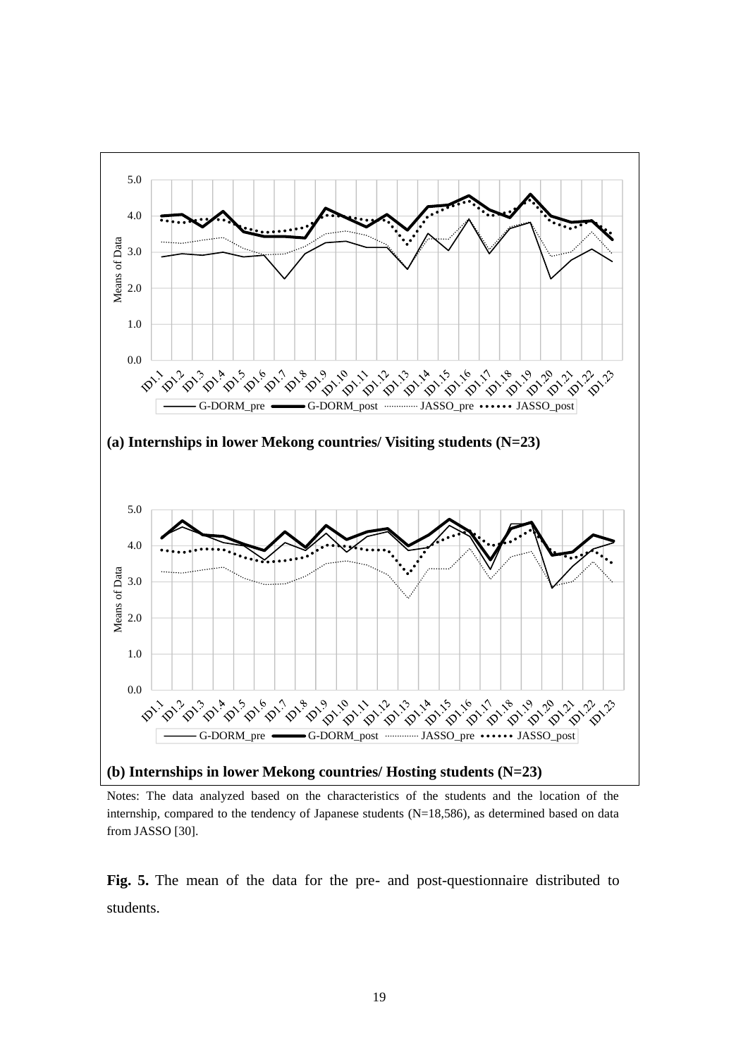5.0
4.0
3.0
2.0
1.0
0.0

Means of Data

ID1.1 ID1.2 ID1.3 ID1.4 ID1.5 ID1.6 ID1.7 ID1.8 ID1.9 ID1.10 ID1.11 ID1.12 ID1.13 ID1.14 ID1.15 ID1.16 ID1.17 ID1.18 ID1.19 ID1.20 ID1.21 ID1.22 ID1.23

G-DORM_pre G-DORM_post JASSO_pre JASSO_post

**(a) Internships in lower Mekong countries/ Visiting students (N=23)**

5.0
4.0
3.0
2.0
1.0
0.0

Means of Data

ID1.1 ID1.2 ID1.3 ID1.4 ID1.5 ID1.6 ID1.7 ID1.8 ID1.9 ID1.10 ID1.11 ID1.12 ID1.13 ID1.14 ID1.15 ID1.16 ID1.17 ID1.18 ID1.19 ID1.20 ID1.21 ID1.22 ID1.23

G-DORM_pre G-DORM_post JASSO_pre JASSO_post

**(b) Internships in lower Mekong countries/ Hosting students (N=23)**

Notes: The data analyzed based on the characteristics of the students and the location of the internship, compared to the tendency of Japanese students (N=18,586), as determined based on data from JASSO [30].

**Fig. 5.** The mean of the data for the pre- and post-questionnaire distributed to students.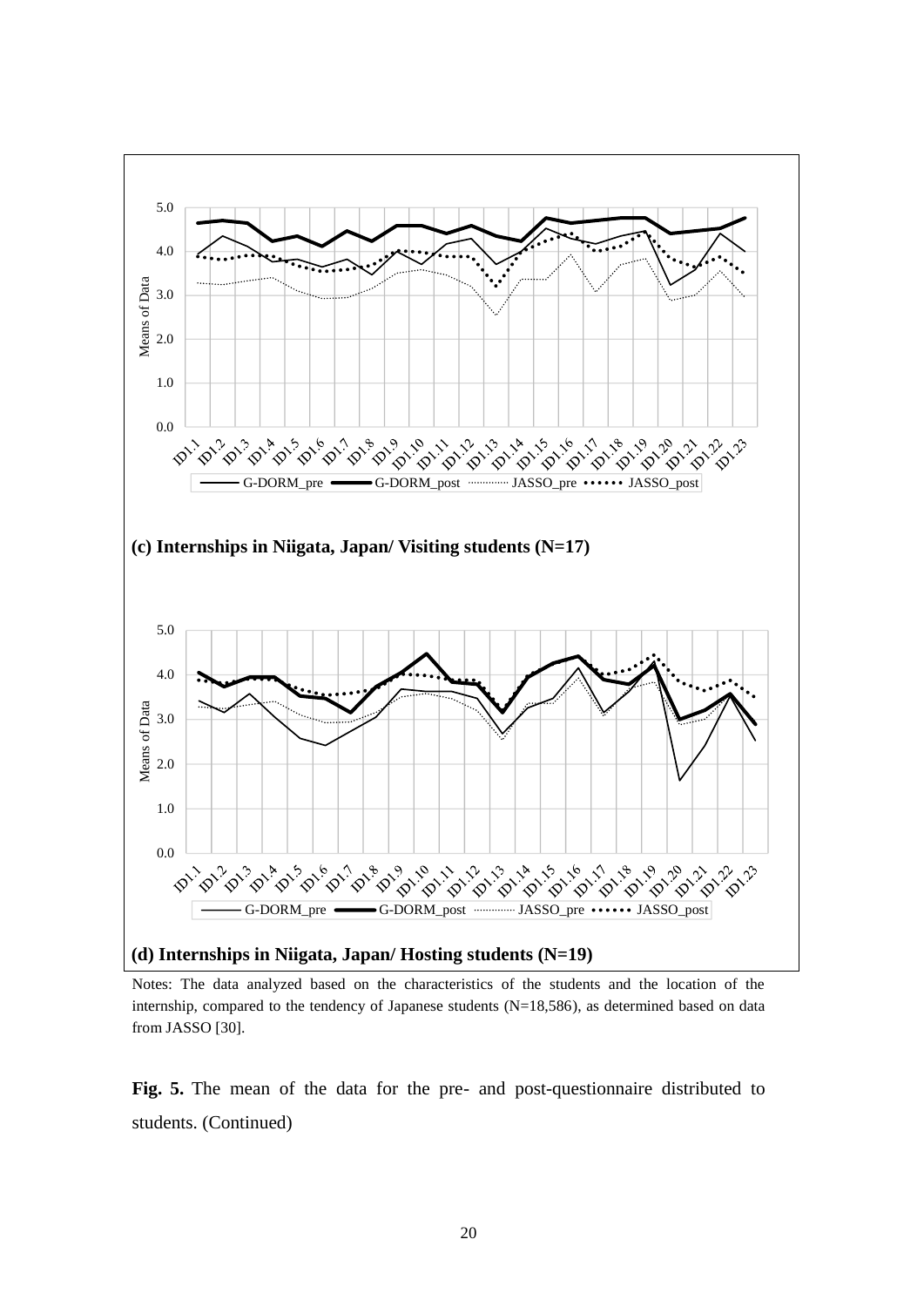5.0

4.0

3.0

2.0

1.0

0.0

Means of Data

ID1.1 ID1.2 ID1.3 ID1.4 ID1.5 ID1.6 ID1.7 ID1.8 ID1.9 ID1.10 ID1.11 ID1.12 ID1.13 ID1.14 ID1.15 ID1.16 ID1.17 ID1.18 ID1.19 ID1.20 ID1.21 ID1.22 ID1.23

G-DORM_pre G-DORM_post JASSO_pre JASSO_post

**(c) Internships in Niigata, Japan/ Visiting students (N=17)**

5.0

4.0

3.0

2.0

1.0

0.0

Means of Data

ID1.1 ID1.2 ID1.3 ID1.4 ID1.5 ID1.6 ID1.7 ID1.8 ID1.9 ID1.10 ID1.11 ID1.12 ID1.13 ID1.14 ID1.15 ID1.16 ID1.17 ID1.18 ID1.19 ID1.20 ID1.21 ID1.22 ID1.23

G-DORM_pre G-DORM_post JASSO_pre JASSO_post

**(d) Internships in Niigata, Japan/ Hosting students (N=19)**

Notes: The data analyzed based on the characteristics of the students and the location of the internship, compared to the tendency of Japanese students (N=18,586), as determined based on data from JASSO [30].

**Fig. 5.** The mean of the data for the pre- and post-questionnaire distributed to students. (Continued)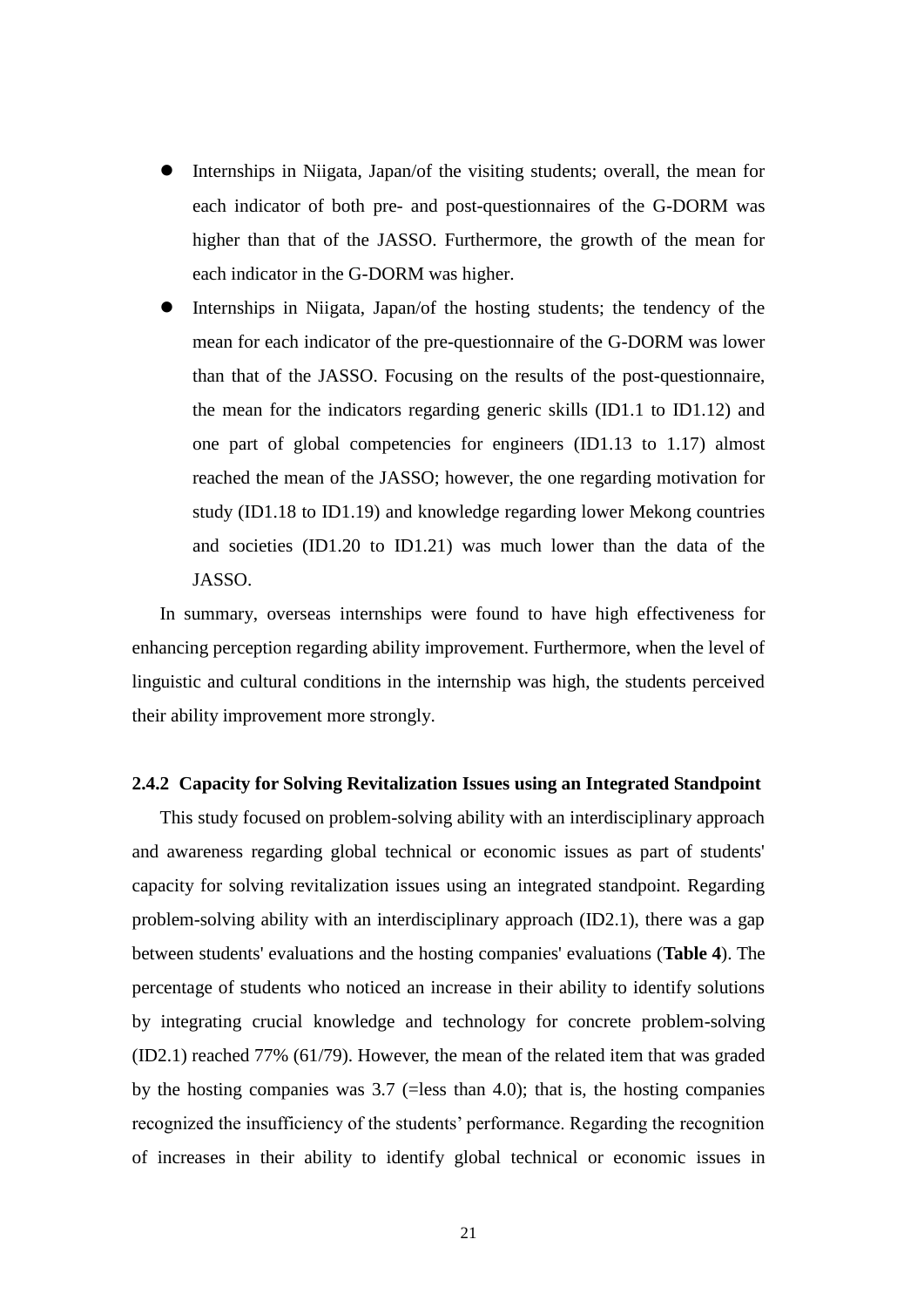- Internships in Niigata, Japan/of the visiting students; overall, the mean for each indicator of both pre- and post-questionnaires of the G-DORM was higher than that of the JASSO. Furthermore, the growth of the mean for each indicator in the G-DORM was higher.
- Internships in Niigata, Japan/of the hosting students; the tendency of the mean for each indicator of the pre-questionnaire of the G-DORM was lower than that of the JASSO. Focusing on the results of the post-questionnaire, the mean for the indicators regarding generic skills (ID1.1 to ID1.12) and one part of global competencies for engineers (ID1.13 to 1.17) almost reached the mean of the JASSO; however, the one regarding motivation for study (ID1.18 to ID1.19) and knowledge regarding lower Mekong countries and societies (ID1.20 to ID1.21) was much lower than the data of the JASSO.

In summary, overseas internships were found to have high effectiveness for enhancing perception regarding ability improvement. Furthermore, when the level of linguistic and cultural conditions in the internship was high, the students perceived their ability improvement more strongly.

### 2.4.2 Capacity for Solving Revitalization Issues using an Integrated Standpoint

This study focused on problem-solving ability with an interdisciplinary approach and awareness regarding global technical or economic issues as part of students' capacity for solving revitalization issues using an integrated standpoint. Regarding problem-solving ability with an interdisciplinary approach (ID2.1), there was a gap between students' evaluations and the hosting companies' evaluations (**Table 4**). The percentage of students who noticed an increase in their ability to identify solutions by integrating crucial knowledge and technology for concrete problem-solving (ID2.1) reached 77% (61/79). However, the mean of the related item that was graded by the hosting companies was 3.7 (=less than 4.0); that is, the hosting companies recognized the insufficiency of the students' performance. Regarding the recognition of increases in their ability to identify global technical or economic issues in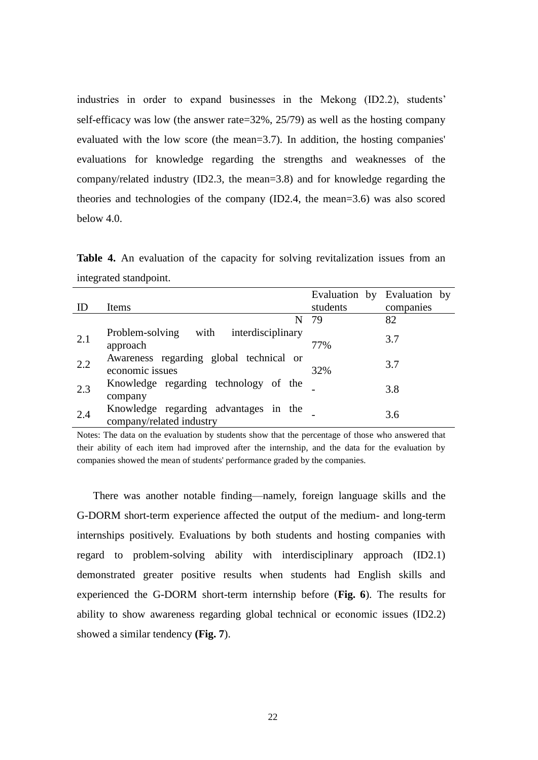industries in order to expand businesses in the Mekong (ID2.2), students' self-efficacy was low (the answer rate=32%, 25/79) as well as the hosting company evaluated with the low score (the mean=3.7). In addition, the hosting companies' evaluations for knowledge regarding the strengths and weaknesses of the company/related industry (ID2.3, the mean=3.8) and for knowledge regarding the theories and technologies of the company (ID2.4, the mean=3.6) was also scored below 4.0.

**Table 4.** An evaluation of the capacity for solving revitalization issues from an integrated standpoint.

| ID | Items | Evaluation by students | Evaluation by companies |
|---|---|---|---|
| | N | 79 | 82 |
| 2.1 | Problem-solving with interdisciplinary approach | 77% | 3.7 |
| 2.2 | Awareness regarding global technical or economic issues | 32% | 3.7 |
| 2.3 | Knowledge regarding technology of the company | - | 3.8 |
| 2.4 | Knowledge regarding advantages in the company/related industry | - | 3.6 |

Notes: The data on the evaluation by students show that the percentage of those who answered that their ability of each item had improved after the internship, and the data for the evaluation by companies showed the mean of students' performance graded by the companies.

There was another notable finding—namely, foreign language skills and the G-DORM short-term experience affected the output of the medium- and long-term internships positively. Evaluations by both students and hosting companies with regard to problem-solving ability with interdisciplinary approach (ID2.1) demonstrated greater positive results when students had English skills and experienced the G-DORM short-term internship before (**Fig. 6**). The results for ability to show awareness regarding global technical or economic issues (ID2.2) showed a similar tendency **(Fig. 7**).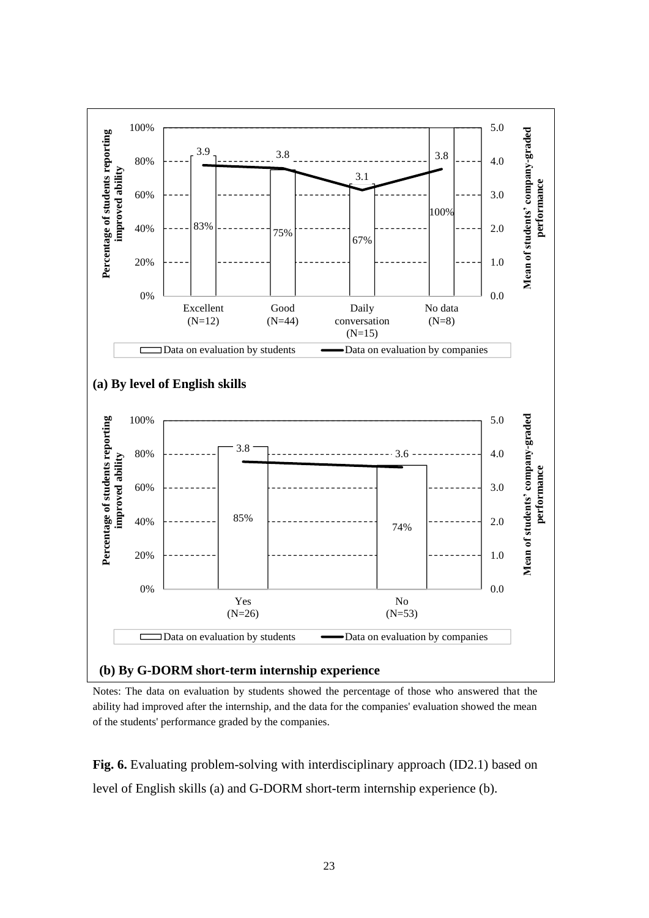Percentage of students reporting improved ability

Mean of students' company-graded performance

100%
80%
60%
40%
20%
0%

5.0
4.0
3.0
2.0
1.0
0.0

3.9
3.8
3.1
3.8

83%
75%
67%
100%

Excellent (N=12)
Good (N=44)
Daily conversation (N=15)
No data (N=8)

Data on evaluation by students
Data on evaluation by companies

**(a) By level of English skills**

Percentage of students reporting improved ability

Mean of students' company-graded performance

100%
80%
60%
40%
20%
0%

5.0
4.0
3.0
2.0
1.0
0.0

3.8
3.6

85%
74%

Yes (N=26)
No (N=53)

Data on evaluation by students
Data on evaluation by companies

**(b) By G-DORM short-term internship experience**

Notes: The data on evaluation by students showed the percentage of those who answered that the ability had improved after the internship, and the data for the companies' evaluation showed the mean of the students' performance graded by the companies.

**Fig. 6.** Evaluating problem-solving with interdisciplinary approach (ID2.1) based on level of English skills (a) and G-DORM short-term internship experience (b).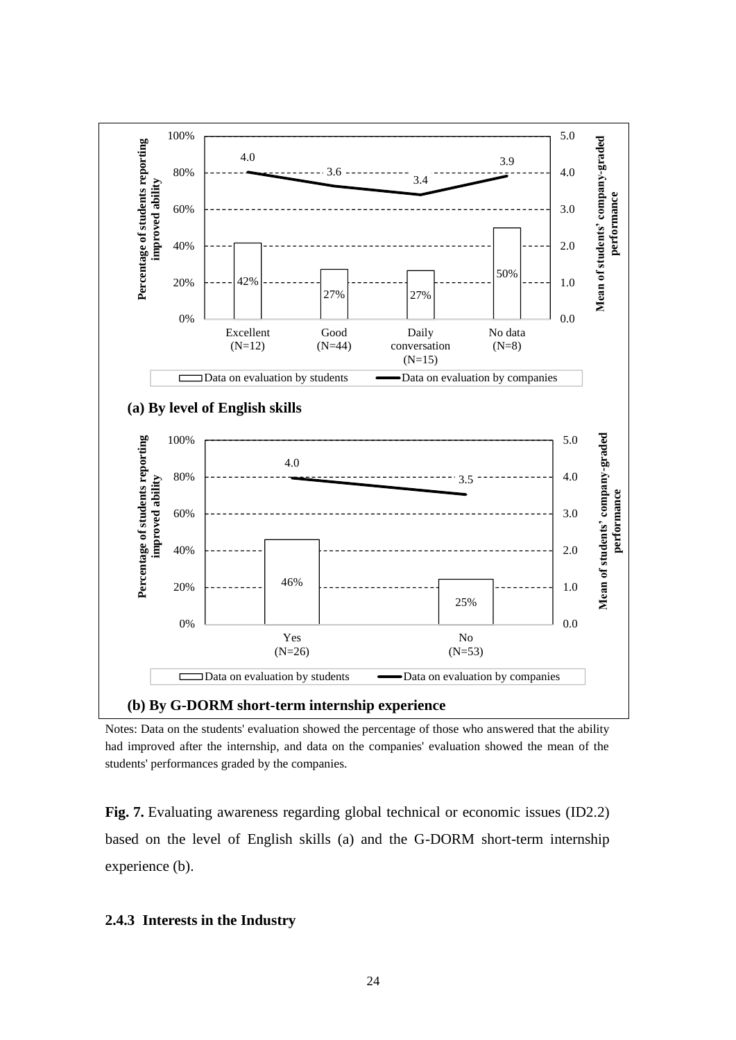Percentage of students reporting improved ability

Mean of students' company-graded performance

100%
80%
60%
40%
20%
0%

5.0
4.0
3.0
2.0
1.0
0.0

4.0
3.6
3.4
3.9

42%
27%
27%
50%

Excellent (N=12)
Good (N=44)
Daily conversation (N=15)
No data (N=8)

Data on evaluation by students
Data on evaluation by companies

**(a) By level of English skills**

Percentage of students reporting improved ability

Mean of students' company-graded performance

100%
80%
60%
40%
20%
0%

5.0
4.0
3.0
2.0
1.0
0.0

4.0
3.5

46%
25%

Yes (N=26)
No (N=53)

Data on evaluation by students
Data on evaluation by companies

**(b) By G-DORM short-term internship experience**

Notes: Data on the students' evaluation showed the percentage of those who answered that the ability had improved after the internship, and data on the companies' evaluation showed the mean of the students' performances graded by the companies.

**Fig. 7.** Evaluating awareness regarding global technical or economic issues (ID2.2) based on the level of English skills (a) and the G-DORM short-term internship experience (b).

### 2.4.3 Interests in the Industry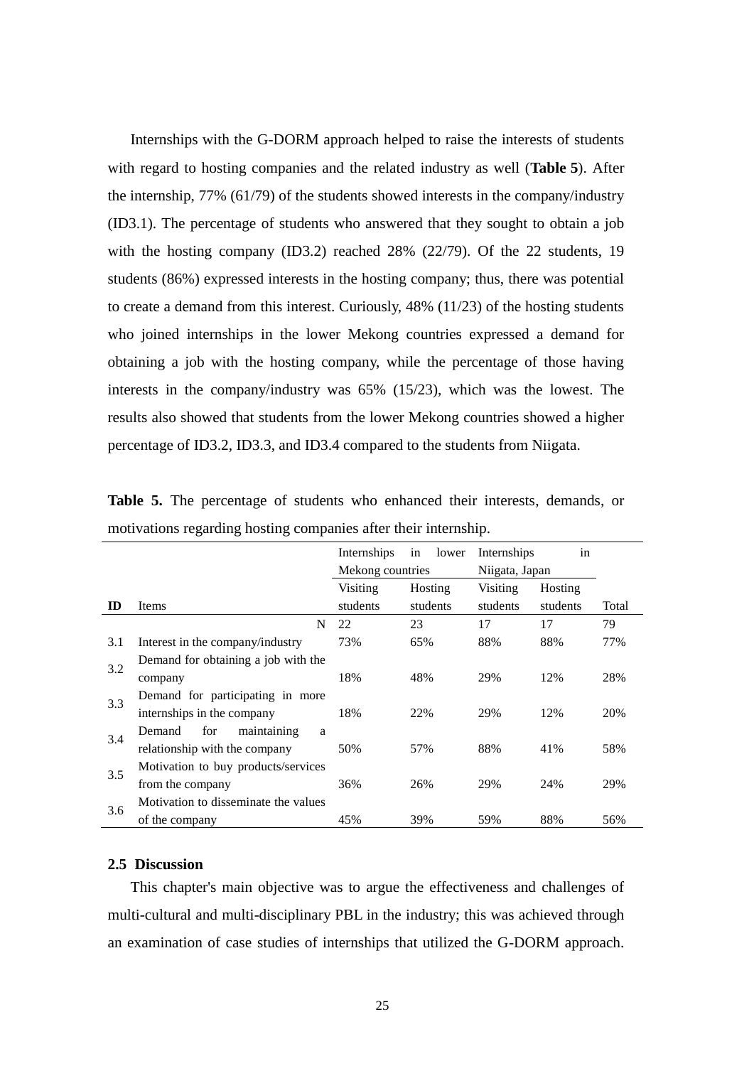Internships with the G-DORM approach helped to raise the interests of students with regard to hosting companies and the related industry as well (**Table 5**). After the internship, 77% (61/79) of the students showed interests in the company/industry (ID3.1). The percentage of students who answered that they sought to obtain a job with the hosting company (ID3.2) reached 28% (22/79). Of the 22 students, 19 students (86%) expressed interests in the hosting company; thus, there was potential to create a demand from this interest. Curiously, 48% (11/23) of the hosting students who joined internships in the lower Mekong countries expressed a demand for obtaining a job with the hosting company, while the percentage of those having interests in the company/industry was 65% (15/23), which was the lowest. The results also showed that students from the lower Mekong countries showed a higher percentage of ID3.2, ID3.3, and ID3.4 compared to the students from Niigata.

**Table 5.** The percentage of students who enhanced their interests, demands, or motivations regarding hosting companies after their internship.

| | | Internships in lower Mekong countries | | Internships in Niigata, Japan | | |
|---|---|---|---|---|---|---|
| **ID** | Items | Visiting students | Hosting students | Visiting students | Hosting students | Total |
| | N | 22 | 23 | 17 | 17 | 79 |
| 3.1 | Interest in the company/industry | 73% | 65% | 88% | 88% | 77% |
| 3.2 | Demand for obtaining a job with the company | 18% | 48% | 29% | 12% | 28% |
| 3.3 | Demand for participating in more internships in the company | 18% | 22% | 29% | 12% | 20% |
| 3.4 | Demand for maintaining a relationship with the company | 50% | 57% | 88% | 41% | 58% |
| 3.5 | Motivation to buy products/services from the company | 36% | 26% | 29% | 24% | 29% |
| 3.6 | Motivation to disseminate the values of the company | 45% | 39% | 59% | 88% | 56% |

### 2.5 Discussion

This chapter's main objective was to argue the effectiveness and challenges of multi-cultural and multi-disciplinary PBL in the industry; this was achieved through an examination of case studies of internships that utilized the G-DORM approach.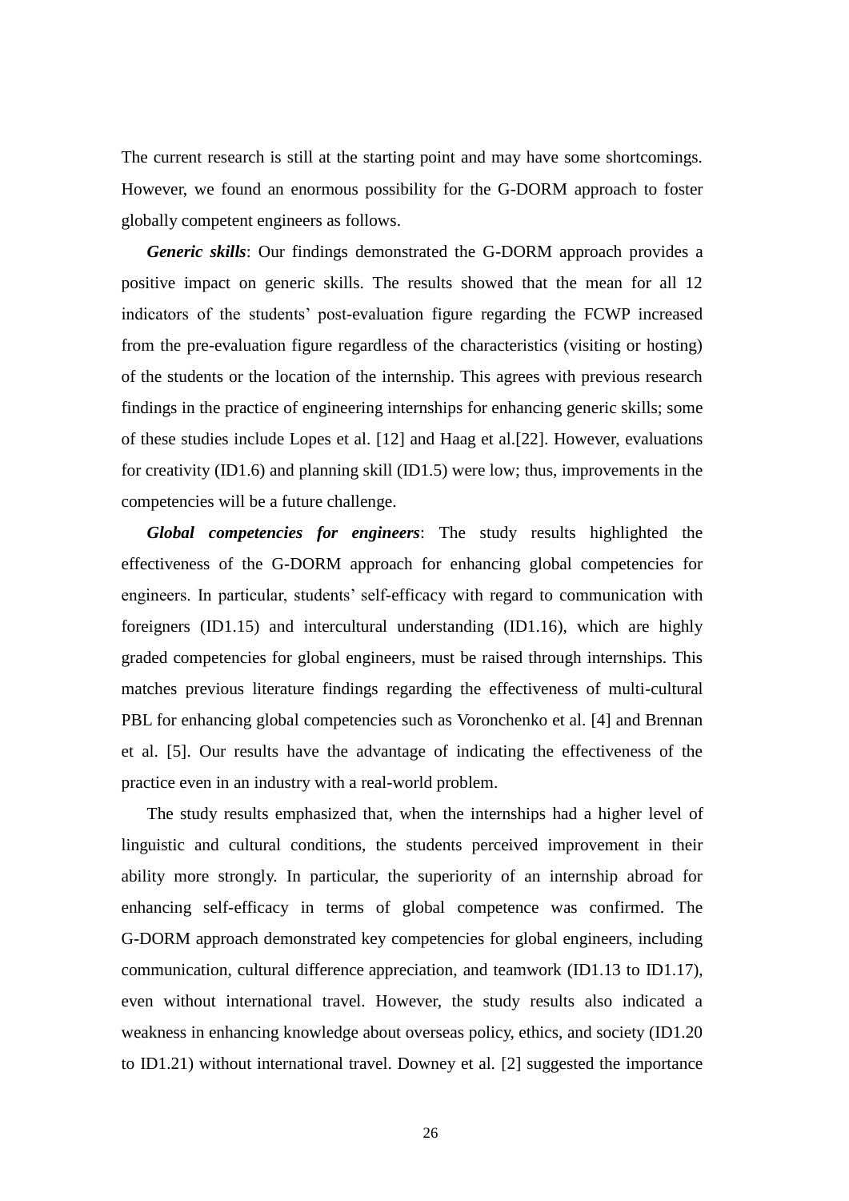The current research is still at the starting point and may have some shortcomings. However, we found an enormous possibility for the G-DORM approach to foster globally competent engineers as follows.

***Generic skills***: Our findings demonstrated the G-DORM approach provides a positive impact on generic skills. The results showed that the mean for all 12 indicators of the students' post-evaluation figure regarding the FCWP increased from the pre-evaluation figure regardless of the characteristics (visiting or hosting) of the students or the location of the internship. This agrees with previous research findings in the practice of engineering internships for enhancing generic skills; some of these studies include Lopes et al. [12] and Haag et al.[22]. However, evaluations for creativity (ID1.6) and planning skill (ID1.5) were low; thus, improvements in the competencies will be a future challenge.

***Global competencies for engineers***: The study results highlighted the effectiveness of the G-DORM approach for enhancing global competencies for engineers. In particular, students' self-efficacy with regard to communication with foreigners (ID1.15) and intercultural understanding (ID1.16), which are highly graded competencies for global engineers, must be raised through internships. This matches previous literature findings regarding the effectiveness of multi-cultural PBL for enhancing global competencies such as Voronchenko et al. [4] and Brennan et al. [5]. Our results have the advantage of indicating the effectiveness of the practice even in an industry with a real-world problem.

The study results emphasized that, when the internships had a higher level of linguistic and cultural conditions, the students perceived improvement in their ability more strongly. In particular, the superiority of an internship abroad for enhancing self-efficacy in terms of global competence was confirmed. The G-DORM approach demonstrated key competencies for global engineers, including communication, cultural difference appreciation, and teamwork (ID1.13 to ID1.17), even without international travel. However, the study results also indicated a weakness in enhancing knowledge about overseas policy, ethics, and society (ID1.20 to ID1.21) without international travel. Downey et al. [2] suggested the importance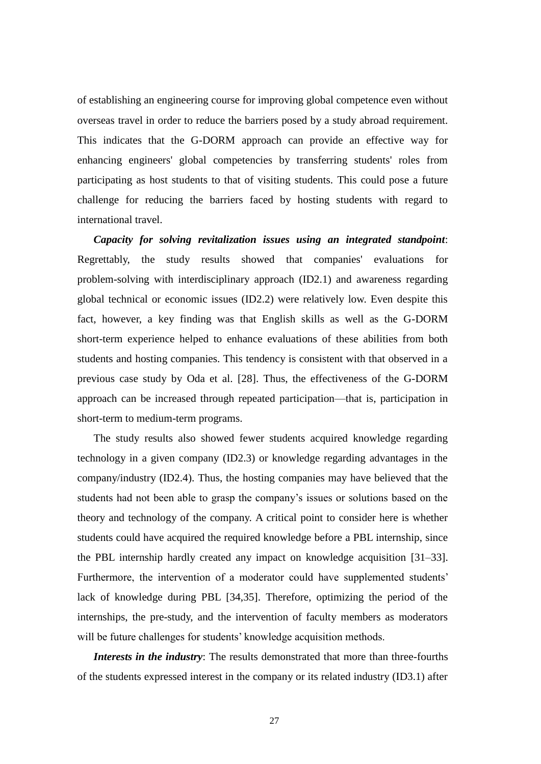of establishing an engineering course for improving global competence even without overseas travel in order to reduce the barriers posed by a study abroad requirement. This indicates that the G-DORM approach can provide an effective way for enhancing engineers' global competencies by transferring students' roles from participating as host students to that of visiting students. This could pose a future challenge for reducing the barriers faced by hosting students with regard to international travel.

***Capacity for solving revitalization issues using an integrated standpoint***: Regrettably, the study results showed that companies' evaluations for problem-solving with interdisciplinary approach (ID2.1) and awareness regarding global technical or economic issues (ID2.2) were relatively low. Even despite this fact, however, a key finding was that English skills as well as the G-DORM short-term experience helped to enhance evaluations of these abilities from both students and hosting companies. This tendency is consistent with that observed in a previous case study by Oda et al. [28]. Thus, the effectiveness of the G-DORM approach can be increased through repeated participation—that is, participation in short-term to medium-term programs.

The study results also showed fewer students acquired knowledge regarding technology in a given company (ID2.3) or knowledge regarding advantages in the company/industry (ID2.4). Thus, the hosting companies may have believed that the students had not been able to grasp the company's issues or solutions based on the theory and technology of the company. A critical point to consider here is whether students could have acquired the required knowledge before a PBL internship, since the PBL internship hardly created any impact on knowledge acquisition [31–33]. Furthermore, the intervention of a moderator could have supplemented students' lack of knowledge during PBL [34,35]. Therefore, optimizing the period of the internships, the pre-study, and the intervention of faculty members as moderators will be future challenges for students' knowledge acquisition methods.

***Interests in the industry***: The results demonstrated that more than three-fourths of the students expressed interest in the company or its related industry (ID3.1) after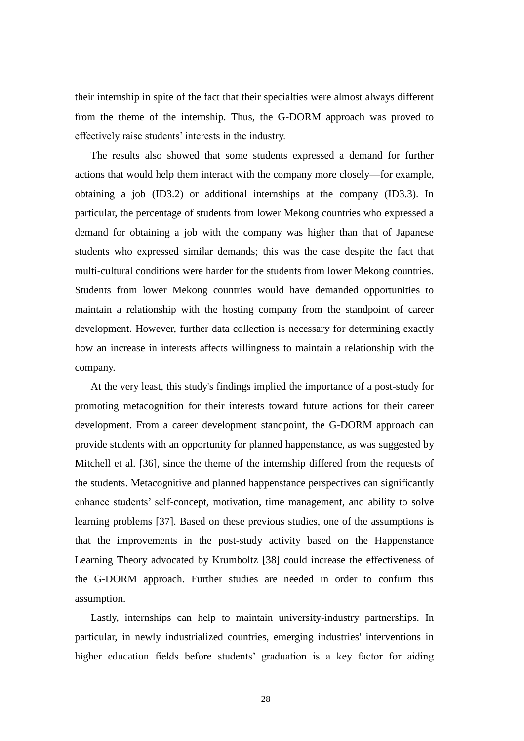their internship in spite of the fact that their specialties were almost always different from the theme of the internship. Thus, the G-DORM approach was proved to effectively raise students' interests in the industry.

The results also showed that some students expressed a demand for further actions that would help them interact with the company more closely—for example, obtaining a job (ID3.2) or additional internships at the company (ID3.3). In particular, the percentage of students from lower Mekong countries who expressed a demand for obtaining a job with the company was higher than that of Japanese students who expressed similar demands; this was the case despite the fact that multi-cultural conditions were harder for the students from lower Mekong countries. Students from lower Mekong countries would have demanded opportunities to maintain a relationship with the hosting company from the standpoint of career development. However, further data collection is necessary for determining exactly how an increase in interests affects willingness to maintain a relationship with the company.

At the very least, this study's findings implied the importance of a post-study for promoting metacognition for their interests toward future actions for their career development. From a career development standpoint, the G-DORM approach can provide students with an opportunity for planned happenstance, as was suggested by Mitchell et al. [36], since the theme of the internship differed from the requests of the students. Metacognitive and planned happenstance perspectives can significantly enhance students' self-concept, motivation, time management, and ability to solve learning problems [37]. Based on these previous studies, one of the assumptions is that the improvements in the post-study activity based on the Happenstance Learning Theory advocated by Krumboltz [38] could increase the effectiveness of the G-DORM approach. Further studies are needed in order to confirm this assumption.

Lastly, internships can help to maintain university-industry partnerships. In particular, in newly industrialized countries, emerging industries' interventions in higher education fields before students' graduation is a key factor for aiding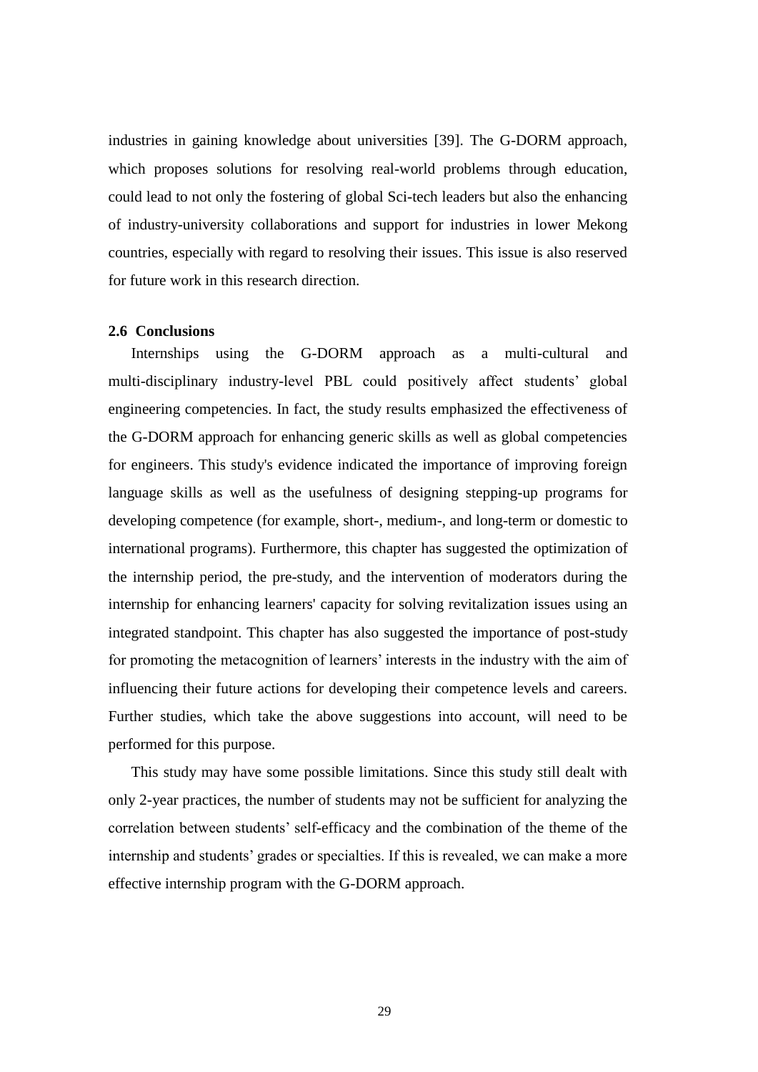industries in gaining knowledge about universities [39]. The G-DORM approach, which proposes solutions for resolving real-world problems through education, could lead to not only the fostering of global Sci-tech leaders but also the enhancing of industry-university collaborations and support for industries in lower Mekong countries, especially with regard to resolving their issues. This issue is also reserved for future work in this research direction.

### 2.6 Conclusions

Internships using the G-DORM approach as a multi-cultural and multi-disciplinary industry-level PBL could positively affect students' global engineering competencies. In fact, the study results emphasized the effectiveness of the G-DORM approach for enhancing generic skills as well as global competencies for engineers. This study's evidence indicated the importance of improving foreign language skills as well as the usefulness of designing stepping-up programs for developing competence (for example, short-, medium-, and long-term or domestic to international programs). Furthermore, this chapter has suggested the optimization of the internship period, the pre-study, and the intervention of moderators during the internship for enhancing learners' capacity for solving revitalization issues using an integrated standpoint. This chapter has also suggested the importance of post-study for promoting the metacognition of learners' interests in the industry with the aim of influencing their future actions for developing their competence levels and careers. Further studies, which take the above suggestions into account, will need to be performed for this purpose.

This study may have some possible limitations. Since this study still dealt with only 2-year practices, the number of students may not be sufficient for analyzing the correlation between students' self-efficacy and the combination of the theme of the internship and students' grades or specialties. If this is revealed, we can make a more effective internship program with the G-DORM approach.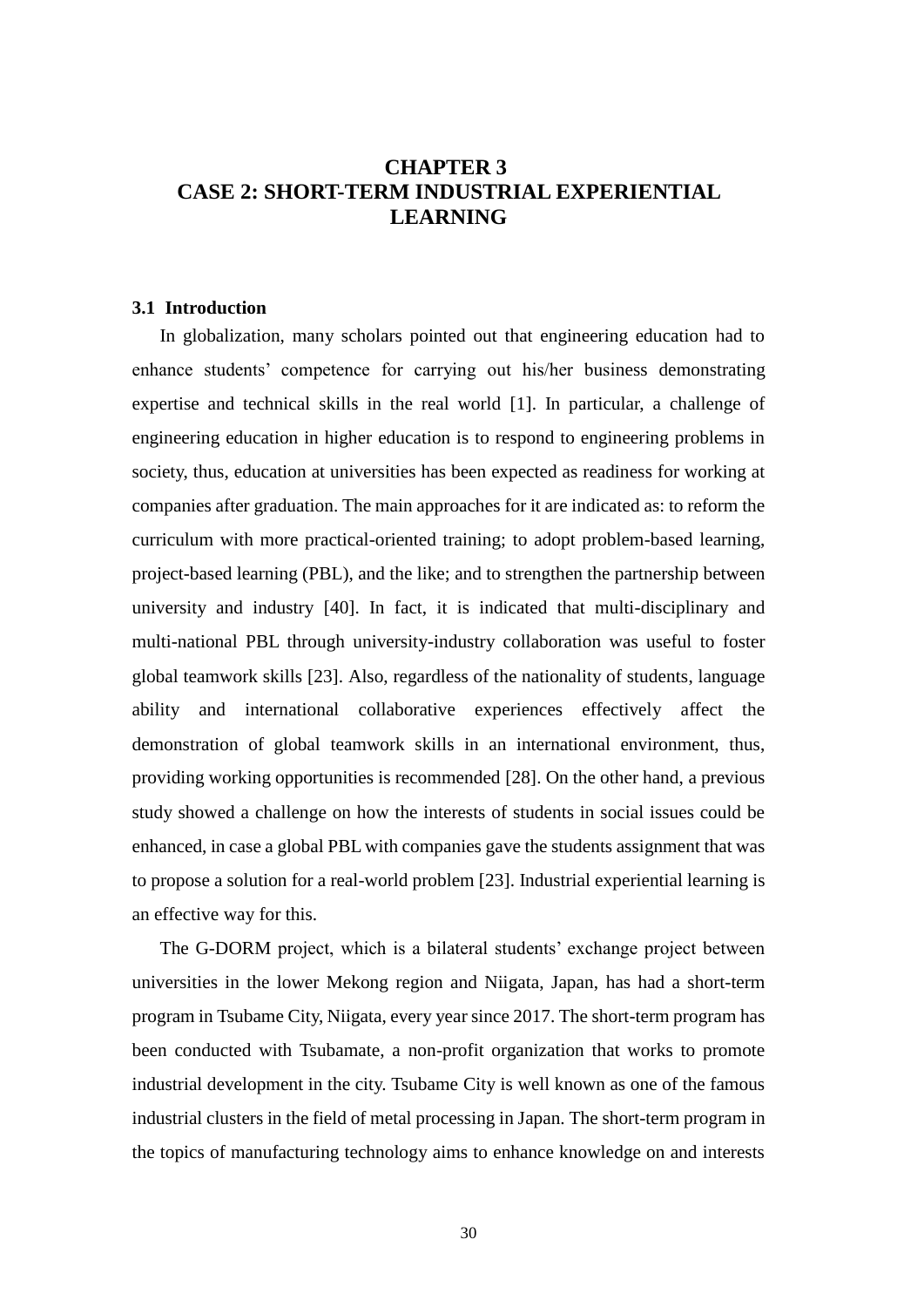# CHAPTER 3
# CASE 2: SHORT-TERM INDUSTRIAL EXPERIENTIAL LEARNING

## 3.1 Introduction

In globalization, many scholars pointed out that engineering education had to enhance students' competence for carrying out his/her business demonstrating expertise and technical skills in the real world [1]. In particular, a challenge of engineering education in higher education is to respond to engineering problems in society, thus, education at universities has been expected as readiness for working at companies after graduation. The main approaches for it are indicated as: to reform the curriculum with more practical-oriented training; to adopt problem-based learning, project-based learning (PBL), and the like; and to strengthen the partnership between university and industry [40]. In fact, it is indicated that multi-disciplinary and multi-national PBL through university-industry collaboration was useful to foster global teamwork skills [23]. Also, regardless of the nationality of students, language ability and international collaborative experiences effectively affect the demonstration of global teamwork skills in an international environment, thus, providing working opportunities is recommended [28]. On the other hand, a previous study showed a challenge on how the interests of students in social issues could be enhanced, in case a global PBL with companies gave the students assignment that was to propose a solution for a real-world problem [23]. Industrial experiential learning is an effective way for this.

The G-DORM project, which is a bilateral students' exchange project between universities in the lower Mekong region and Niigata, Japan, has had a short-term program in Tsubame City, Niigata, every year since 2017. The short-term program has been conducted with Tsubamate, a non-profit organization that works to promote industrial development in the city. Tsubame City is well known as one of the famous industrial clusters in the field of metal processing in Japan. The short-term program in the topics of manufacturing technology aims to enhance knowledge on and interests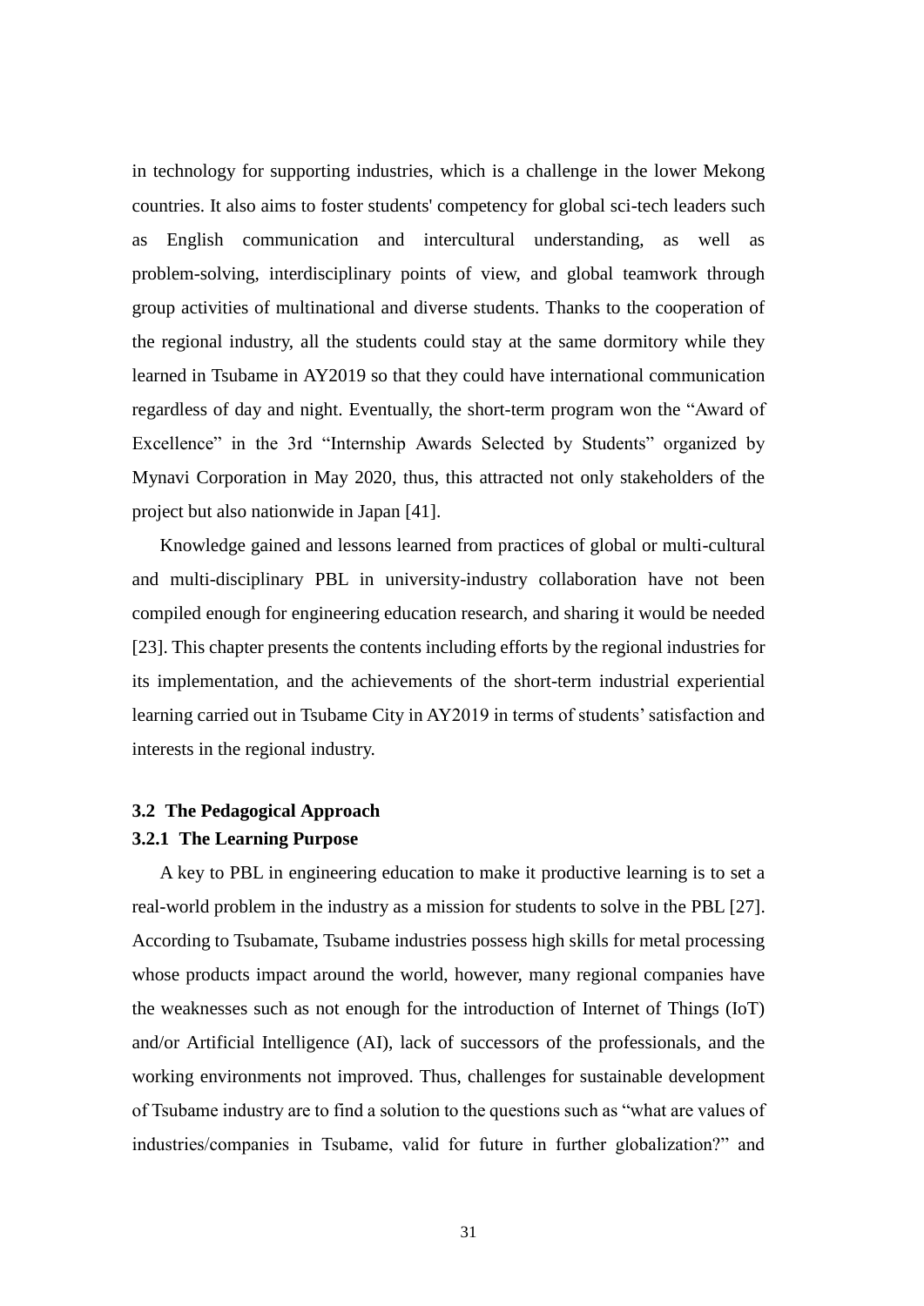in technology for supporting industries, which is a challenge in the lower Mekong countries. It also aims to foster students' competency for global sci-tech leaders such as English communication and intercultural understanding, as well as problem-solving, interdisciplinary points of view, and global teamwork through group activities of multinational and diverse students. Thanks to the cooperation of the regional industry, all the students could stay at the same dormitory while they learned in Tsubame in AY2019 so that they could have international communication regardless of day and night. Eventually, the short-term program won the "Award of Excellence" in the 3rd "Internship Awards Selected by Students" organized by Mynavi Corporation in May 2020, thus, this attracted not only stakeholders of the project but also nationwide in Japan [41].

Knowledge gained and lessons learned from practices of global or multi-cultural and multi-disciplinary PBL in university-industry collaboration have not been compiled enough for engineering education research, and sharing it would be needed [23]. This chapter presents the contents including efforts by the regional industries for its implementation, and the achievements of the short-term industrial experiential learning carried out in Tsubame City in AY2019 in terms of students' satisfaction and interests in the regional industry.

## 3.2 The Pedagogical Approach

### 3.2.1 The Learning Purpose

A key to PBL in engineering education to make it productive learning is to set a real-world problem in the industry as a mission for students to solve in the PBL [27]. According to Tsubamate, Tsubame industries possess high skills for metal processing whose products impact around the world, however, many regional companies have the weaknesses such as not enough for the introduction of Internet of Things (IoT) and/or Artificial Intelligence (AI), lack of successors of the professionals, and the working environments not improved. Thus, challenges for sustainable development of Tsubame industry are to find a solution to the questions such as "what are values of industries/companies in Tsubame, valid for future in further globalization?" and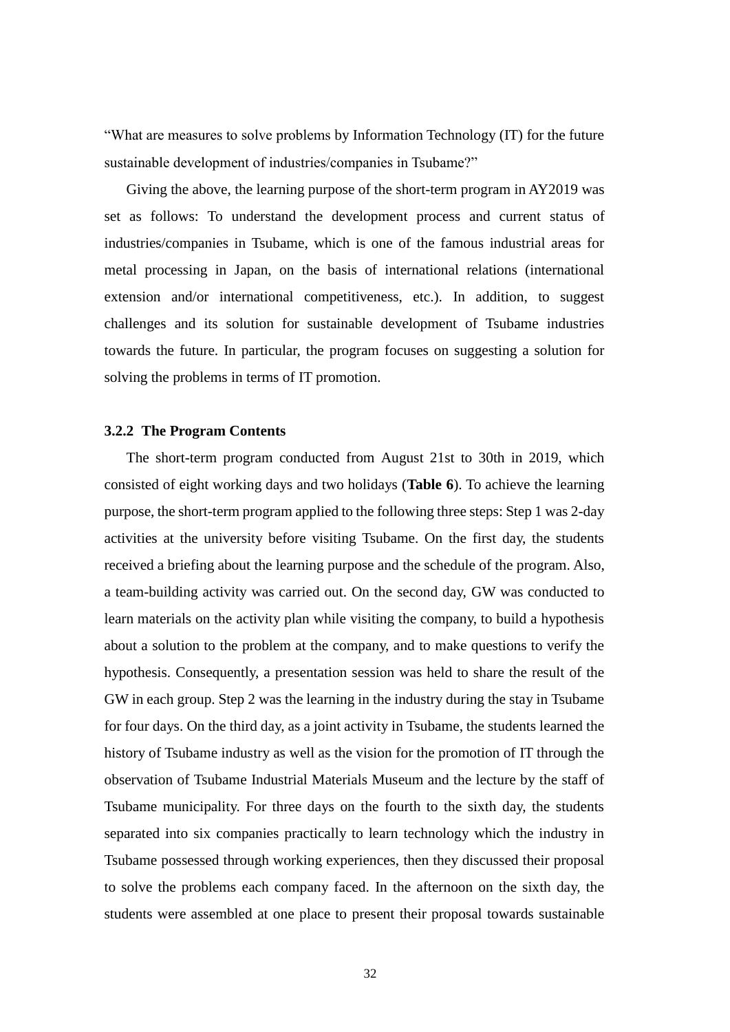"What are measures to solve problems by Information Technology (IT) for the future sustainable development of industries/companies in Tsubame?"

Giving the above, the learning purpose of the short-term program in AY2019 was set as follows: To understand the development process and current status of industries/companies in Tsubame, which is one of the famous industrial areas for metal processing in Japan, on the basis of international relations (international extension and/or international competitiveness, etc.). In addition, to suggest challenges and its solution for sustainable development of Tsubame industries towards the future. In particular, the program focuses on suggesting a solution for solving the problems in terms of IT promotion.

### 3.2.2 The Program Contents

The short-term program conducted from August 21st to 30th in 2019, which consisted of eight working days and two holidays (**Table 6**). To achieve the learning purpose, the short-term program applied to the following three steps: Step 1 was 2-day activities at the university before visiting Tsubame. On the first day, the students received a briefing about the learning purpose and the schedule of the program. Also, a team-building activity was carried out. On the second day, GW was conducted to learn materials on the activity plan while visiting the company, to build a hypothesis about a solution to the problem at the company, and to make questions to verify the hypothesis. Consequently, a presentation session was held to share the result of the GW in each group. Step 2 was the learning in the industry during the stay in Tsubame for four days. On the third day, as a joint activity in Tsubame, the students learned the history of Tsubame industry as well as the vision for the promotion of IT through the observation of Tsubame Industrial Materials Museum and the lecture by the staff of Tsubame municipality. For three days on the fourth to the sixth day, the students separated into six companies practically to learn technology which the industry in Tsubame possessed through working experiences, then they discussed their proposal to solve the problems each company faced. In the afternoon on the sixth day, the students were assembled at one place to present their proposal towards sustainable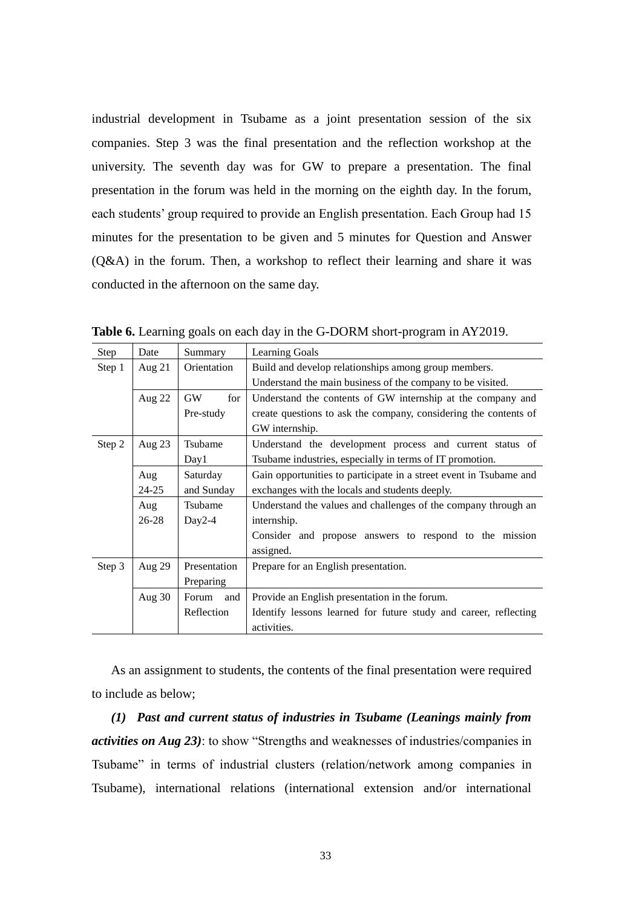industrial development in Tsubame as a joint presentation session of the six companies. Step 3 was the final presentation and the reflection workshop at the university. The seventh day was for GW to prepare a presentation. The final presentation in the forum was held in the morning on the eighth day. In the forum, each students' group required to provide an English presentation. Each Group had 15 minutes for the presentation to be given and 5 minutes for Question and Answer (Q&A) in the forum. Then, a workshop to reflect their learning and share it was conducted in the afternoon on the same day.

**Table 6.** Learning goals on each day in the G-DORM short-program in AY2019.

| Step | Date | Summary | Learning Goals |
|---|---|---|---|
| Step 1 | Aug 21 | Orientation | Build and develop relationships among group members. Understand the main business of the company to be visited. |
| | Aug 22 | GW for Pre-study | Understand the contents of GW internship at the company and create questions to ask the company, considering the contents of GW internship. |
| Step 2 | Aug 23 | Tsubame Day1 | Understand the development process and current status of Tsubame industries, especially in terms of IT promotion. |
| | Aug 24-25 | Saturday and Sunday | Gain opportunities to participate in a street event in Tsubame and exchanges with the locals and students deeply. |
| | Aug 26-28 | Tsubame Day2-4 | Understand the values and challenges of the company through an internship. Consider and propose answers to respond to the mission assigned. |
| Step 3 | Aug 29 | Presentation Preparing | Prepare for an English presentation. |
| | Aug 30 | Forum and Reflection | Provide an English presentation in the forum. Identify lessons learned for future study and career, reflecting activities. |

As an assignment to students, the contents of the final presentation were required to include as below;

***(1) Past and current status of industries in Tsubame (Leanings mainly from activities on Aug 23)***: to show "Strengths and weaknesses of industries/companies in Tsubame" in terms of industrial clusters (relation/network among companies in Tsubame), international relations (international extension and/or international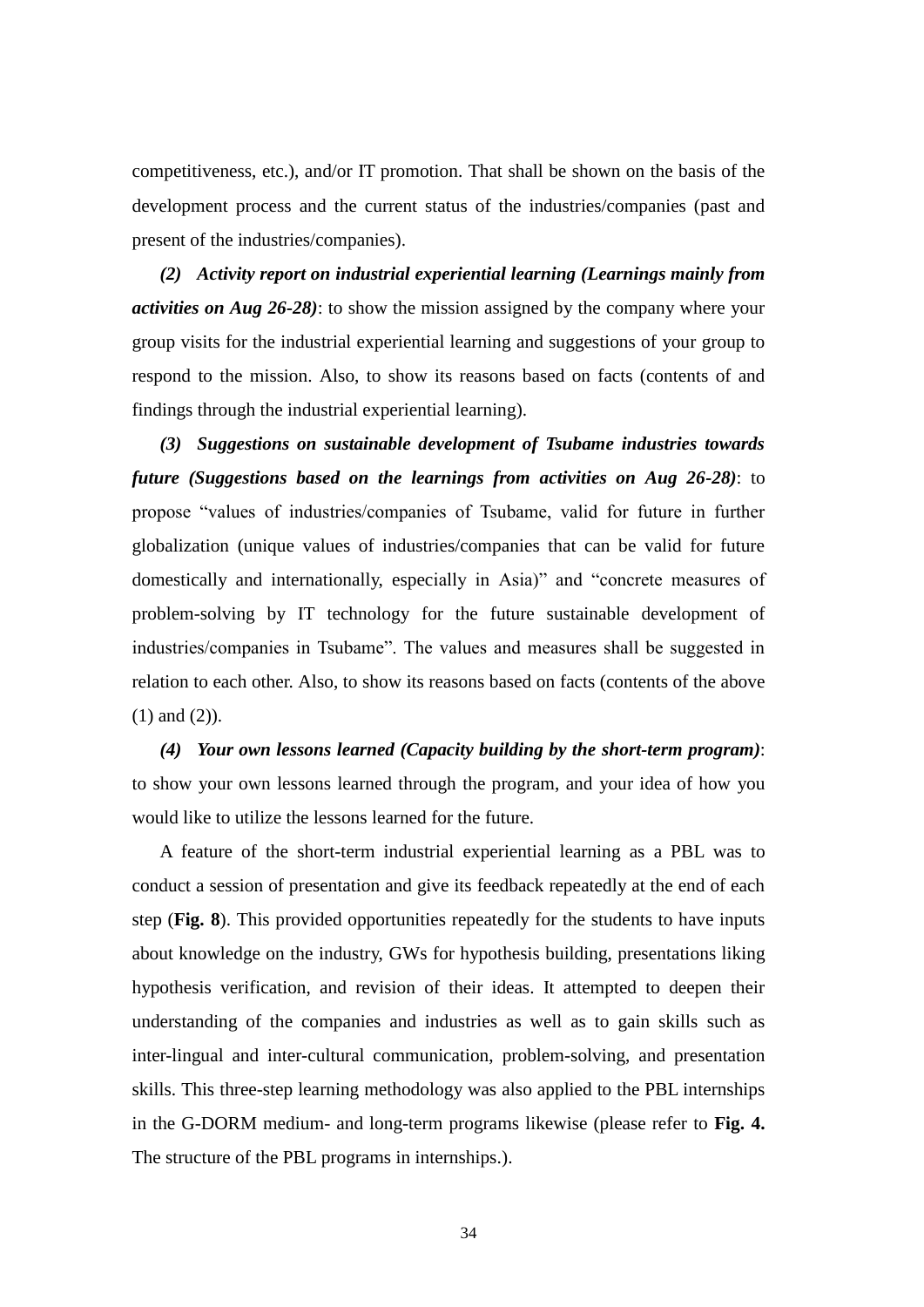competitiveness, etc.), and/or IT promotion. That shall be shown on the basis of the development process and the current status of the industries/companies (past and present of the industries/companies).

***(2) Activity report on industrial experiential learning (Learnings mainly from activities on Aug 26-28)***: to show the mission assigned by the company where your group visits for the industrial experiential learning and suggestions of your group to respond to the mission. Also, to show its reasons based on facts (contents of and findings through the industrial experiential learning).

***(3) Suggestions on sustainable development of Tsubame industries towards future (Suggestions based on the learnings from activities on Aug 26-28)***: to propose "values of industries/companies of Tsubame, valid for future in further globalization (unique values of industries/companies that can be valid for future domestically and internationally, especially in Asia)" and "concrete measures of problem-solving by IT technology for the future sustainable development of industries/companies in Tsubame". The values and measures shall be suggested in relation to each other. Also, to show its reasons based on facts (contents of the above (1) and (2)).

***(4) Your own lessons learned (Capacity building by the short-term program)***: to show your own lessons learned through the program, and your idea of how you would like to utilize the lessons learned for the future.

A feature of the short-term industrial experiential learning as a PBL was to conduct a session of presentation and give its feedback repeatedly at the end of each step (**Fig. 8**). This provided opportunities repeatedly for the students to have inputs about knowledge on the industry, GWs for hypothesis building, presentations liking hypothesis verification, and revision of their ideas. It attempted to deepen their understanding of the companies and industries as well as to gain skills such as inter-lingual and inter-cultural communication, problem-solving, and presentation skills. This three-step learning methodology was also applied to the PBL internships in the G-DORM medium- and long-term programs likewise (please refer to **Fig. 4.** The structure of the PBL programs in internships.).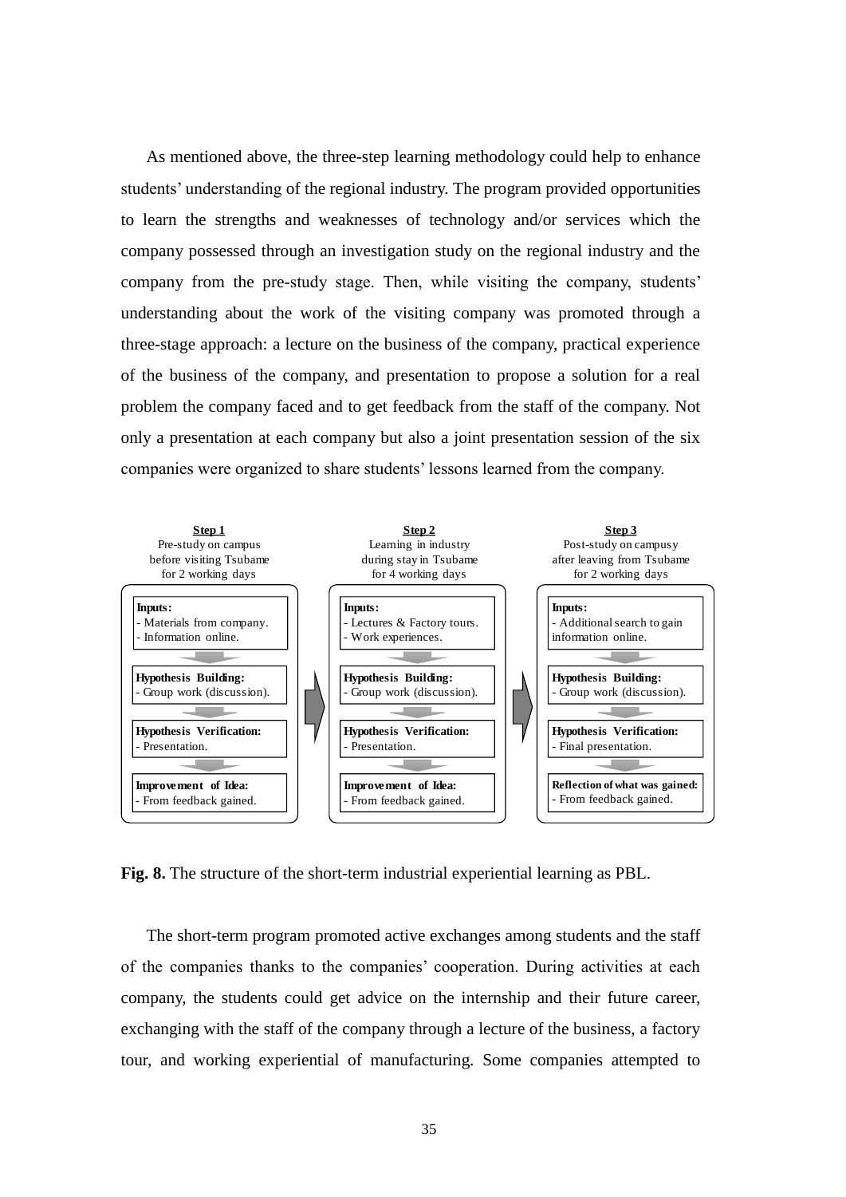As mentioned above, the three-step learning methodology could help to enhance students' understanding of the regional industry. The program provided opportunities to learn the strengths and weaknesses of technology and/or services which the company possessed through an investigation study on the regional industry and the company from the pre-study stage. Then, while visiting the company, students' understanding about the work of the visiting company was promoted through a three-stage approach: a lecture on the business of the company, practical experience of the business of the company, and presentation to propose a solution for a real problem the company faced and to get feedback from the staff of the company. Not only a presentation at each company but also a joint presentation session of the six companies were organized to share students' lessons learned from the company.

Step 1
Pre-study on campus
before visiting Tsubame
for 2 working days

Inputs:
- Materials from company.
- Information online.

Hypothesis Building:
- Group work (discussion).

Hypothesis Verification:
- Presentation.

Improvement of Idea:
- From feedback gained.

Step 2
Learning in industry
during stay in Tsubame
for 4 working days

Inputs:
- Lectures & Factory tours.
- Work experiences.

Hypothesis Building:
- Group work (discussion).

Hypothesis Verification:
- Presentation.

Improvement of Idea:
- From feedback gained.

Step 3
Post-study on campusy
after leaving from Tsubame
for 2 working days

Inputs:
- Additional search to gain information online.

Hypothesis Building:
- Group work (discussion).

Hypothesis Verification:
- Final presentation.

Reflection of what was gained:
- From feedback gained.

**Fig. 8.** The structure of the short-term industrial experiential learning as PBL.

The short-term program promoted active exchanges among students and the staff of the companies thanks to the companies' cooperation. During activities at each company, the students could get advice on the internship and their future career, exchanging with the staff of the company through a lecture of the business, a factory tour, and working experiential of manufacturing. Some companies attempted to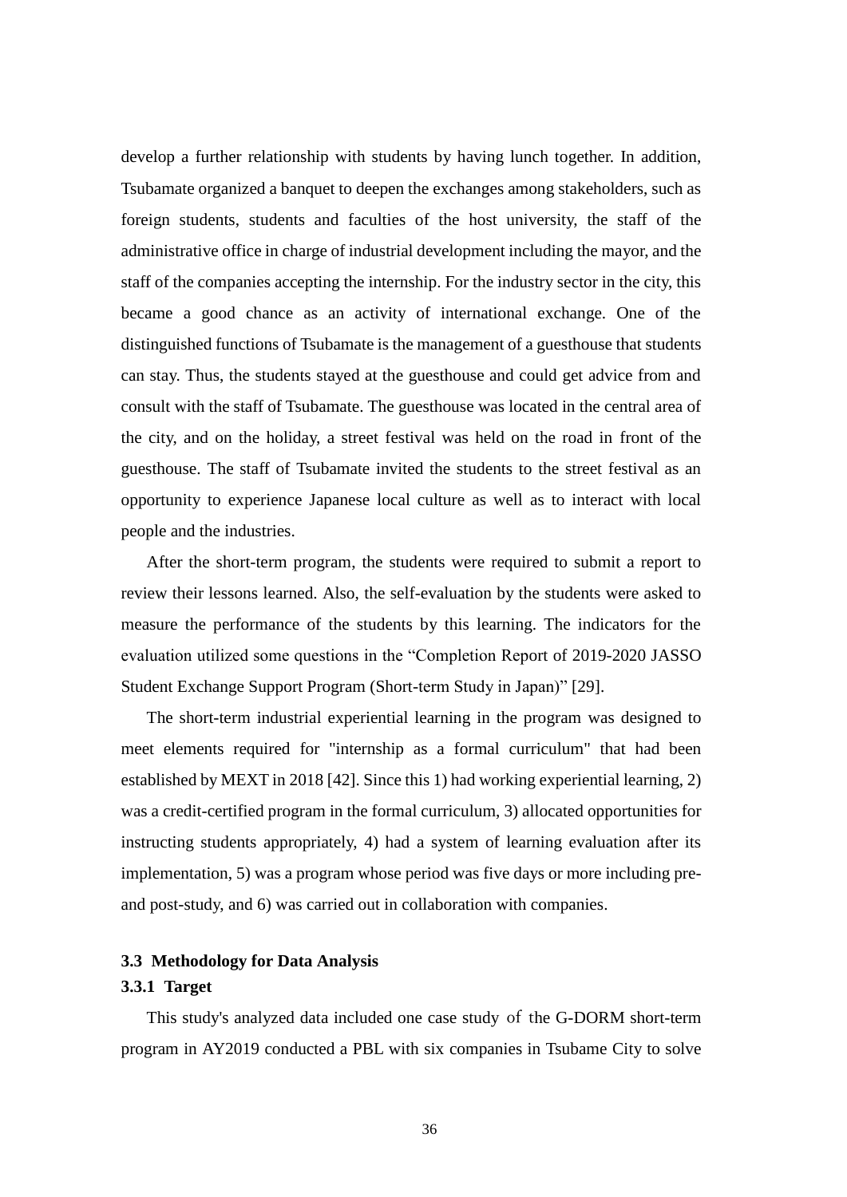develop a further relationship with students by having lunch together. In addition, Tsubamate organized a banquet to deepen the exchanges among stakeholders, such as foreign students, students and faculties of the host university, the staff of the administrative office in charge of industrial development including the mayor, and the staff of the companies accepting the internship. For the industry sector in the city, this became a good chance as an activity of international exchange. One of the distinguished functions of Tsubamate is the management of a guesthouse that students can stay. Thus, the students stayed at the guesthouse and could get advice from and consult with the staff of Tsubamate. The guesthouse was located in the central area of the city, and on the holiday, a street festival was held on the road in front of the guesthouse. The staff of Tsubamate invited the students to the street festival as an opportunity to experience Japanese local culture as well as to interact with local people and the industries.

After the short-term program, the students were required to submit a report to review their lessons learned. Also, the self-evaluation by the students were asked to measure the performance of the students by this learning. The indicators for the evaluation utilized some questions in the "Completion Report of 2019-2020 JASSO Student Exchange Support Program (Short-term Study in Japan)" [29].

The short-term industrial experiential learning in the program was designed to meet elements required for "internship as a formal curriculum" that had been established by MEXT in 2018 [42]. Since this 1) had working experiential learning, 2) was a credit-certified program in the formal curriculum, 3) allocated opportunities for instructing students appropriately, 4) had a system of learning evaluation after its implementation, 5) was a program whose period was five days or more including pre- and post-study, and 6) was carried out in collaboration with companies.

### 3.3 Methodology for Data Analysis

#### 3.3.1 Target

This study's analyzed data included one case study of the G-DORM short-term program in AY2019 conducted a PBL with six companies in Tsubame City to solve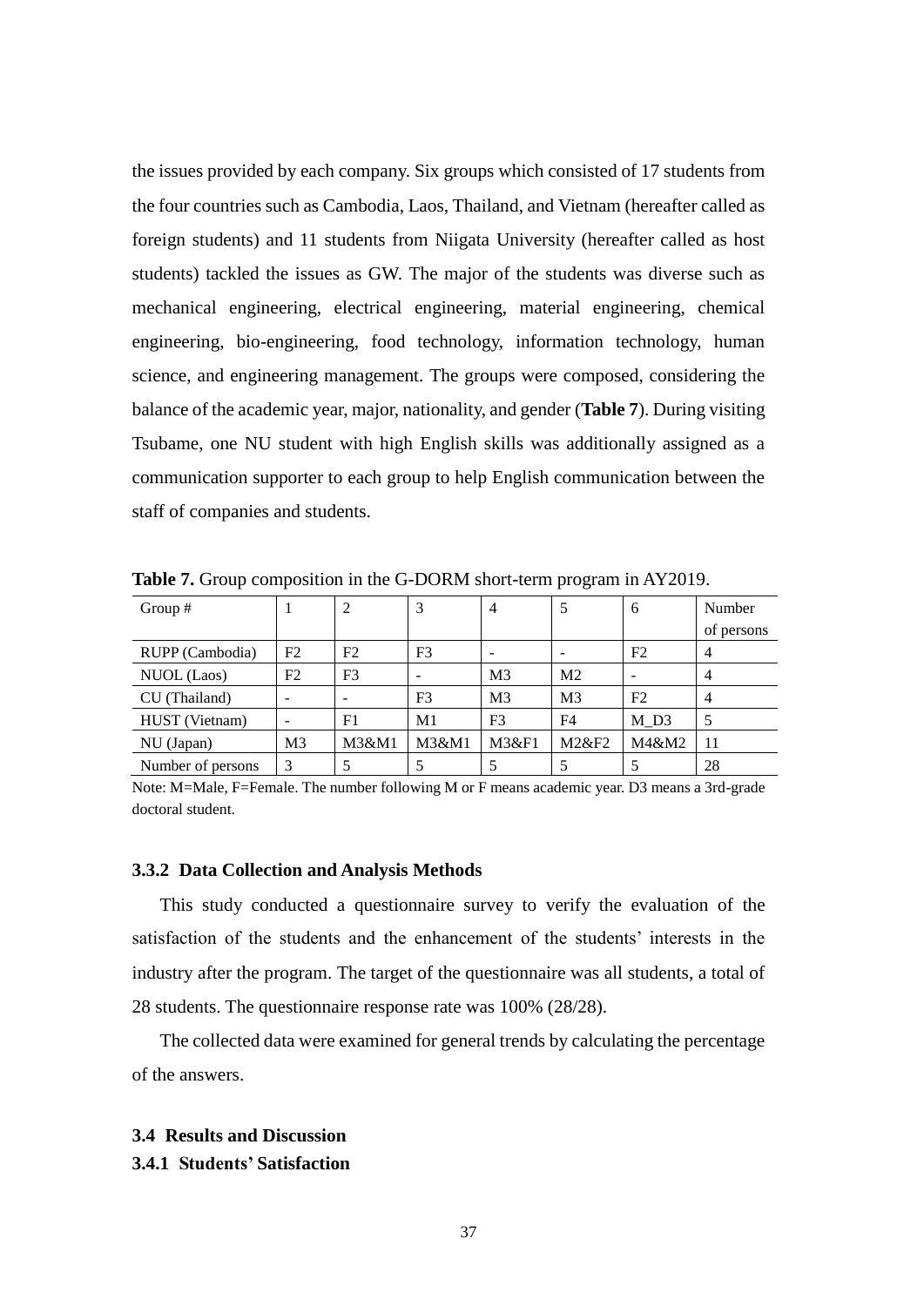the issues provided by each company. Six groups which consisted of 17 students from the four countries such as Cambodia, Laos, Thailand, and Vietnam (hereafter called as foreign students) and 11 students from Niigata University (hereafter called as host students) tackled the issues as GW. The major of the students was diverse such as mechanical engineering, electrical engineering, material engineering, chemical engineering, bio-engineering, food technology, information technology, human science, and engineering management. The groups were composed, considering the balance of the academic year, major, nationality, and gender (**Table 7**). During visiting Tsubame, one NU student with high English skills was additionally assigned as a communication supporter to each group to help English communication between the staff of companies and students.

**Table 7.** Group composition in the G-DORM short-term program in AY2019.

| Group # | 1 | 2 | 3 | 4 | 5 | 6 | Number of persons |
|---|---|---|---|---|---|---|---|
| RUPP (Cambodia) | F2 | F2 | F3 | - | - | F2 | 4 |
| NUOL (Laos) | F2 | F3 | - | M3 | M2 | - | 4 |
| CU (Thailand) | - | - | F3 | M3 | M3 | F2 | 4 |
| HUST (Vietnam) | - | F1 | M1 | F3 | F4 | M_D3 | 5 |
| NU (Japan) | M3 | M3&M1 | M3&M1 | M3&F1 | M2&F2 | M4&M2 | 11 |
| Number of persons | 3 | 5 | 5 | 5 | 5 | 5 | 28 |

Note: M=Male, F=Female. The number following M or F means academic year. D3 means a 3rd-grade doctoral student.

### 3.3.2 Data Collection and Analysis Methods

This study conducted a questionnaire survey to verify the evaluation of the satisfaction of the students and the enhancement of the students' interests in the industry after the program. The target of the questionnaire was all students, a total of 28 students. The questionnaire response rate was 100% (28/28).

The collected data were examined for general trends by calculating the percentage of the answers.

## 3.4 Results and Discussion

### 3.4.1 Students' Satisfaction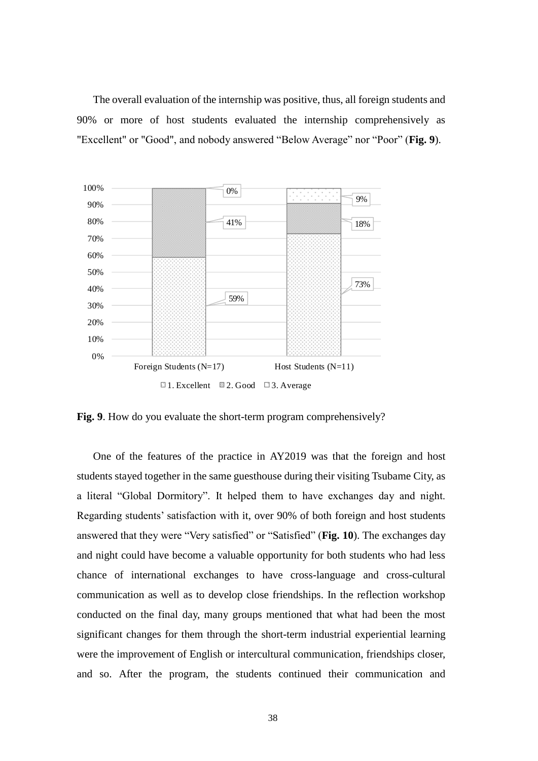The overall evaluation of the internship was positive, thus, all foreign students and 90% or more of host students evaluated the internship comprehensively as "Excellent" or "Good", and nobody answered “Below Average” nor “Poor” (**Fig. 9**).

100%
90%
80%
70%
60%
50%
40%
30%
20%
10%
0%

0%
41%
59%
9%
18%
73%

Foreign Students (N=17)
Host Students (N=11)

1. Excellent
2. Good
3. Average

**Fig. 9**. How do you evaluate the short-term program comprehensively?

One of the features of the practice in AY2019 was that the foreign and host students stayed together in the same guesthouse during their visiting Tsubame City, as a literal “Global Dormitory”. It helped them to have exchanges day and night. Regarding students’ satisfaction with it, over 90% of both foreign and host students answered that they were “Very satisfied” or “Satisfied” (**Fig. 10**). The exchanges day and night could have become a valuable opportunity for both students who had less chance of international exchanges to have cross-language and cross-cultural communication as well as to develop close friendships. In the reflection workshop conducted on the final day, many groups mentioned that what had been the most significant changes for them through the short-term industrial experiential learning were the improvement of English or intercultural communication, friendships closer, and so. After the program, the students continued their communication and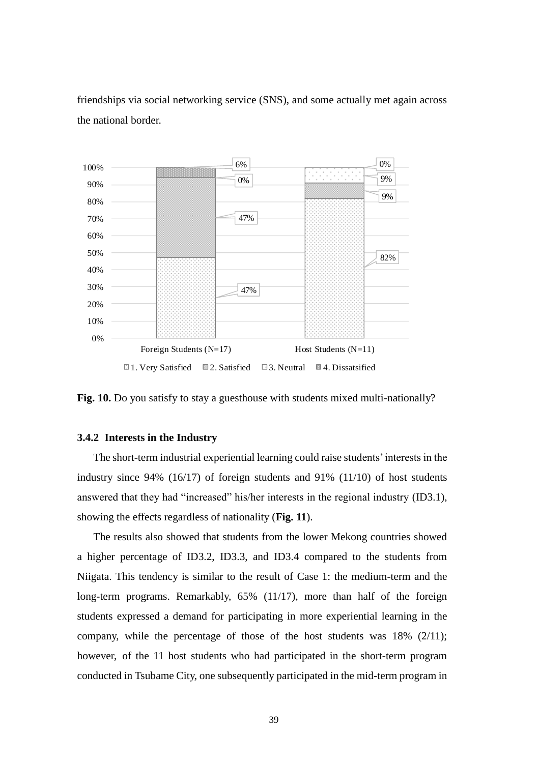friendships via social networking service (SNS), and some actually met again across the national border.

100%
90%
80%
70%
60%
50%
40%
30%
20%
10%
0%

6%
0%
47%
47%

0%
9%
9%
82%

Foreign Students (N=17)
Host Students (N=11)

1. Very Satisfied  2. Satisfied  3. Neutral  4. Dissatsified

**Fig. 10.** Do you satisfy to stay a guesthouse with students mixed multi-nationally?

### 3.4.2 Interests in the Industry

The short-term industrial experiential learning could raise students' interests in the industry since 94% (16/17) of foreign students and 91% (11/10) of host students answered that they had "increased" his/her interests in the regional industry (ID3.1), showing the effects regardless of nationality (**Fig. 11**).

The results also showed that students from the lower Mekong countries showed a higher percentage of ID3.2, ID3.3, and ID3.4 compared to the students from Niigata. This tendency is similar to the result of Case 1: the medium-term and the long-term programs. Remarkably, 65% (11/17), more than half of the foreign students expressed a demand for participating in more experiential learning in the company, while the percentage of those of the host students was 18% (2/11); however, of the 11 host students who had participated in the short-term program conducted in Tsubame City, one subsequently participated in the mid-term program in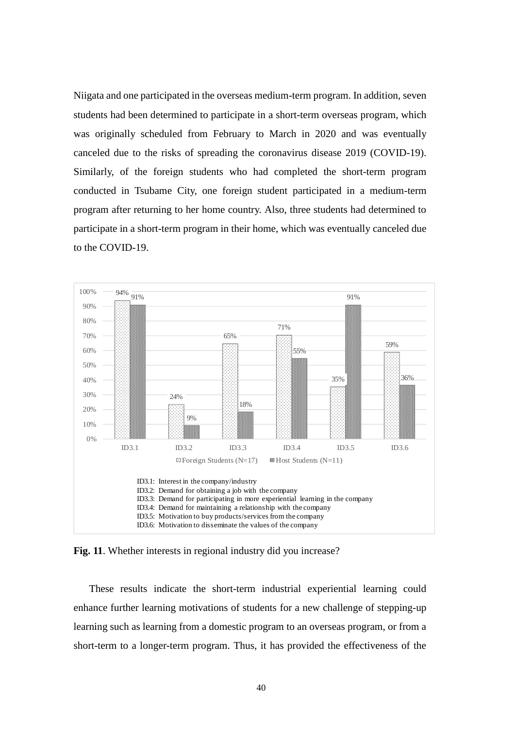Niigata and one participated in the overseas medium-term program. In addition, seven students had been determined to participate in a short-term overseas program, which was originally scheduled from February to March in 2020 and was eventually canceled due to the risks of spreading the coronavirus disease 2019 (COVID-19). Similarly, of the foreign students who had completed the short-term program conducted in Tsubame City, one foreign student participated in a medium-term program after returning to her home country. Also, three students had determined to participate in a short-term program in their home, which was eventually canceled due to the COVID-19.

| | ID3.1 | ID3.2 | ID3.3 | ID3.4 | ID3.5 | ID3.6 |
|---|---|---|---|---|---|---|
| Foreign Students (N=17) | 94% | 24% | 65% | 71% | 35% | 59% |
| Host Students (N=11) | 91% | 9% | 18% | 55% | 91% | 36% |

ID3.1: Interest in the company/industry
ID3.2: Demand for obtaining a job with the company
ID3.3: Demand for participating in more experiential learning in the company
ID3.4: Demand for maintaining a relationship with the company
ID3.5: Motivation to buy products/services from the company
ID3.6: Motivation to disseminate the values of the company

**Fig. 11**. Whether interests in regional industry did you increase?

These results indicate the short-term industrial experiential learning could enhance further learning motivations of students for a new challenge of stepping-up learning such as learning from a domestic program to an overseas program, or from a short-term to a longer-term program. Thus, it has provided the effectiveness of the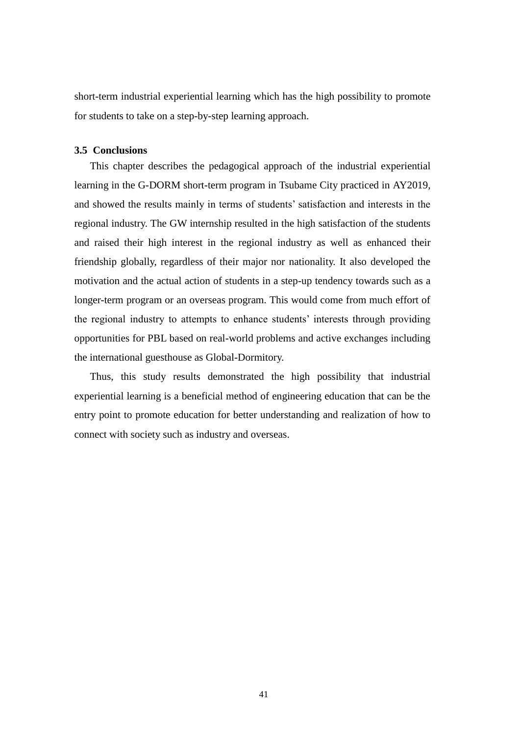short-term industrial experiential learning which has the high possibility to promote for students to take on a step-by-step learning approach.

### 3.5 Conclusions

This chapter describes the pedagogical approach of the industrial experiential learning in the G-DORM short-term program in Tsubame City practiced in AY2019, and showed the results mainly in terms of students' satisfaction and interests in the regional industry. The GW internship resulted in the high satisfaction of the students and raised their high interest in the regional industry as well as enhanced their friendship globally, regardless of their major nor nationality. It also developed the motivation and the actual action of students in a step-up tendency towards such as a longer-term program or an overseas program. This would come from much effort of the regional industry to attempts to enhance students' interests through providing opportunities for PBL based on real-world problems and active exchanges including the international guesthouse as Global-Dormitory.

Thus, this study results demonstrated the high possibility that industrial experiential learning is a beneficial method of engineering education that can be the entry point to promote education for better understanding and realization of how to connect with society such as industry and overseas.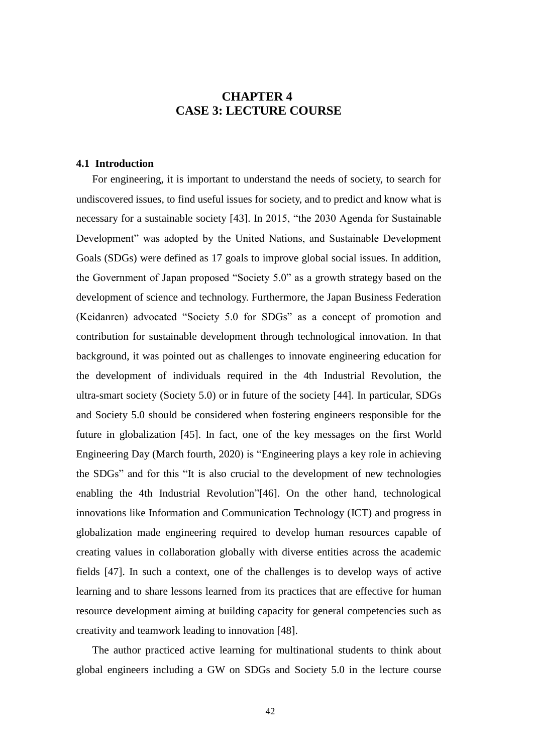# CHAPTER 4
# CASE 3: LECTURE COURSE

## 4.1 Introduction

For engineering, it is important to understand the needs of society, to search for undiscovered issues, to find useful issues for society, and to predict and know what is necessary for a sustainable society [43]. In 2015, "the 2030 Agenda for Sustainable Development" was adopted by the United Nations, and Sustainable Development Goals (SDGs) were defined as 17 goals to improve global social issues. In addition, the Government of Japan proposed "Society 5.0" as a growth strategy based on the development of science and technology. Furthermore, the Japan Business Federation (Keidanren) advocated "Society 5.0 for SDGs" as a concept of promotion and contribution for sustainable development through technological innovation. In that background, it was pointed out as challenges to innovate engineering education for the development of individuals required in the 4th Industrial Revolution, the ultra-smart society (Society 5.0) or in future of the society [44]. In particular, SDGs and Society 5.0 should be considered when fostering engineers responsible for the future in globalization [45]. In fact, one of the key messages on the first World Engineering Day (March fourth, 2020) is "Engineering plays a key role in achieving the SDGs" and for this "It is also crucial to the development of new technologies enabling the 4th Industrial Revolution"[46]. On the other hand, technological innovations like Information and Communication Technology (ICT) and progress in globalization made engineering required to develop human resources capable of creating values in collaboration globally with diverse entities across the academic fields [47]. In such a context, one of the challenges is to develop ways of active learning and to share lessons learned from its practices that are effective for human resource development aiming at building capacity for general competencies such as creativity and teamwork leading to innovation [48].

The author practiced active learning for multinational students to think about global engineers including a GW on SDGs and Society 5.0 in the lecture course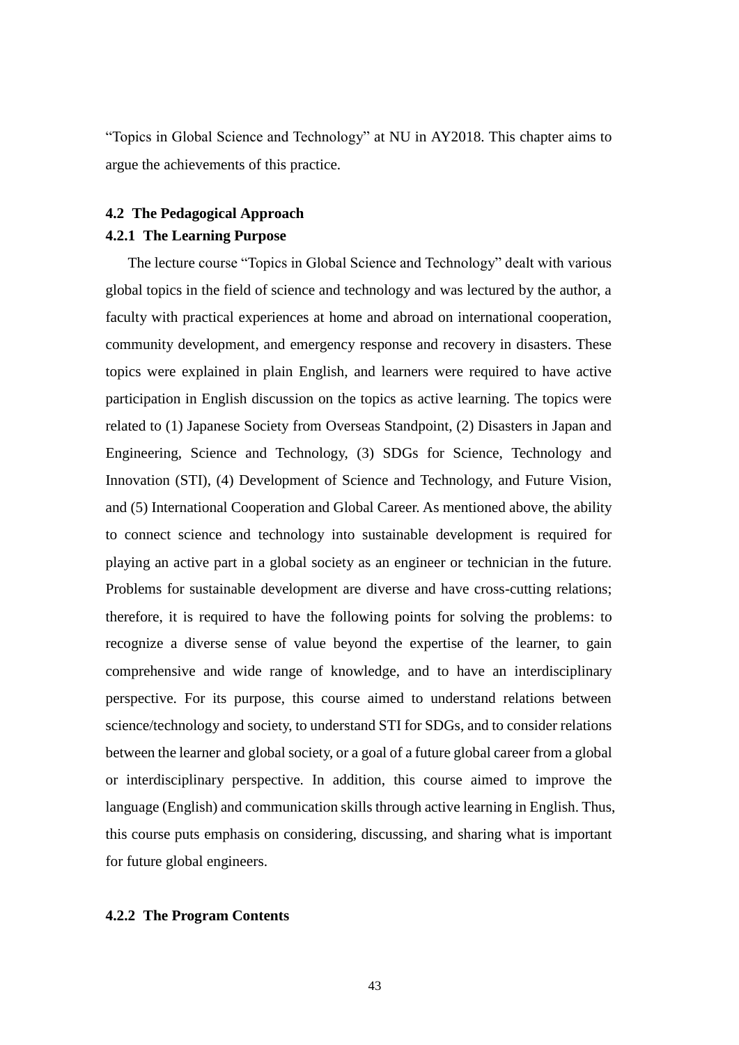“Topics in Global Science and Technology” at NU in AY2018. This chapter aims to argue the achievements of this practice.

### 4.2 The Pedagogical Approach

#### 4.2.1 The Learning Purpose

The lecture course “Topics in Global Science and Technology” dealt with various global topics in the field of science and technology and was lectured by the author, a faculty with practical experiences at home and abroad on international cooperation, community development, and emergency response and recovery in disasters. These topics were explained in plain English, and learners were required to have active participation in English discussion on the topics as active learning. The topics were related to (1) Japanese Society from Overseas Standpoint, (2) Disasters in Japan and Engineering, Science and Technology, (3) SDGs for Science, Technology and Innovation (STI), (4) Development of Science and Technology, and Future Vision, and (5) International Cooperation and Global Career. As mentioned above, the ability to connect science and technology into sustainable development is required for playing an active part in a global society as an engineer or technician in the future. Problems for sustainable development are diverse and have cross-cutting relations; therefore, it is required to have the following points for solving the problems: to recognize a diverse sense of value beyond the expertise of the learner, to gain comprehensive and wide range of knowledge, and to have an interdisciplinary perspective. For its purpose, this course aimed to understand relations between science/technology and society, to understand STI for SDGs, and to consider relations between the learner and global society, or a goal of a future global career from a global or interdisciplinary perspective. In addition, this course aimed to improve the language (English) and communication skills through active learning in English. Thus, this course puts emphasis on considering, discussing, and sharing what is important for future global engineers.

#### 4.2.2 The Program Contents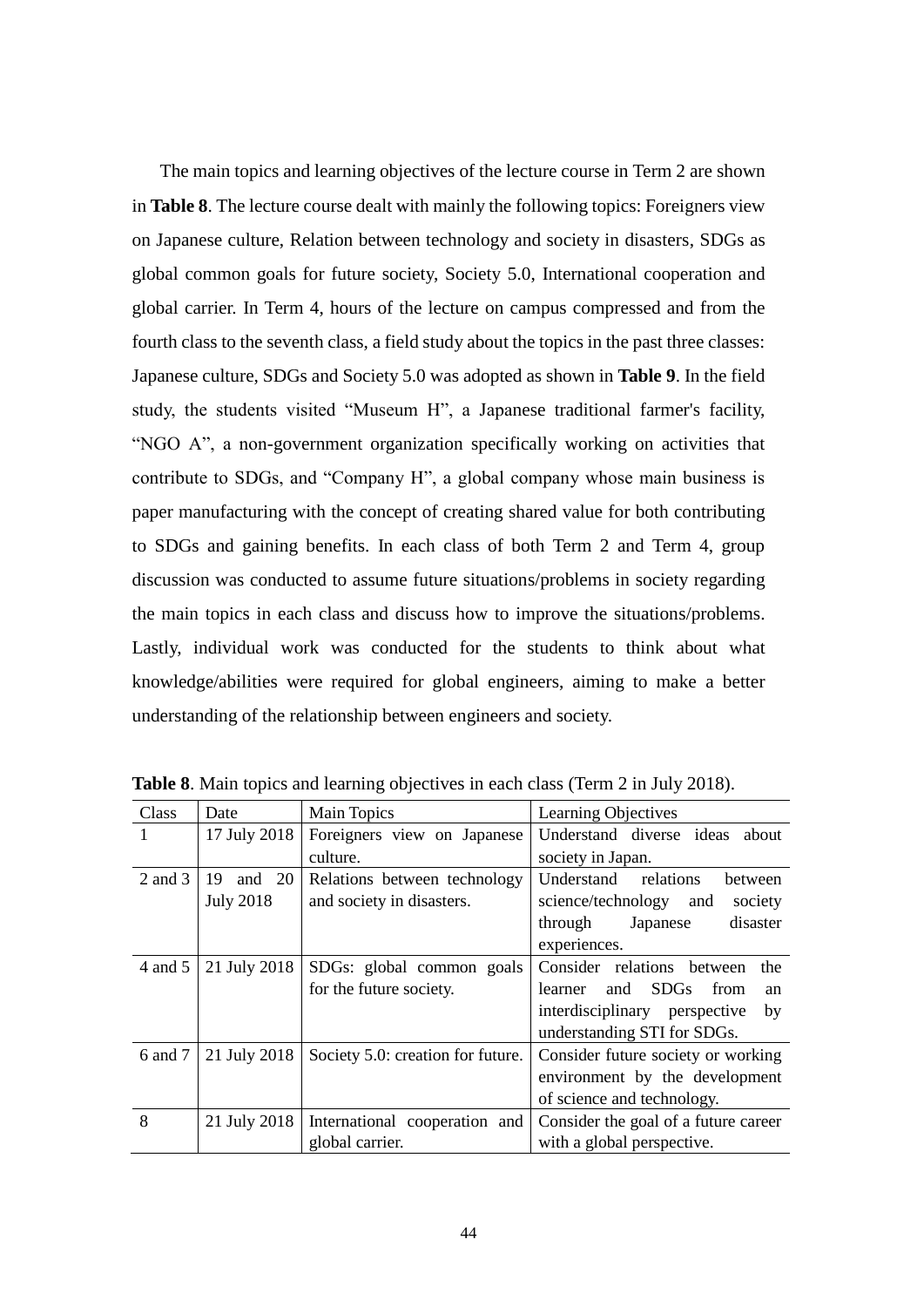The main topics and learning objectives of the lecture course in Term 2 are shown in **Table 8**. The lecture course dealt with mainly the following topics: Foreigners view on Japanese culture, Relation between technology and society in disasters, SDGs as global common goals for future society, Society 5.0, International cooperation and global carrier. In Term 4, hours of the lecture on campus compressed and from the fourth class to the seventh class, a field study about the topics in the past three classes: Japanese culture, SDGs and Society 5.0 was adopted as shown in **Table 9**. In the field study, the students visited "Museum H", a Japanese traditional farmer's facility, "NGO A", a non-government organization specifically working on activities that contribute to SDGs, and "Company H", a global company whose main business is paper manufacturing with the concept of creating shared value for both contributing to SDGs and gaining benefits. In each class of both Term 2 and Term 4, group discussion was conducted to assume future situations/problems in society regarding the main topics in each class and discuss how to improve the situations/problems. Lastly, individual work was conducted for the students to think about what knowledge/abilities were required for global engineers, aiming to make a better understanding of the relationship between engineers and society.

**Table 8**. Main topics and learning objectives in each class (Term 2 in July 2018).

| Class | Date | Main Topics | Learning Objectives |
|---|---|---|---|
| 1 | 17 July 2018 | Foreigners view on Japanese culture. | Understand diverse ideas about society in Japan. |
| 2 and 3 | 19 and 20 July 2018 | Relations between technology and society in disasters. | Understand relations between science/technology and society through Japanese disaster experiences. |
| 4 and 5 | 21 July 2018 | SDGs: global common goals for the future society. | Consider relations between the learner and SDGs from an interdisciplinary perspective by understanding STI for SDGs. |
| 6 and 7 | 21 July 2018 | Society 5.0: creation for future. | Consider future society or working environment by the development of science and technology. |
| 8 | 21 July 2018 | International cooperation and global carrier. | Consider the goal of a future career with a global perspective. |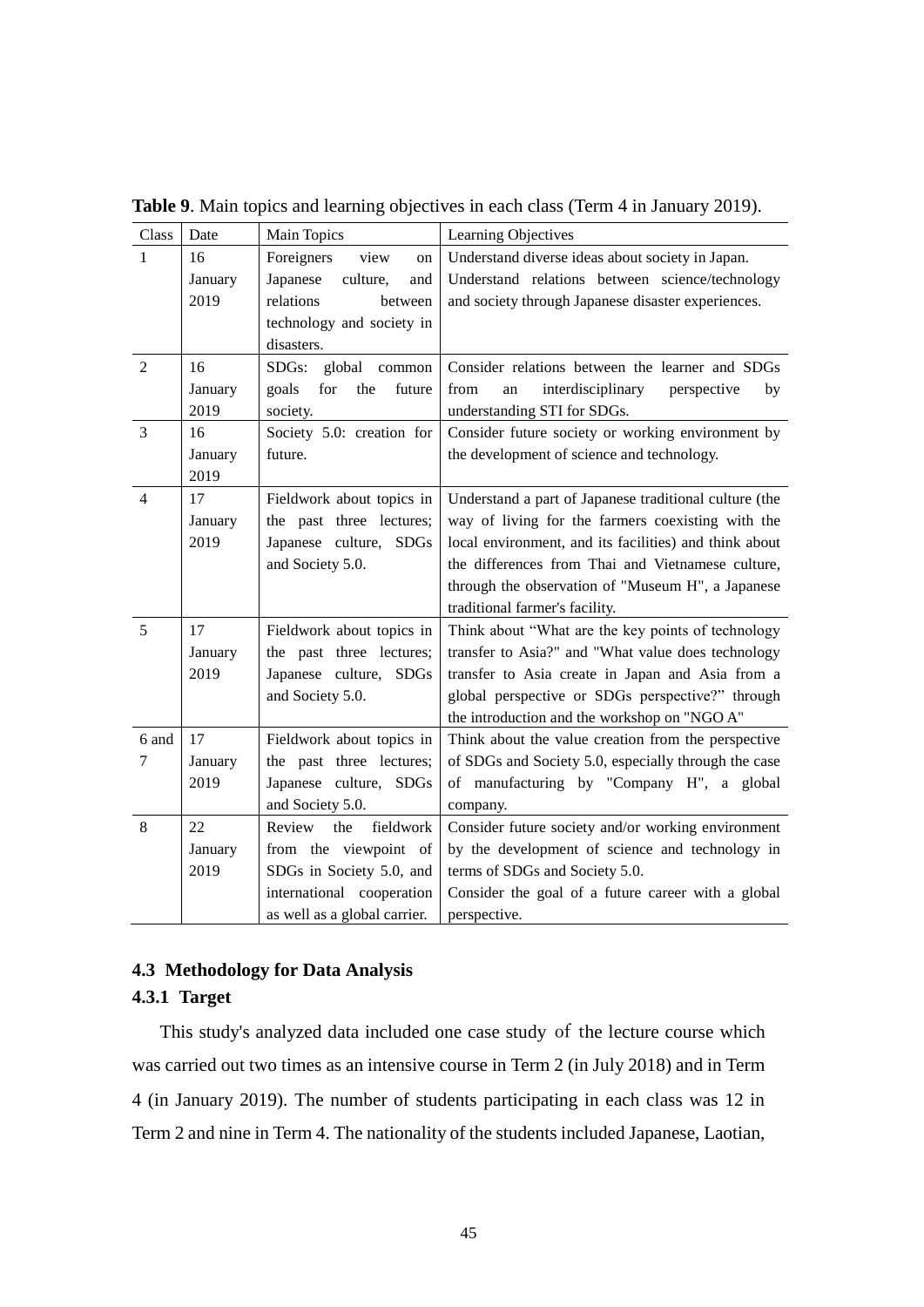**Table 9**. Main topics and learning objectives in each class (Term 4 in January 2019).

| Class | Date | Main Topics | Learning Objectives |
|---|---|---|---|
| 1 | 16 January 2019 | Foreigners view on Japanese culture, and relations between technology and society in disasters. | Understand diverse ideas about society in Japan. Understand relations between science/technology and society through Japanese disaster experiences. |
| 2 | 16 January 2019 | SDGs: global common goals for the future society. | Consider relations between the learner and SDGs from an interdisciplinary perspective by understanding STI for SDGs. |
| 3 | 16 January 2019 | Society 5.0: creation for future. | Consider future society or working environment by the development of science and technology. |
| 4 | 17 January 2019 | Fieldwork about topics in the past three lectures; Japanese culture, SDGs and Society 5.0. | Understand a part of Japanese traditional culture (the way of living for the farmers coexisting with the local environment, and its facilities) and think about the differences from Thai and Vietnamese culture, through the observation of "Museum H", a Japanese traditional farmer's facility. |
| 5 | 17 January 2019 | Fieldwork about topics in the past three lectures; Japanese culture, SDGs and Society 5.0. | Think about "What are the key points of technology transfer to Asia?" and "What value does technology transfer to Asia create in Japan and Asia from a global perspective or SDGs perspective?" through the introduction and the workshop on "NGO A" |
| 6 and 7 | 17 January 2019 | Fieldwork about topics in the past three lectures; Japanese culture, SDGs and Society 5.0. | Think about the value creation from the perspective of SDGs and Society 5.0, especially through the case of manufacturing by "Company H", a global company. |
| 8 | 22 January 2019 | Review the fieldwork from the viewpoint of SDGs in Society 5.0, and international cooperation as well as a global carrier. | Consider future society and/or working environment by the development of science and technology in terms of SDGs and Society 5.0. Consider the goal of a future career with a global perspective. |

### 4.3 Methodology for Data Analysis

#### 4.3.1 Target

This study's analyzed data included one case study of the lecture course which was carried out two times as an intensive course in Term 2 (in July 2018) and in Term 4 (in January 2019). The number of students participating in each class was 12 in Term 2 and nine in Term 4. The nationality of the students included Japanese, Laotian,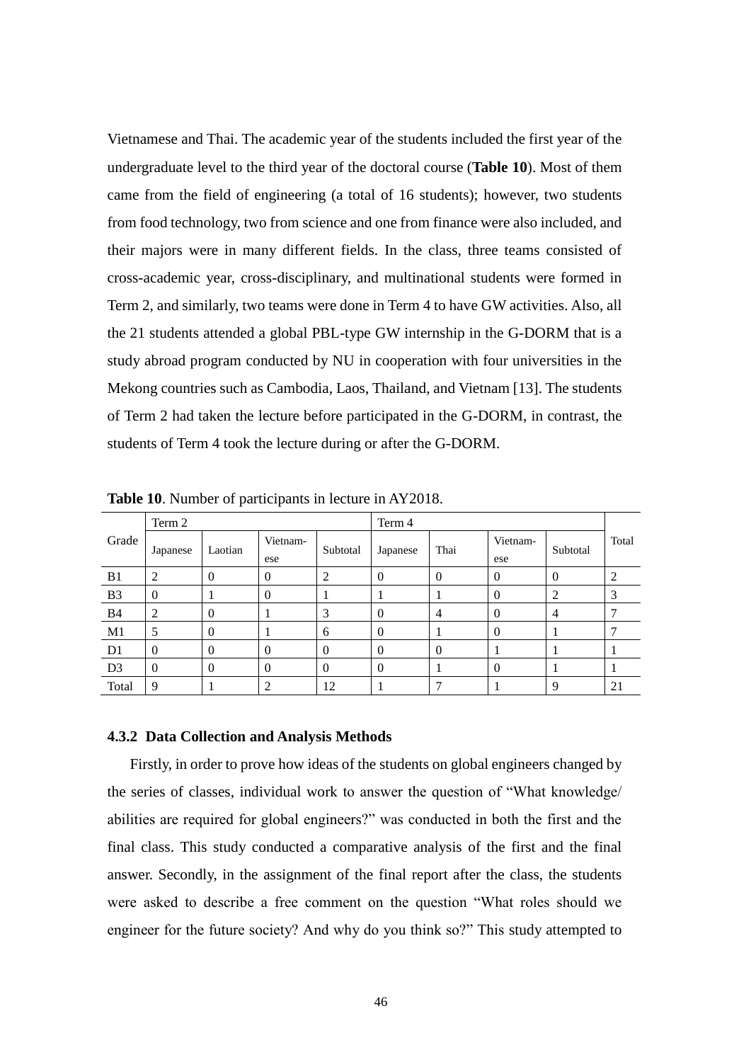Vietnamese and Thai. The academic year of the students included the first year of the undergraduate level to the third year of the doctoral course (**Table 10**). Most of them came from the field of engineering (a total of 16 students); however, two students from food technology, two from science and one from finance were also included, and their majors were in many different fields. In the class, three teams consisted of cross-academic year, cross-disciplinary, and multinational students were formed in Term 2, and similarly, two teams were done in Term 4 to have GW activities. Also, all the 21 students attended a global PBL-type GW internship in the G-DORM that is a study abroad program conducted by NU in cooperation with four universities in the Mekong countries such as Cambodia, Laos, Thailand, and Vietnam [13]. The students of Term 2 had taken the lecture before participated in the G-DORM, in contrast, the students of Term 4 took the lecture during or after the G-DORM.

**Table 10**. Number of participants in lecture in AY2018.

| Grade | Term 2 | | | | Term 4 | | | | Total |
|---|---|---|---|---|---|---|---|---|---|
| | Japanese | Laotian | Vietnam-ese | Subtotal | Japanese | Thai | Vietnam-ese | Subtotal | |
| B1 | 2 | 0 | 0 | 2 | 0 | 0 | 0 | 0 | 2 |
| B3 | 0 | 1 | 0 | 1 | 1 | 1 | 0 | 2 | 3 |
| B4 | 2 | 0 | 1 | 3 | 0 | 4 | 0 | 4 | 7 |
| M1 | 5 | 0 | 1 | 6 | 0 | 1 | 0 | 1 | 7 |
| D1 | 0 | 0 | 0 | 0 | 0 | 0 | 1 | 1 | 1 |
| D3 | 0 | 0 | 0 | 0 | 0 | 1 | 0 | 1 | 1 |
| Total | 9 | 1 | 2 | 12 | 1 | 7 | 1 | 9 | 21 |

#### 4.3.2 Data Collection and Analysis Methods

Firstly, in order to prove how ideas of the students on global engineers changed by the series of classes, individual work to answer the question of "What knowledge/ abilities are required for global engineers?" was conducted in both the first and the final class. This study conducted a comparative analysis of the first and the final answer. Secondly, in the assignment of the final report after the class, the students were asked to describe a free comment on the question "What roles should we engineer for the future society? And why do you think so?" This study attempted to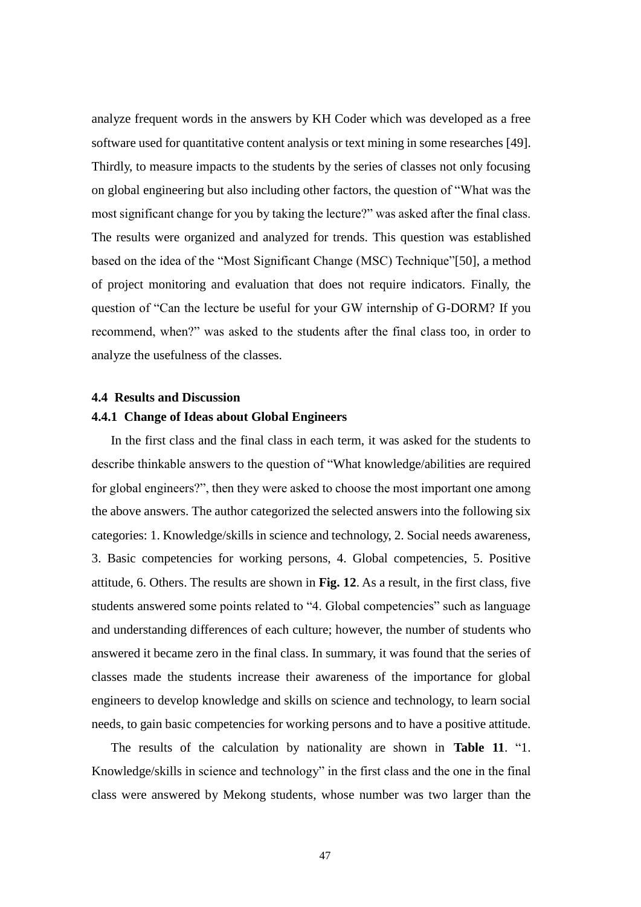analyze frequent words in the answers by KH Coder which was developed as a free software used for quantitative content analysis or text mining in some researches [49]. Thirdly, to measure impacts to the students by the series of classes not only focusing on global engineering but also including other factors, the question of "What was the most significant change for you by taking the lecture?" was asked after the final class. The results were organized and analyzed for trends. This question was established based on the idea of the "Most Significant Change (MSC) Technique"[50], a method of project monitoring and evaluation that does not require indicators. Finally, the question of "Can the lecture be useful for your GW internship of G-DORM? If you recommend, when?" was asked to the students after the final class too, in order to analyze the usefulness of the classes.

### 4.4 Results and Discussion

#### 4.4.1 Change of Ideas about Global Engineers

In the first class and the final class in each term, it was asked for the students to describe thinkable answers to the question of "What knowledge/abilities are required for global engineers?", then they were asked to choose the most important one among the above answers. The author categorized the selected answers into the following six categories: 1. Knowledge/skills in science and technology, 2. Social needs awareness, 3. Basic competencies for working persons, 4. Global competencies, 5. Positive attitude, 6. Others. The results are shown in **Fig. 12**. As a result, in the first class, five students answered some points related to "4. Global competencies" such as language and understanding differences of each culture; however, the number of students who answered it became zero in the final class. In summary, it was found that the series of classes made the students increase their awareness of the importance for global engineers to develop knowledge and skills on science and technology, to learn social needs, to gain basic competencies for working persons and to have a positive attitude.

The results of the calculation by nationality are shown in **Table 11**. "1. Knowledge/skills in science and technology" in the first class and the one in the final class were answered by Mekong students, whose number was two larger than the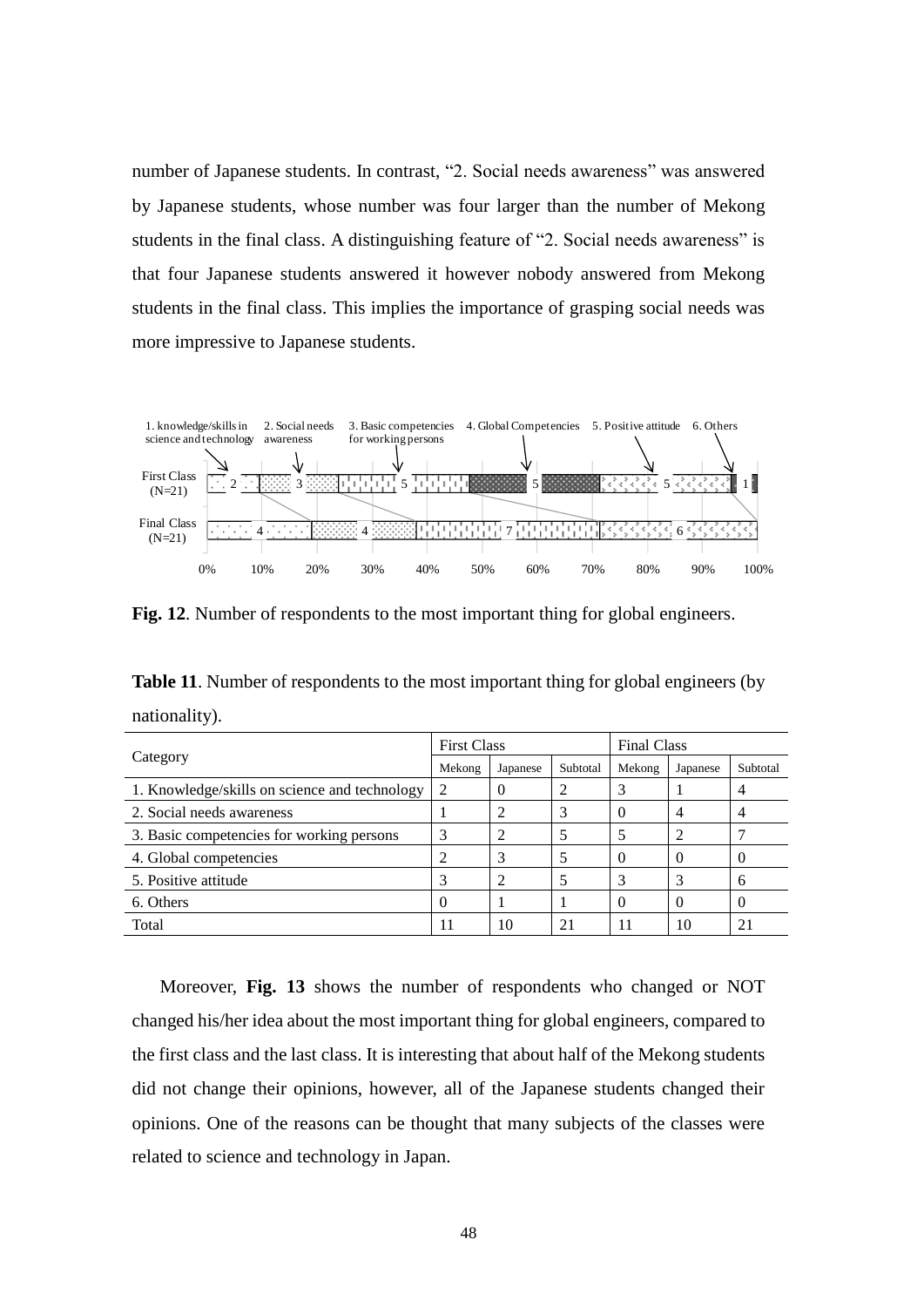number of Japanese students. In contrast, “2. Social needs awareness” was answered by Japanese students, whose number was four larger than the number of Mekong students in the final class. A distinguishing feature of “2. Social needs awareness” is that four Japanese students answered it however nobody answered from Mekong students in the final class. This implies the importance of grasping social needs was more impressive to Japanese students.

1. knowledge/skills in science and technology
2. Social needs awareness
3. Basic competencies for working persons
4. Global Competencies
5. Positive attitude
6. Others

First Class (N=21): 2, 3, 5, 5, 5, 1

Final Class (N=21): 4, 4, 7, 6

0% 10% 20% 30% 40% 50% 60% 70% 80% 90% 100%

**Fig. 12**. Number of respondents to the most important thing for global engineers.

**Table 11**. Number of respondents to the most important thing for global engineers (by nationality).

| Category | First Class | | | Final Class | | |
|---|---|---|---|---|---|---|
| | Mekong | Japanese | Subtotal | Mekong | Japanese | Subtotal |
| 1. Knowledge/skills on science and technology | 2 | 0 | 2 | 3 | 1 | 4 |
| 2. Social needs awareness | 1 | 2 | 3 | 0 | 4 | 4 |
| 3. Basic competencies for working persons | 3 | 2 | 5 | 5 | 2 | 7 |
| 4. Global competencies | 2 | 3 | 5 | 0 | 0 | 0 |
| 5. Positive attitude | 3 | 2 | 5 | 3 | 3 | 6 |
| 6. Others | 0 | 1 | 1 | 0 | 0 | 0 |
| Total | 11 | 10 | 21 | 11 | 10 | 21 |

Moreover, **Fig. 13** shows the number of respondents who changed or NOT changed his/her idea about the most important thing for global engineers, compared to the first class and the last class. It is interesting that about half of the Mekong students did not change their opinions, however, all of the Japanese students changed their opinions. One of the reasons can be thought that many subjects of the classes were related to science and technology in Japan.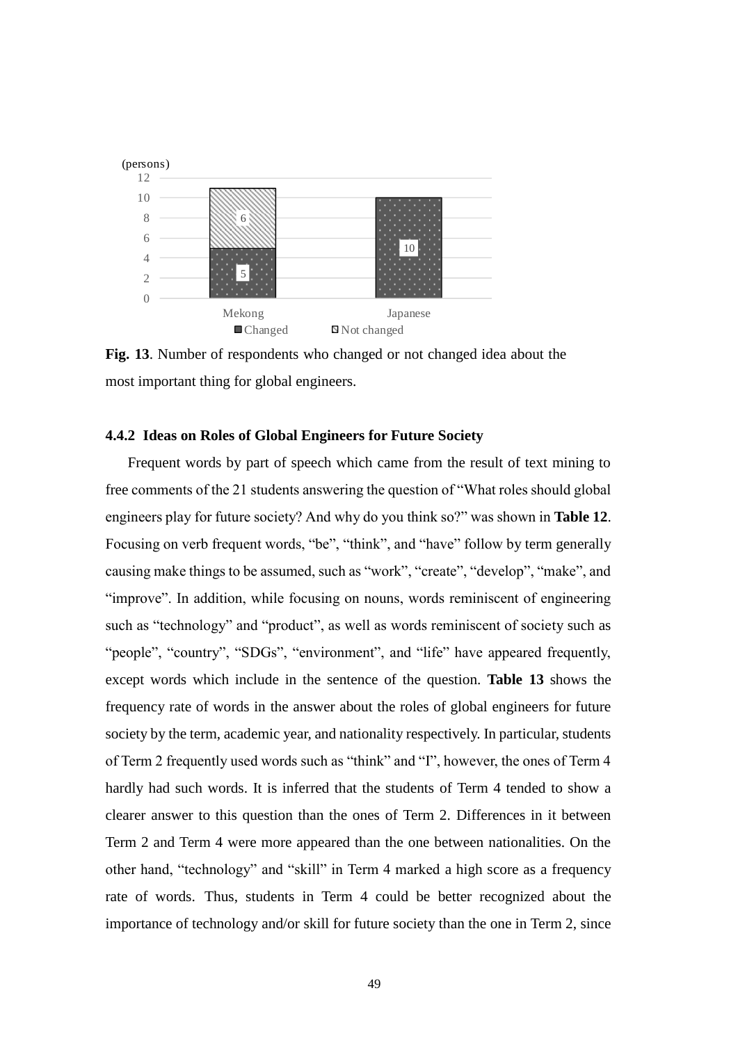(persons)
12
10
8
6
4
2
0
6
5
10
Mekong
Japanese
Changed
Not changed

**Fig. 13**. Number of respondents who changed or not changed idea about the most important thing for global engineers.

### 4.4.2 Ideas on Roles of Global Engineers for Future Society

Frequent words by part of speech which came from the result of text mining to free comments of the 21 students answering the question of "What roles should global engineers play for future society? And why do you think so?" was shown in **Table 12**. Focusing on verb frequent words, "be", "think", and "have" follow by term generally causing make things to be assumed, such as "work", "create", "develop", "make", and "improve". In addition, while focusing on nouns, words reminiscent of engineering such as "technology" and "product", as well as words reminiscent of society such as "people", "country", "SDGs", "environment", and "life" have appeared frequently, except words which include in the sentence of the question. **Table 13** shows the frequency rate of words in the answer about the roles of global engineers for future society by the term, academic year, and nationality respectively. In particular, students of Term 2 frequently used words such as "think" and "I", however, the ones of Term 4 hardly had such words. It is inferred that the students of Term 4 tended to show a clearer answer to this question than the ones of Term 2. Differences in it between Term 2 and Term 4 were more appeared than the one between nationalities. On the other hand, "technology" and "skill" in Term 4 marked a high score as a frequency rate of words. Thus, students in Term 4 could be better recognized about the importance of technology and/or skill for future society than the one in Term 2, since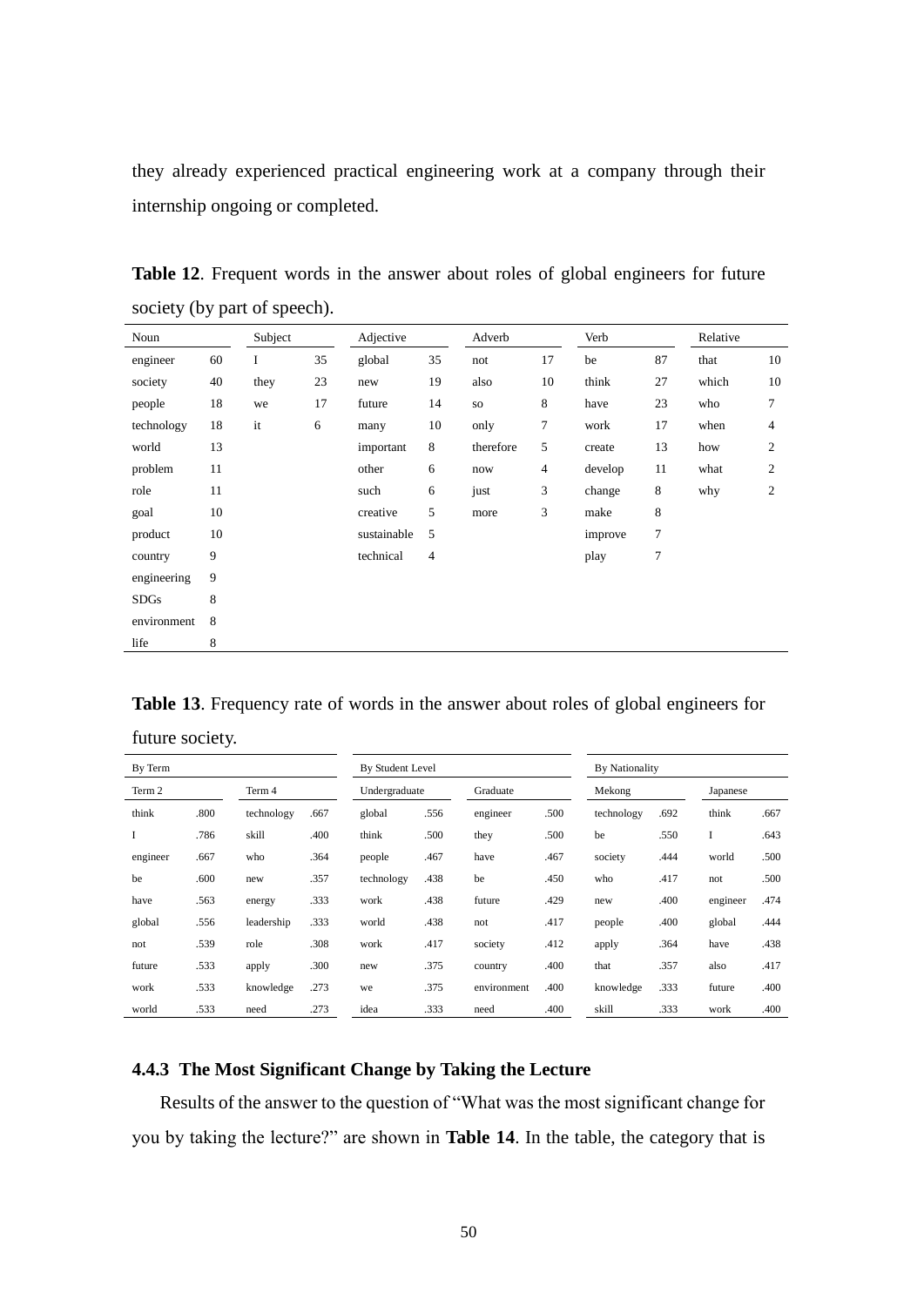they already experienced practical engineering work at a company through their internship ongoing or completed.

**Table 12**. Frequent words in the answer about roles of global engineers for future society (by part of speech).

| Noun | | Subject | | Adjective | | Adverb | | Verb | | Relative | |
|---|---|---|---|---|---|---|---|---|---|---|---|
| engineer | 60 | I | 35 | global | 35 | not | 17 | be | 87 | that | 10 |
| society | 40 | they | 23 | new | 19 | also | 10 | think | 27 | which | 10 |
| people | 18 | we | 17 | future | 14 | so | 8 | have | 23 | who | 7 |
| technology | 18 | it | 6 | many | 10 | only | 7 | work | 17 | when | 4 |
| world | 13 | | | important | 8 | therefore | 5 | create | 13 | how | 2 |
| problem | 11 | | | other | 6 | now | 4 | develop | 11 | what | 2 |
| role | 11 | | | such | 6 | just | 3 | change | 8 | why | 2 |
| goal | 10 | | | creative | 5 | more | 3 | make | 8 | | |
| product | 10 | | | sustainable | 5 | | | improve | 7 | | |
| country | 9 | | | technical | 4 | | | play | 7 | | |
| engineering | 9 | | | | | | | | | | |
| SDGs | 8 | | | | | | | | | | |
| environment | 8 | | | | | | | | | | |
| life | 8 | | | | | | | | | | |

**Table 13**. Frequency rate of words in the answer about roles of global engineers for future society.

| By Term | | | | By Student Level | | | | By Nationality | | | |
|---|---|---|---|---|---|---|---|---|---|---|---|
| Term 2 | | Term 4 | | Undergraduate | | Graduate | | Mekong | | Japanese | |
| think | .800 | technology | .667 | global | .556 | engineer | .500 | technology | .692 | think | .667 |
| I | .786 | skill | .400 | think | .500 | they | .500 | be | .550 | I | .643 |
| engineer | .667 | who | .364 | people | .467 | have | .467 | society | .444 | world | .500 |
| be | .600 | new | .357 | technology | .438 | be | .450 | who | .417 | not | .500 |
| have | .563 | energy | .333 | work | .438 | future | .429 | new | .400 | engineer | .474 |
| global | .556 | leadership | .333 | world | .438 | not | .417 | people | .400 | global | .444 |
| not | .539 | role | .308 | work | .417 | society | .412 | apply | .364 | have | .438 |
| future | .533 | apply | .300 | new | .375 | country | .400 | that | .357 | also | .417 |
| work | .533 | knowledge | .273 | we | .375 | environment | .400 | knowledge | .333 | future | .400 |
| world | .533 | need | .273 | idea | .333 | need | .400 | skill | .333 | work | .400 |

### 4.4.3 The Most Significant Change by Taking the Lecture

Results of the answer to the question of "What was the most significant change for you by taking the lecture?" are shown in **Table 14**. In the table, the category that is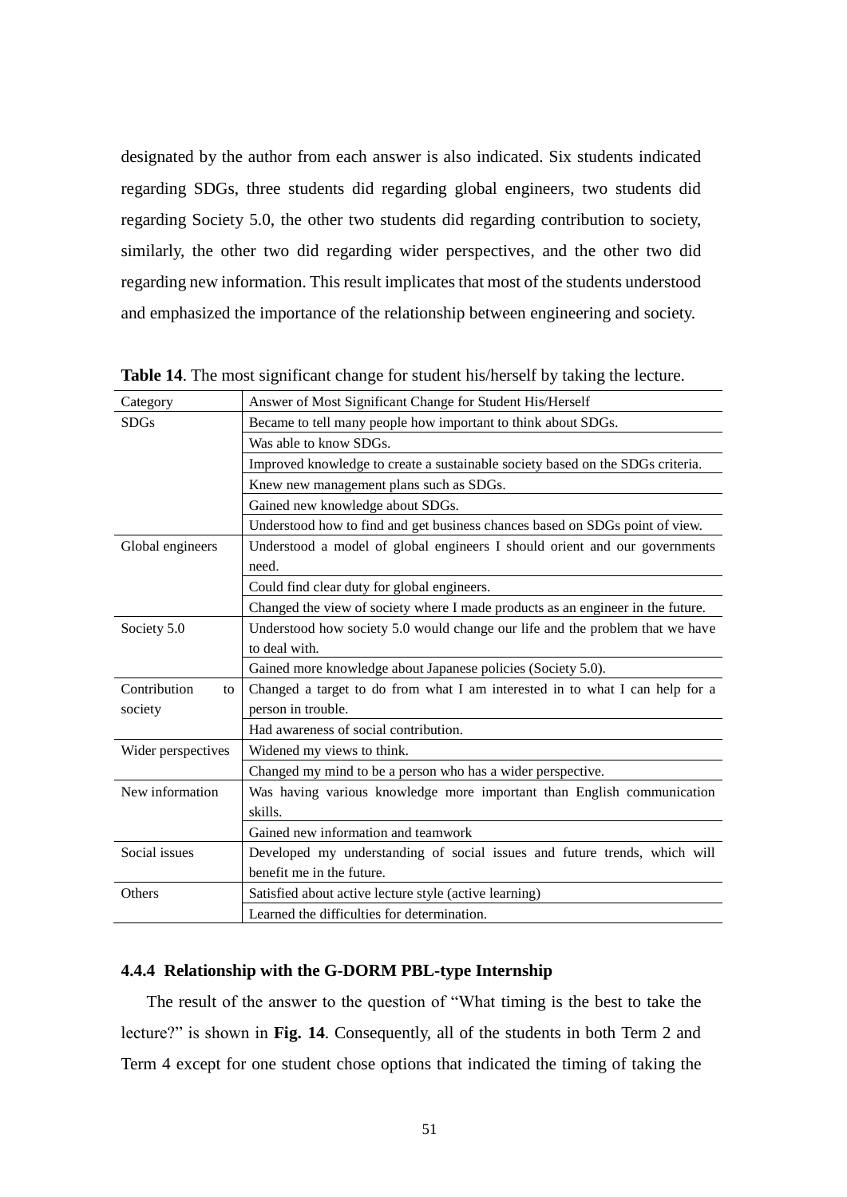designated by the author from each answer is also indicated. Six students indicated regarding SDGs, three students did regarding global engineers, two students did regarding Society 5.0, the other two students did regarding contribution to society, similarly, the other two did regarding wider perspectives, and the other two did regarding new information. This result implicates that most of the students understood and emphasized the importance of the relationship between engineering and society.

**Table 14**. The most significant change for student his/herself by taking the lecture.

| Category | Answer of Most Significant Change for Student His/Herself |
|---|---|
| SDGs | Became to tell many people how important to think about SDGs. |
| | Was able to know SDGs. |
| | Improved knowledge to create a sustainable society based on the SDGs criteria. |
| | Knew new management plans such as SDGs. |
| | Gained new knowledge about SDGs. |
| | Understood how to find and get business chances based on SDGs point of view. |
| Global engineers | Understood a model of global engineers I should orient and our governments need. |
| | Could find clear duty for global engineers. |
| | Changed the view of society where I made products as an engineer in the future. |
| Society 5.0 | Understood how society 5.0 would change our life and the problem that we have to deal with. |
| | Gained more knowledge about Japanese policies (Society 5.0). |
| Contribution to society | Changed a target to do from what I am interested in to what I can help for a person in trouble. |
| | Had awareness of social contribution. |
| Wider perspectives | Widened my views to think. |
| | Changed my mind to be a person who has a wider perspective. |
| New information | Was having various knowledge more important than English communication skills. |
| | Gained new information and teamwork |
| Social issues | Developed my understanding of social issues and future trends, which will benefit me in the future. |
| Others | Satisfied about active lecture style (active learning) |
| | Learned the difficulties for determination. |

#### 4.4.4 Relationship with the G-DORM PBL-type Internship

The result of the answer to the question of "What timing is the best to take the lecture?" is shown in **Fig. 14**. Consequently, all of the students in both Term 2 and Term 4 except for one student chose options that indicated the timing of taking the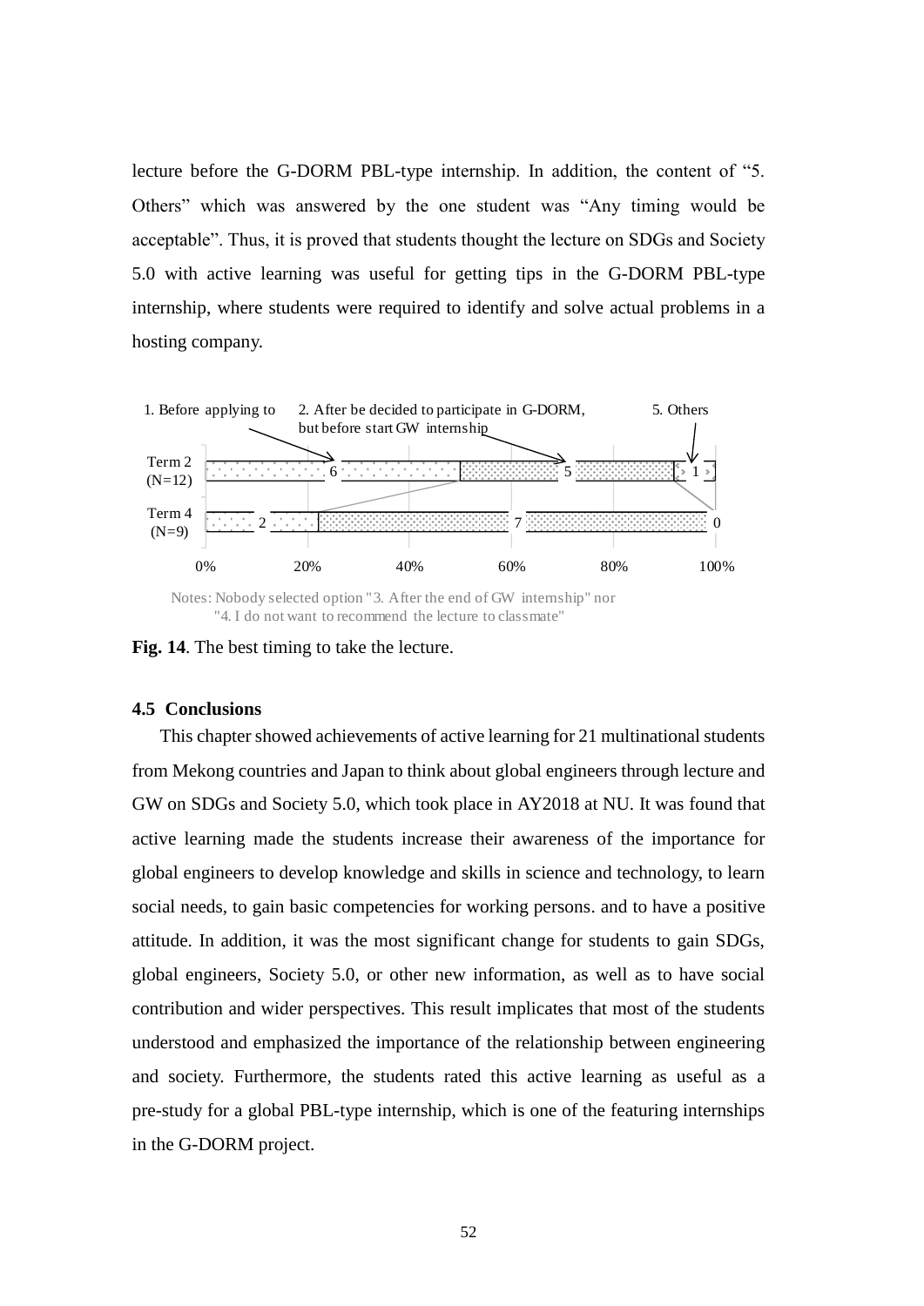lecture before the G-DORM PBL-type internship. In addition, the content of "5. Others" which was answered by the one student was "Any timing would be acceptable". Thus, it is proved that students thought the lecture on SDGs and Society 5.0 with active learning was useful for getting tips in the G-DORM PBL-type internship, where students were required to identify and solve actual problems in a hosting company.

1. Before applying to
2. After be decided to participate in G-DORM, but before start GW internship
5. Others

Term 2 (N=12)
6
5
1

Term 4 (N=9)
2
7
0

0%
20%
40%
60%
80%
100%

Notes: Nobody selected option "3. After the end of GW internship" nor "4. I do not want to recommend the lecture to classmate"

**Fig. 14**. The best timing to take the lecture.

### 4.5 Conclusions

This chapter showed achievements of active learning for 21 multinational students from Mekong countries and Japan to think about global engineers through lecture and GW on SDGs and Society 5.0, which took place in AY2018 at NU. It was found that active learning made the students increase their awareness of the importance for global engineers to develop knowledge and skills in science and technology, to learn social needs, to gain basic competencies for working persons. and to have a positive attitude. In addition, it was the most significant change for students to gain SDGs, global engineers, Society 5.0, or other new information, as well as to have social contribution and wider perspectives. This result implicates that most of the students understood and emphasized the importance of the relationship between engineering and society. Furthermore, the students rated this active learning as useful as a pre-study for a global PBL-type internship, which is one of the featuring internships in the G-DORM project.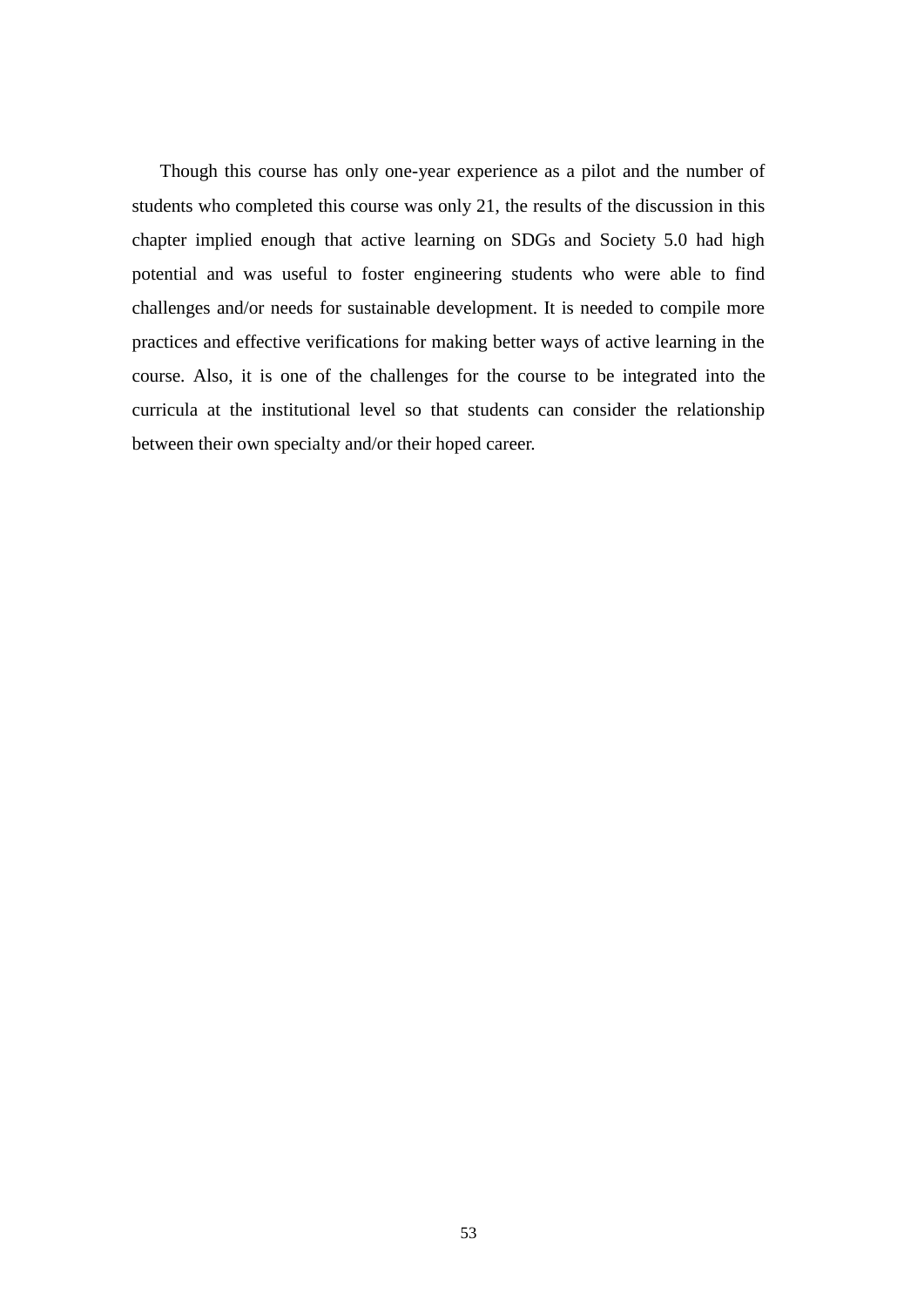Though this course has only one-year experience as a pilot and the number of students who completed this course was only 21, the results of the discussion in this chapter implied enough that active learning on SDGs and Society 5.0 had high potential and was useful to foster engineering students who were able to find challenges and/or needs for sustainable development. It is needed to compile more practices and effective verifications for making better ways of active learning in the course. Also, it is one of the challenges for the course to be integrated into the curricula at the institutional level so that students can consider the relationship between their own specialty and/or their hoped career.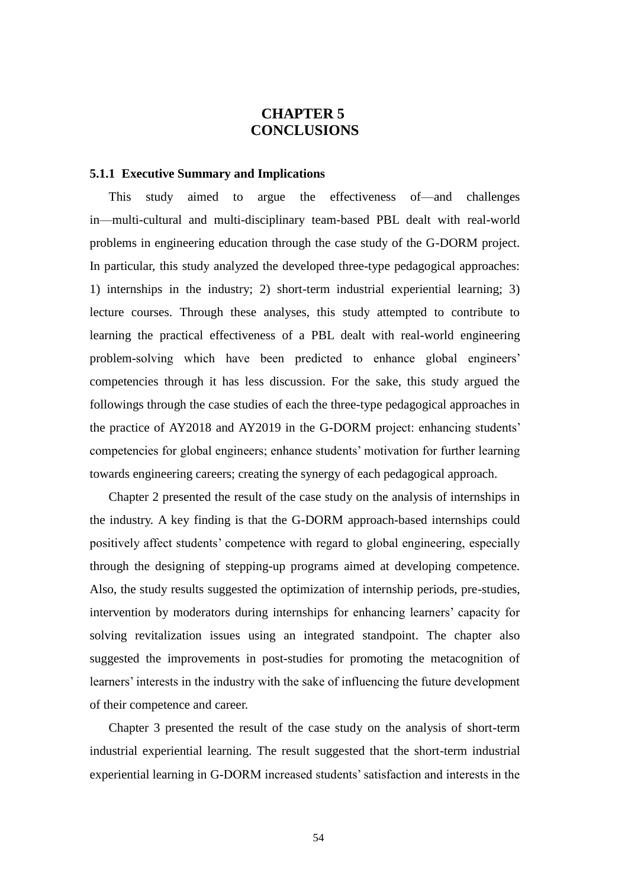# CHAPTER 5
# CONCLUSIONS

### 5.1.1 Executive Summary and Implications

This study aimed to argue the effectiveness of—and challenges in—multi-cultural and multi-disciplinary team-based PBL dealt with real-world problems in engineering education through the case study of the G-DORM project. In particular, this study analyzed the developed three-type pedagogical approaches: 1) internships in the industry; 2) short-term industrial experiential learning; 3) lecture courses. Through these analyses, this study attempted to contribute to learning the practical effectiveness of a PBL dealt with real-world engineering problem-solving which have been predicted to enhance global engineers' competencies through it has less discussion. For the sake, this study argued the followings through the case studies of each the three-type pedagogical approaches in the practice of AY2018 and AY2019 in the G-DORM project: enhancing students' competencies for global engineers; enhance students' motivation for further learning towards engineering careers; creating the synergy of each pedagogical approach.

Chapter 2 presented the result of the case study on the analysis of internships in the industry. A key finding is that the G-DORM approach-based internships could positively affect students' competence with regard to global engineering, especially through the designing of stepping-up programs aimed at developing competence. Also, the study results suggested the optimization of internship periods, pre-studies, intervention by moderators during internships for enhancing learners' capacity for solving revitalization issues using an integrated standpoint. The chapter also suggested the improvements in post-studies for promoting the metacognition of learners' interests in the industry with the sake of influencing the future development of their competence and career.

Chapter 3 presented the result of the case study on the analysis of short-term industrial experiential learning. The result suggested that the short-term industrial experiential learning in G-DORM increased students' satisfaction and interests in the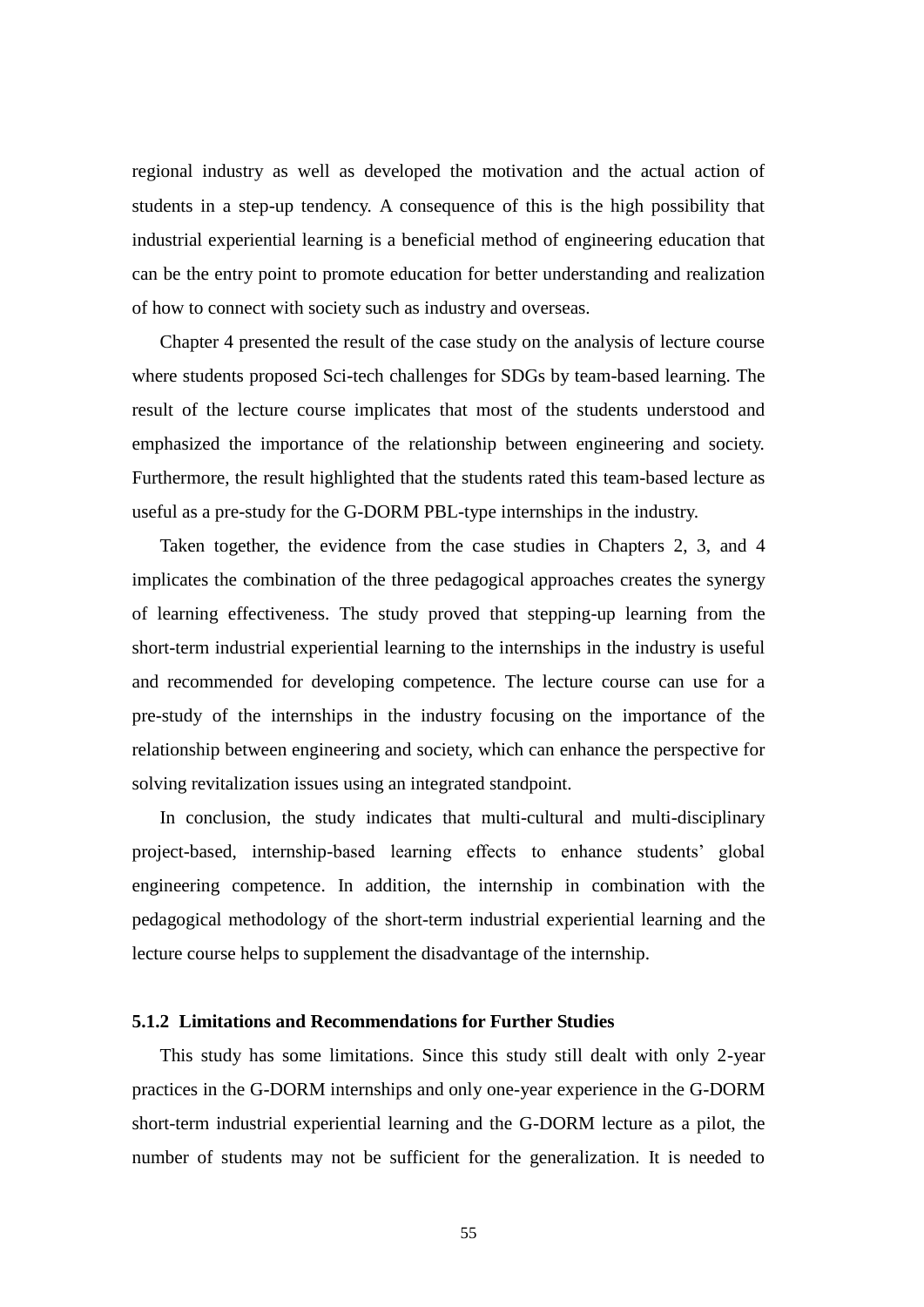regional industry as well as developed the motivation and the actual action of students in a step-up tendency. A consequence of this is the high possibility that industrial experiential learning is a beneficial method of engineering education that can be the entry point to promote education for better understanding and realization of how to connect with society such as industry and overseas.

Chapter 4 presented the result of the case study on the analysis of lecture course where students proposed Sci-tech challenges for SDGs by team-based learning. The result of the lecture course implicates that most of the students understood and emphasized the importance of the relationship between engineering and society. Furthermore, the result highlighted that the students rated this team-based lecture as useful as a pre-study for the G-DORM PBL-type internships in the industry.

Taken together, the evidence from the case studies in Chapters 2, 3, and 4 implicates the combination of the three pedagogical approaches creates the synergy of learning effectiveness. The study proved that stepping-up learning from the short-term industrial experiential learning to the internships in the industry is useful and recommended for developing competence. The lecture course can use for a pre-study of the internships in the industry focusing on the importance of the relationship between engineering and society, which can enhance the perspective for solving revitalization issues using an integrated standpoint.

In conclusion, the study indicates that multi-cultural and multi-disciplinary project-based, internship-based learning effects to enhance students' global engineering competence. In addition, the internship in combination with the pedagogical methodology of the short-term industrial experiential learning and the lecture course helps to supplement the disadvantage of the internship.

### 5.1.2 Limitations and Recommendations for Further Studies

This study has some limitations. Since this study still dealt with only 2-year practices in the G-DORM internships and only one-year experience in the G-DORM short-term industrial experiential learning and the G-DORM lecture as a pilot, the number of students may not be sufficient for the generalization. It is needed to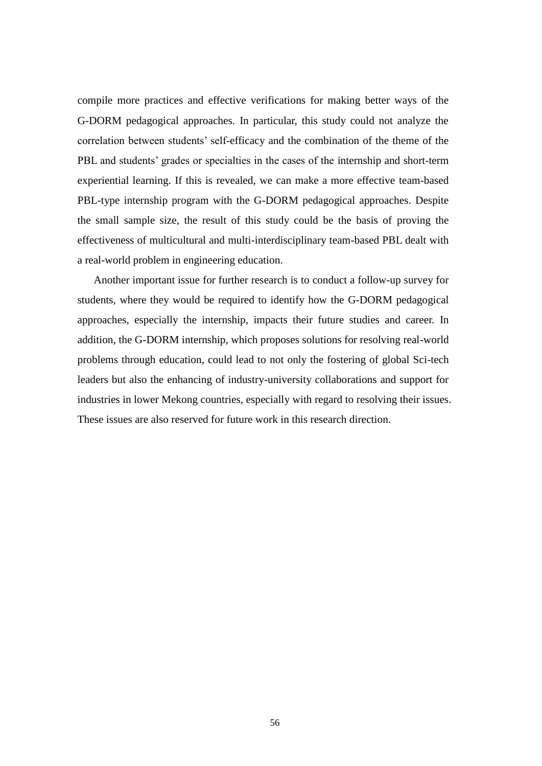compile more practices and effective verifications for making better ways of the G-DORM pedagogical approaches. In particular, this study could not analyze the correlation between students' self-efficacy and the combination of the theme of the PBL and students' grades or specialties in the cases of the internship and short-term experiential learning. If this is revealed, we can make a more effective team-based PBL-type internship program with the G-DORM pedagogical approaches. Despite the small sample size, the result of this study could be the basis of proving the effectiveness of multicultural and multi-interdisciplinary team-based PBL dealt with a real-world problem in engineering education.

Another important issue for further research is to conduct a follow-up survey for students, where they would be required to identify how the G-DORM pedagogical approaches, especially the internship, impacts their future studies and career. In addition, the G-DORM internship, which proposes solutions for resolving real-world problems through education, could lead to not only the fostering of global Sci-tech leaders but also the enhancing of industry-university collaborations and support for industries in lower Mekong countries, especially with regard to resolving their issues. These issues are also reserved for future work in this research direction.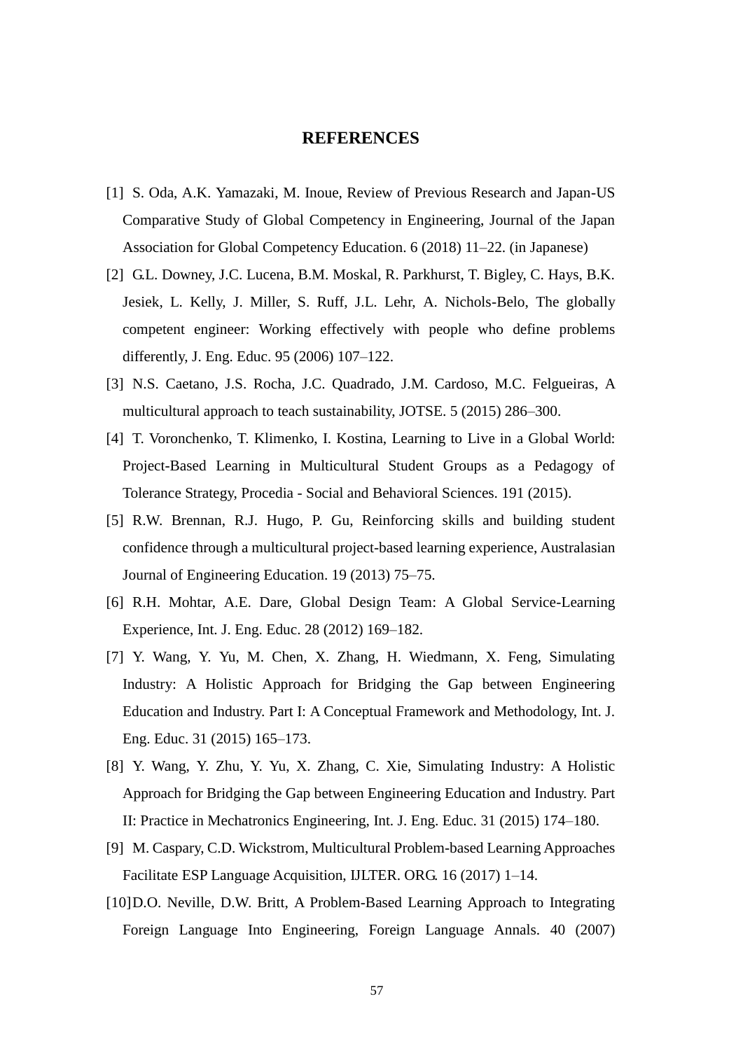# REFERENCES

[1] S. Oda, A.K. Yamazaki, M. Inoue, Review of Previous Research and Japan-US Comparative Study of Global Competency in Engineering, Journal of the Japan Association for Global Competency Education. 6 (2018) 11–22. (in Japanese)

[2] G.L. Downey, J.C. Lucena, B.M. Moskal, R. Parkhurst, T. Bigley, C. Hays, B.K. Jesiek, L. Kelly, J. Miller, S. Ruff, J.L. Lehr, A. Nichols-Belo, The globally competent engineer: Working effectively with people who define problems differently, J. Eng. Educ. 95 (2006) 107–122.

[3] N.S. Caetano, J.S. Rocha, J.C. Quadrado, J.M. Cardoso, M.C. Felgueiras, A multicultural approach to teach sustainability, JOTSE. 5 (2015) 286–300.

[4] T. Voronchenko, T. Klimenko, I. Kostina, Learning to Live in a Global World: Project-Based Learning in Multicultural Student Groups as a Pedagogy of Tolerance Strategy, Procedia - Social and Behavioral Sciences. 191 (2015).

[5] R.W. Brennan, R.J. Hugo, P. Gu, Reinforcing skills and building student confidence through a multicultural project-based learning experience, Australasian Journal of Engineering Education. 19 (2013) 75–75.

[6] R.H. Mohtar, A.E. Dare, Global Design Team: A Global Service-Learning Experience, Int. J. Eng. Educ. 28 (2012) 169–182.

[7] Y. Wang, Y. Yu, M. Chen, X. Zhang, H. Wiedmann, X. Feng, Simulating Industry: A Holistic Approach for Bridging the Gap between Engineering Education and Industry. Part I: A Conceptual Framework and Methodology, Int. J. Eng. Educ. 31 (2015) 165–173.

[8] Y. Wang, Y. Zhu, Y. Yu, X. Zhang, C. Xie, Simulating Industry: A Holistic Approach for Bridging the Gap between Engineering Education and Industry. Part II: Practice in Mechatronics Engineering, Int. J. Eng. Educ. 31 (2015) 174–180.

[9] M. Caspary, C.D. Wickstrom, Multicultural Problem-based Learning Approaches Facilitate ESP Language Acquisition, IJLTER. ORG. 16 (2017) 1–14.

[10] D.O. Neville, D.W. Britt, A Problem-Based Learning Approach to Integrating Foreign Language Into Engineering, Foreign Language Annals. 40 (2007)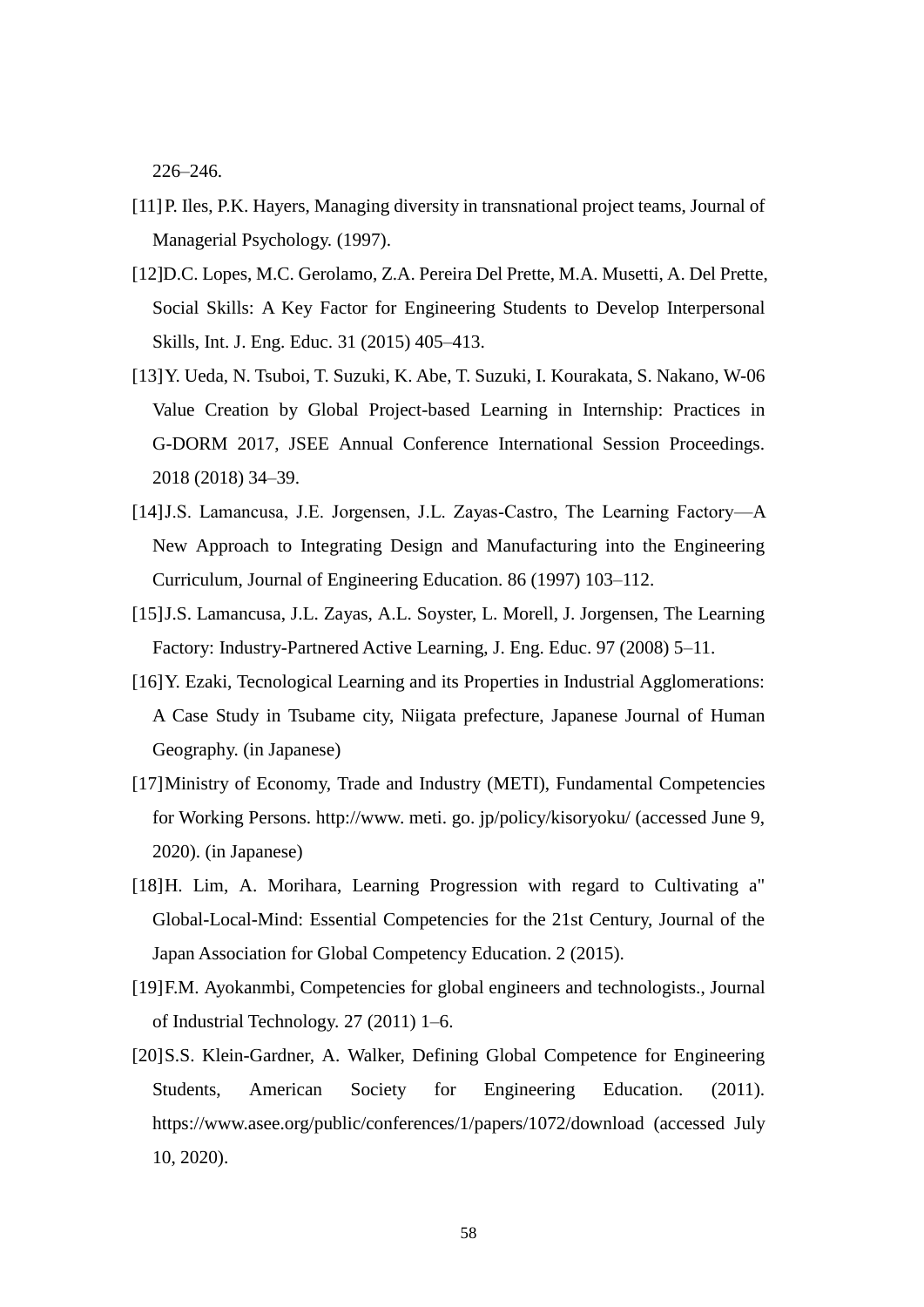226–246.

[11] P. Iles, P.K. Hayers, Managing diversity in transnational project teams, Journal of Managerial Psychology. (1997).

[12] D.C. Lopes, M.C. Gerolamo, Z.A. Pereira Del Prette, M.A. Musetti, A. Del Prette, Social Skills: A Key Factor for Engineering Students to Develop Interpersonal Skills, Int. J. Eng. Educ. 31 (2015) 405–413.

[13] Y. Ueda, N. Tsuboi, T. Suzuki, K. Abe, T. Suzuki, I. Kourakata, S. Nakano, W-06 Value Creation by Global Project-based Learning in Internship: Practices in G-DORM 2017, JSEE Annual Conference International Session Proceedings. 2018 (2018) 34–39.

[14] J.S. Lamancusa, J.E. Jorgensen, J.L. Zayas-Castro, The Learning Factory—A New Approach to Integrating Design and Manufacturing into the Engineering Curriculum, Journal of Engineering Education. 86 (1997) 103–112.

[15] J.S. Lamancusa, J.L. Zayas, A.L. Soyster, L. Morell, J. Jorgensen, The Learning Factory: Industry-Partnered Active Learning, J. Eng. Educ. 97 (2008) 5–11.

[16] Y. Ezaki, Tecnological Learning and its Properties in Industrial Agglomerations: A Case Study in Tsubame city, Niigata prefecture, Japanese Journal of Human Geography. (in Japanese)

[17] Ministry of Economy, Trade and Industry (METI), Fundamental Competencies for Working Persons. http://www. meti. go. jp/policy/kisoryoku/ (accessed June 9, 2020). (in Japanese)

[18] H. Lim, A. Morihara, Learning Progression with regard to Cultivating a" Global-Local-Mind: Essential Competencies for the 21st Century, Journal of the Japan Association for Global Competency Education. 2 (2015).

[19] F.M. Ayokanmbi, Competencies for global engineers and technologists., Journal of Industrial Technology. 27 (2011) 1–6.

[20] S.S. Klein-Gardner, A. Walker, Defining Global Competence for Engineering Students, American Society for Engineering Education. (2011). https://www.asee.org/public/conferences/1/papers/1072/download (accessed July 10, 2020).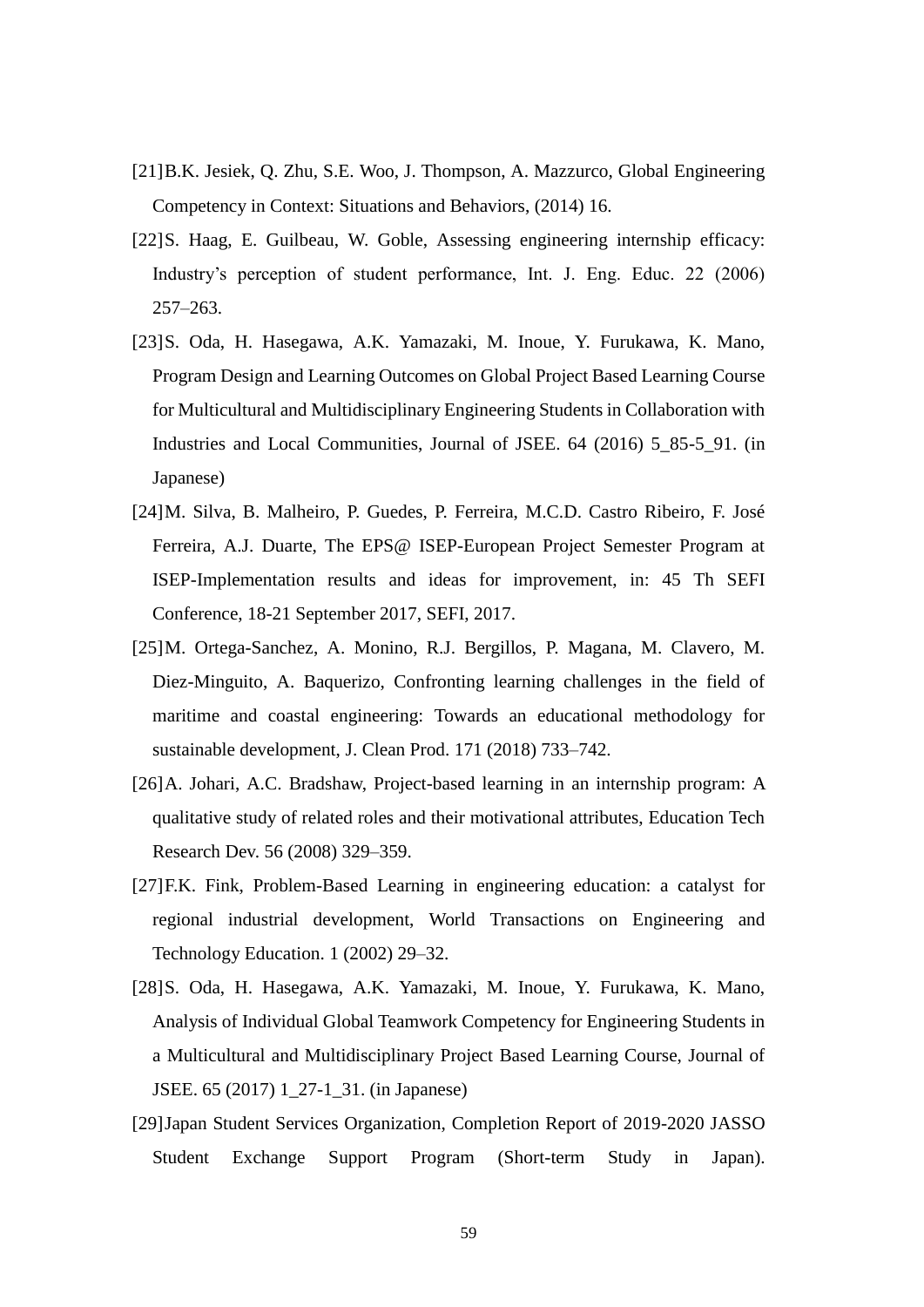[21] B.K. Jesiek, Q. Zhu, S.E. Woo, J. Thompson, A. Mazzurco, Global Engineering Competency in Context: Situations and Behaviors, (2014) 16.

[22] S. Haag, E. Guilbeau, W. Goble, Assessing engineering internship efficacy: Industry's perception of student performance, Int. J. Eng. Educ. 22 (2006) 257–263.

[23] S. Oda, H. Hasegawa, A.K. Yamazaki, M. Inoue, Y. Furukawa, K. Mano, Program Design and Learning Outcomes on Global Project Based Learning Course for Multicultural and Multidisciplinary Engineering Students in Collaboration with Industries and Local Communities, Journal of JSEE. 64 (2016) 5_85-5_91. (in Japanese)

[24] M. Silva, B. Malheiro, P. Guedes, P. Ferreira, M.C.D. Castro Ribeiro, F. José Ferreira, A.J. Duarte, The EPS@ ISEP-European Project Semester Program at ISEP-Implementation results and ideas for improvement, in: 45 Th SEFI Conference, 18-21 September 2017, SEFI, 2017.

[25] M. Ortega-Sanchez, A. Monino, R.J. Bergillos, P. Magana, M. Clavero, M. Diez-Minguito, A. Baquerizo, Confronting learning challenges in the field of maritime and coastal engineering: Towards an educational methodology for sustainable development, J. Clean Prod. 171 (2018) 733–742.

[26] A. Johari, A.C. Bradshaw, Project-based learning in an internship program: A qualitative study of related roles and their motivational attributes, Education Tech Research Dev. 56 (2008) 329–359.

[27] F.K. Fink, Problem-Based Learning in engineering education: a catalyst for regional industrial development, World Transactions on Engineering and Technology Education. 1 (2002) 29–32.

[28] S. Oda, H. Hasegawa, A.K. Yamazaki, M. Inoue, Y. Furukawa, K. Mano, Analysis of Individual Global Teamwork Competency for Engineering Students in a Multicultural and Multidisciplinary Project Based Learning Course, Journal of JSEE. 65 (2017) 1_27-1_31. (in Japanese)

[29] Japan Student Services Organization, Completion Report of 2019-2020 JASSO Student Exchange Support Program (Short-term Study in Japan).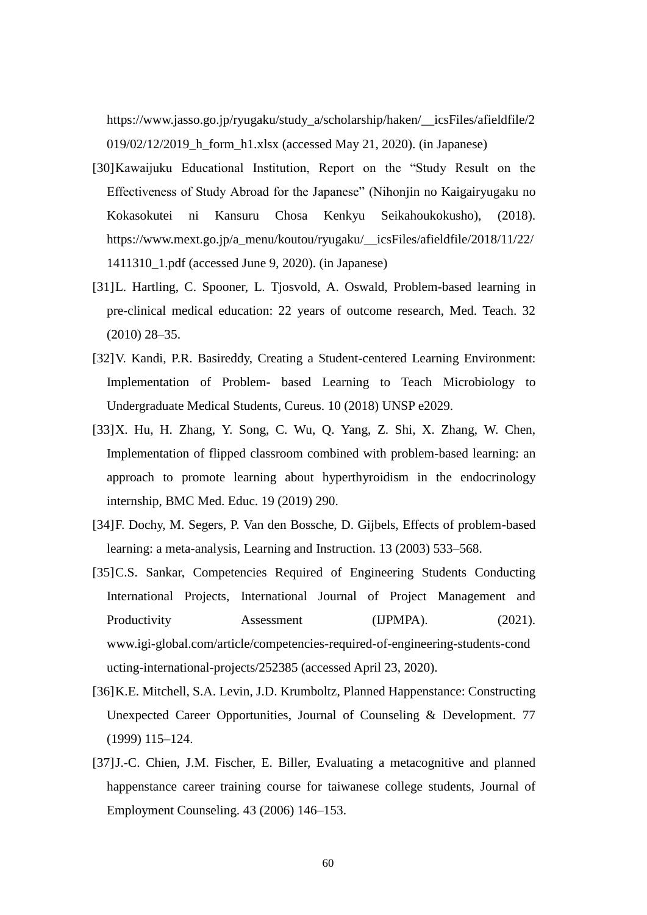https://www.jasso.go.jp/ryugaku/study_a/scholarship/haken/__icsFiles/afieldfile/2019/02/12/2019_h_form_h1.xlsx (accessed May 21, 2020). (in Japanese)

[30] Kawaijuku Educational Institution, Report on the "Study Result on the Effectiveness of Study Abroad for the Japanese" (Nihonjin no Kaigairyugaku no Kokasokutei ni Kansuru Chosa Kenkyu Seikahoukokusho), (2018). https://www.mext.go.jp/a_menu/koutou/ryugaku/__icsFiles/afieldfile/2018/11/22/1411310_1.pdf (accessed June 9, 2020). (in Japanese)

[31] L. Hartling, C. Spooner, L. Tjosvold, A. Oswald, Problem-based learning in pre-clinical medical education: 22 years of outcome research, Med. Teach. 32 (2010) 28–35.

[32] V. Kandi, P.R. Basireddy, Creating a Student-centered Learning Environment: Implementation of Problem- based Learning to Teach Microbiology to Undergraduate Medical Students, Cureus. 10 (2018) UNSP e2029.

[33] X. Hu, H. Zhang, Y. Song, C. Wu, Q. Yang, Z. Shi, X. Zhang, W. Chen, Implementation of flipped classroom combined with problem-based learning: an approach to promote learning about hyperthyroidism in the endocrinology internship, BMC Med. Educ. 19 (2019) 290.

[34] F. Dochy, M. Segers, P. Van den Bossche, D. Gijbels, Effects of problem-based learning: a meta-analysis, Learning and Instruction. 13 (2003) 533–568.

[35] C.S. Sankar, Competencies Required of Engineering Students Conducting International Projects, International Journal of Project Management and Productivity Assessment (IJPMPA). (2021). www.igi-global.com/article/competencies-required-of-engineering-students-conducting-international-projects/252385 (accessed April 23, 2020).

[36] K.E. Mitchell, S.A. Levin, J.D. Krumboltz, Planned Happenstance: Constructing Unexpected Career Opportunities, Journal of Counseling & Development. 77 (1999) 115–124.

[37] J.-C. Chien, J.M. Fischer, E. Biller, Evaluating a metacognitive and planned happenstance career training course for taiwanese college students, Journal of Employment Counseling. 43 (2006) 146–153.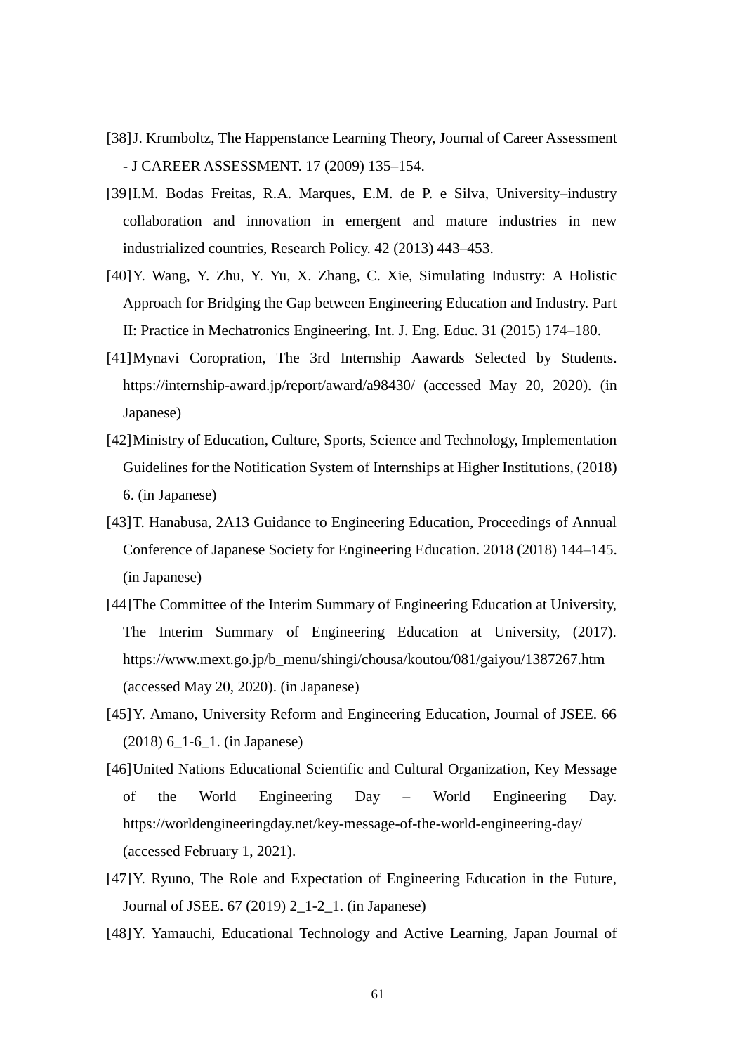[38] J. Krumboltz, The Happenstance Learning Theory, Journal of Career Assessment - J CAREER ASSESSMENT. 17 (2009) 135–154.

[39] I.M. Bodas Freitas, R.A. Marques, E.M. de P. e Silva, University–industry collaboration and innovation in emergent and mature industries in new industrialized countries, Research Policy. 42 (2013) 443–453.

[40] Y. Wang, Y. Zhu, Y. Yu, X. Zhang, C. Xie, Simulating Industry: A Holistic Approach for Bridging the Gap between Engineering Education and Industry. Part II: Practice in Mechatronics Engineering, Int. J. Eng. Educ. 31 (2015) 174–180.

[41] Mynavi Coropration, The 3rd Internship Aawards Selected by Students. https://internship-award.jp/report/award/a98430/ (accessed May 20, 2020). (in Japanese)

[42] Ministry of Education, Culture, Sports, Science and Technology, Implementation Guidelines for the Notification System of Internships at Higher Institutions, (2018) 6. (in Japanese)

[43] T. Hanabusa, 2A13 Guidance to Engineering Education, Proceedings of Annual Conference of Japanese Society for Engineering Education. 2018 (2018) 144–145. (in Japanese)

[44] The Committee of the Interim Summary of Engineering Education at University, The Interim Summary of Engineering Education at University, (2017). https://www.mext.go.jp/b_menu/shingi/chousa/koutou/081/gaiyou/1387267.htm (accessed May 20, 2020). (in Japanese)

[45] Y. Amano, University Reform and Engineering Education, Journal of JSEE. 66 (2018) 6_1-6_1. (in Japanese)

[46] United Nations Educational Scientific and Cultural Organization, Key Message of the World Engineering Day – World Engineering Day. https://worldengineeringday.net/key-message-of-the-world-engineering-day/ (accessed February 1, 2021).

[47] Y. Ryuno, The Role and Expectation of Engineering Education in the Future, Journal of JSEE. 67 (2019) 2_1-2_1. (in Japanese)

[48] Y. Yamauchi, Educational Technology and Active Learning, Japan Journal of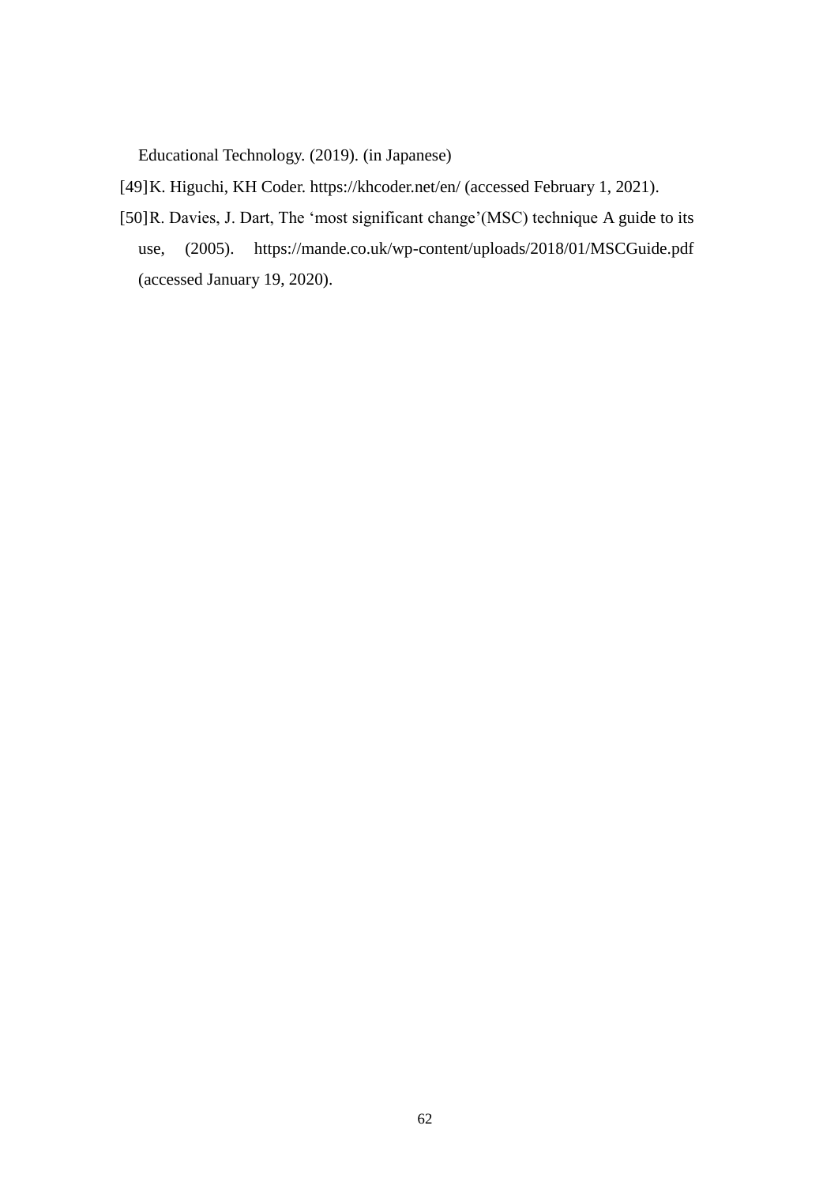Educational Technology. (2019). (in Japanese)

[49] K. Higuchi, KH Coder. https://khcoder.net/en/ (accessed February 1, 2021).

[50] R. Davies, J. Dart, The 'most significant change'(MSC) technique A guide to its use, (2005). https://mande.co.uk/wp-content/uploads/2018/01/MSCGuide.pdf (accessed January 19, 2020).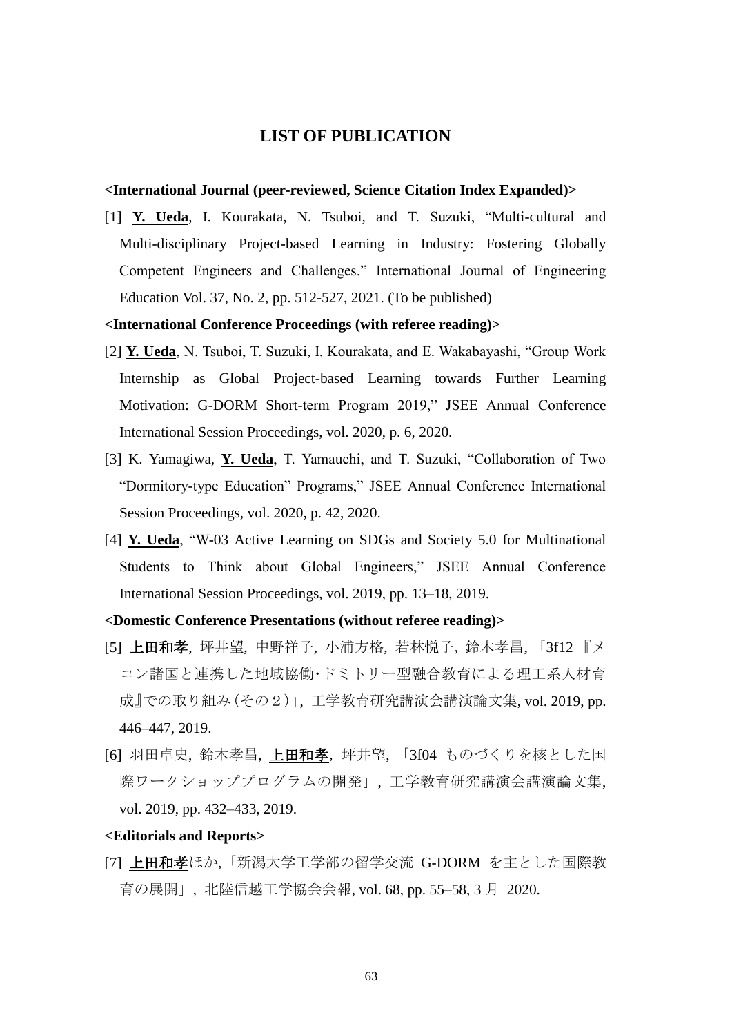# LIST OF PUBLICATION

**<International Journal (peer-reviewed, Science Citation Index Expanded)>**

[1] **<u>Y. Ueda</u>**, I. Kourakata, N. Tsuboi, and T. Suzuki, “Multi-cultural and Multi-disciplinary Project-based Learning in Industry: Fostering Globally Competent Engineers and Challenges.” International Journal of Engineering Education Vol. 37, No. 2, pp. 512-527, 2021. (To be published)

**<International Conference Proceedings (with referee reading)>**

[2] **<u>Y. Ueda</u>**, N. Tsuboi, T. Suzuki, I. Kourakata, and E. Wakabayashi, “Group Work Internship as Global Project-based Learning towards Further Learning Motivation: G-DORM Short-term Program 2019,” JSEE Annual Conference International Session Proceedings, vol. 2020, p. 6, 2020.

[3] K. Yamagiwa, **<u>Y. Ueda</u>**, T. Yamauchi, and T. Suzuki, “Collaboration of Two “Dormitory-type Education” Programs,” JSEE Annual Conference International Session Proceedings, vol. 2020, p. 42, 2020.

[4] **<u>Y. Ueda</u>**, “W-03 Active Learning on SDGs and Society 5.0 for Multinational Students to Think about Global Engineers,” JSEE Annual Conference International Session Proceedings, vol. 2019, pp. 13–18, 2019.

**<Domestic Conference Presentations (without referee reading)>**

[5] **<u>上田和孝</u>**, 坪井望, 中野祥子, 小浦方格, 若林悦子, 鈴木孝昌, 「3f12 『メコン諸国と連携した地域協働･ドミトリー型融合教育による理工系人材育成』での取り組み（その２）」, 工学教育研究講演会講演論文集, vol. 2019, pp. 446–447, 2019.

[6] 羽田卓史, 鈴木孝昌, **<u>上田和孝</u>**, 坪井望, 「3f04 ものづくりを核とした国際ワークショッププログラムの開発」, 工学教育研究講演会講演論文集, vol. 2019, pp. 432–433, 2019.

**<Editorials and Reports>**

[7] **<u>上田和孝</u>**ほか, 「新潟大学工学部の留学交流 G-DORM を主とした国際教育の展開」, 北陸信越工学協会会報, vol. 68, pp. 55–58, 3 月 2020.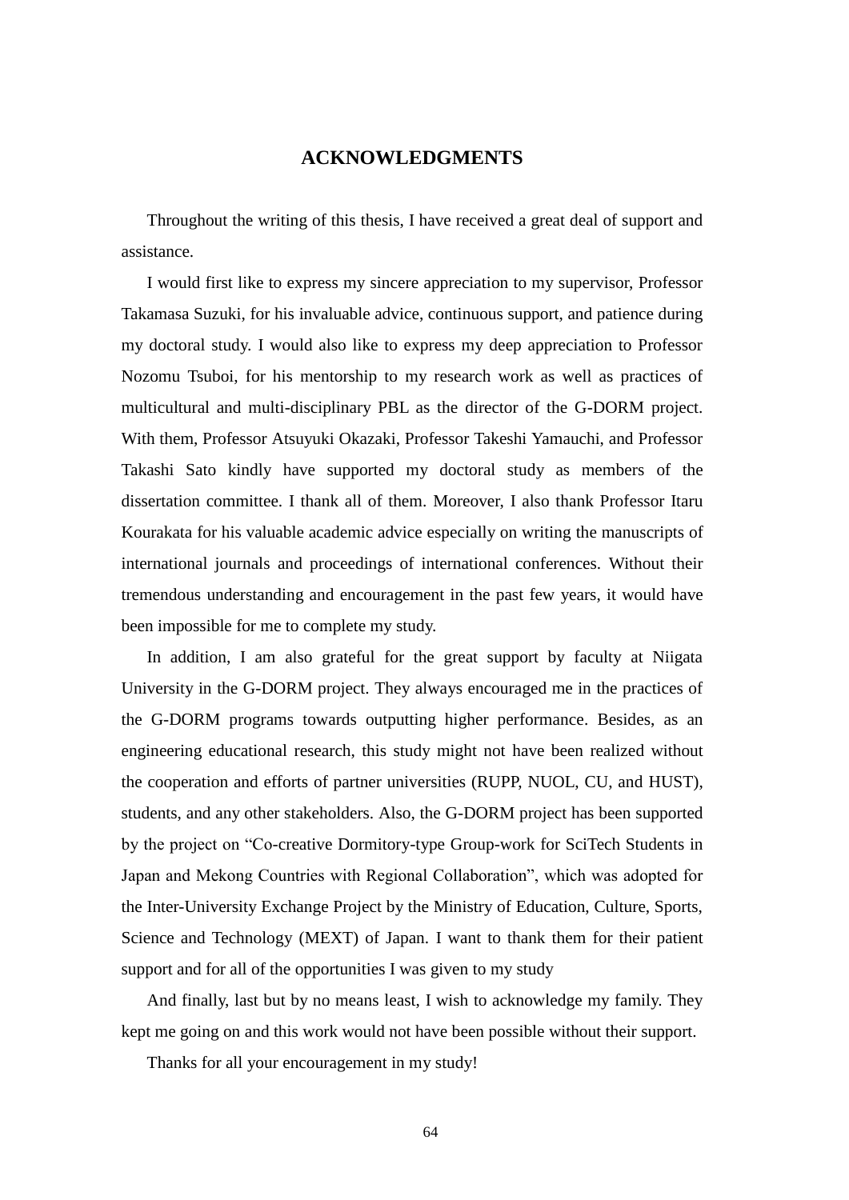# ACKNOWLEDGMENTS

Throughout the writing of this thesis, I have received a great deal of support and assistance.

I would first like to express my sincere appreciation to my supervisor, Professor Takamasa Suzuki, for his invaluable advice, continuous support, and patience during my doctoral study. I would also like to express my deep appreciation to Professor Nozomu Tsuboi, for his mentorship to my research work as well as practices of multicultural and multi-disciplinary PBL as the director of the G-DORM project. With them, Professor Atsuyuki Okazaki, Professor Takeshi Yamauchi, and Professor Takashi Sato kindly have supported my doctoral study as members of the dissertation committee. I thank all of them. Moreover, I also thank Professor Itaru Kourakata for his valuable academic advice especially on writing the manuscripts of international journals and proceedings of international conferences. Without their tremendous understanding and encouragement in the past few years, it would have been impossible for me to complete my study.

In addition, I am also grateful for the great support by faculty at Niigata University in the G-DORM project. They always encouraged me in the practices of the G-DORM programs towards outputting higher performance. Besides, as an engineering educational research, this study might not have been realized without the cooperation and efforts of partner universities (RUPP, NUOL, CU, and HUST), students, and any other stakeholders. Also, the G-DORM project has been supported by the project on "Co-creative Dormitory-type Group-work for SciTech Students in Japan and Mekong Countries with Regional Collaboration", which was adopted for the Inter-University Exchange Project by the Ministry of Education, Culture, Sports, Science and Technology (MEXT) of Japan. I want to thank them for their patient support and for all of the opportunities I was given to my study

And finally, last but by no means least, I wish to acknowledge my family. They kept me going on and this work would not have been possible without their support.

Thanks for all your encouragement in my study!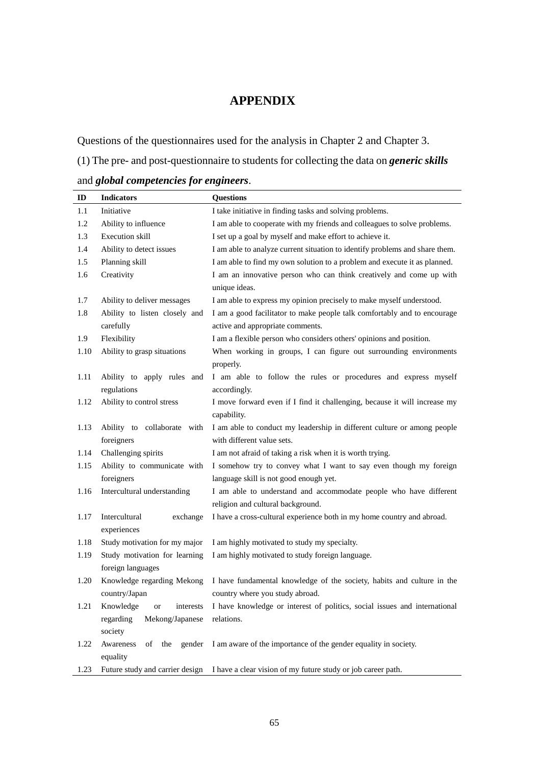# APPENDIX

Questions of the questionnaires used for the analysis in Chapter 2 and Chapter 3.

(1) The pre- and post-questionnaire to students for collecting the data on ***generic skills*** and ***global competencies for engineers***.

| ID | Indicators | Questions |
|---|---|---|
| 1.1 | Initiative | I take initiative in finding tasks and solving problems. |
| 1.2 | Ability to influence | I am able to cooperate with my friends and colleagues to solve problems. |
| 1.3 | Execution skill | I set up a goal by myself and make effort to achieve it. |
| 1.4 | Ability to detect issues | I am able to analyze current situation to identify problems and share them. |
| 1.5 | Planning skill | I am able to find my own solution to a problem and execute it as planned. |
| 1.6 | Creativity | I am an innovative person who can think creatively and come up with unique ideas. |
| 1.7 | Ability to deliver messages | I am able to express my opinion precisely to make myself understood. |
| 1.8 | Ability to listen closely and carefully | I am a good facilitator to make people talk comfortably and to encourage active and appropriate comments. |
| 1.9 | Flexibility | I am a flexible person who considers others' opinions and position. |
| 1.10 | Ability to grasp situations | When working in groups, I can figure out surrounding environments properly. |
| 1.11 | Ability to apply rules and regulations | I am able to follow the rules or procedures and express myself accordingly. |
| 1.12 | Ability to control stress | I move forward even if I find it challenging, because it will increase my capability. |
| 1.13 | Ability to collaborate with foreigners | I am able to conduct my leadership in different culture or among people with different value sets. |
| 1.14 | Challenging spirits | I am not afraid of taking a risk when it is worth trying. |
| 1.15 | Ability to communicate with foreigners | I somehow try to convey what I want to say even though my foreign language skill is not good enough yet. |
| 1.16 | Intercultural understanding | I am able to understand and accommodate people who have different religion and cultural background. |
| 1.17 | Intercultural exchange experiences | I have a cross-cultural experience both in my home country and abroad. |
| 1.18 | Study motivation for my major | I am highly motivated to study my specialty. |
| 1.19 | Study motivation for learning foreign languages | I am highly motivated to study foreign language. |
| 1.20 | Knowledge regarding Mekong country/Japan | I have fundamental knowledge of the society, habits and culture in the country where you study abroad. |
| 1.21 | Knowledge or interests regarding Mekong/Japanese society | I have knowledge or interest of politics, social issues and international relations. |
| 1.22 | Awareness of the gender equality | I am aware of the importance of the gender equality in society. |
| 1.23 | Future study and carrier design | I have a clear vision of my future study or job career path. |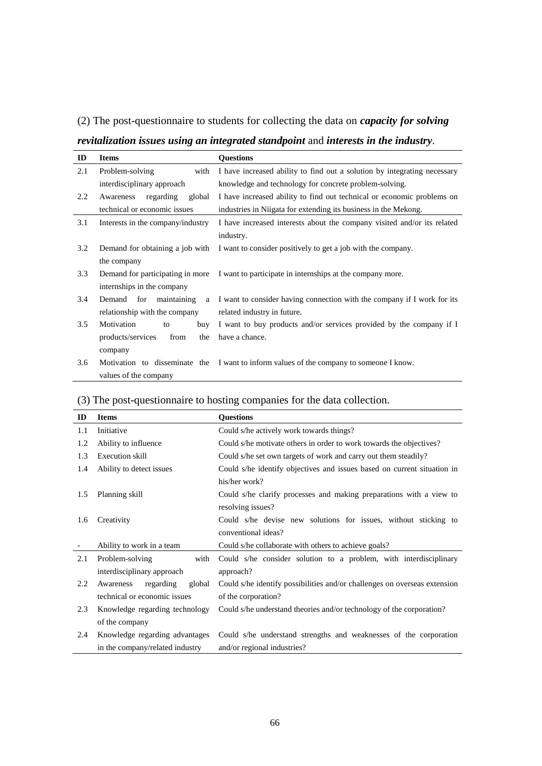(2) The post-questionnaire to students for collecting the data on ***capacity for solving revitalization issues using an integrated standpoint*** and ***interests in the industry***.

| ID | Items | Questions |
|---|---|---|
| 2.1 | Problem-solving with interdisciplinary approach | I have increased ability to find out a solution by integrating necessary knowledge and technology for concrete problem-solving. |
| 2.2 | Awareness regarding global technical or economic issues | I have increased ability to find out technical or economic problems on industries in Niigata for extending its business in the Mekong. |
| 3.1 | Interests in the company/industry | I have increased interests about the company visited and/or its related industry. |
| 3.2 | Demand for obtaining a job with the company | I want to consider positively to get a job with the company. |
| 3.3 | Demand for participating in more internships in the company | I want to participate in internships at the company more. |
| 3.4 | Demand for maintaining a relationship with the company | I want to consider having connection with the company if I work for its related industry in future. |
| 3.5 | Motivation to buy products/services from the company | I want to buy products and/or services provided by the company if I have a chance. |
| 3.6 | Motivation to disseminate the values of the company | I want to inform values of the company to someone I know. |

(3) The post-questionnaire to hosting companies for the data collection.

| ID | Items | Questions |
|---|---|---|
| 1.1 | Initiative | Could s/he actively work towards things? |
| 1.2 | Ability to influence | Could s/he motivate others in order to work towards the objectives? |
| 1.3 | Execution skill | Could s/he set own targets of work and carry out them steadily? |
| 1.4 | Ability to detect issues | Could s/he identify objectives and issues based on current situation in his/her work? |
| 1.5 | Planning skill | Could s/he clarify processes and making preparations with a view to resolving issues? |
| 1.6 | Creativity | Could s/he devise new solutions for issues, without sticking to conventional ideas? |
| - | Ability to work in a team | Could s/he collaborate with others to achieve goals? |
| 2.1 | Problem-solving with interdisciplinary approach | Could s/he consider solution to a problem, with interdisciplinary approach? |
| 2.2 | Awareness regarding global technical or economic issues | Could s/he identify possibilities and/or challenges on overseas extension of the corporation? |
| 2.3 | Knowledge regarding technology of the company | Could s/he understand theories and/or technology of the corporation? |
| 2.4 | Knowledge regarding advantages in the company/related industry | Could s/he understand strengths and weaknesses of the corporation and/or regional industries? |